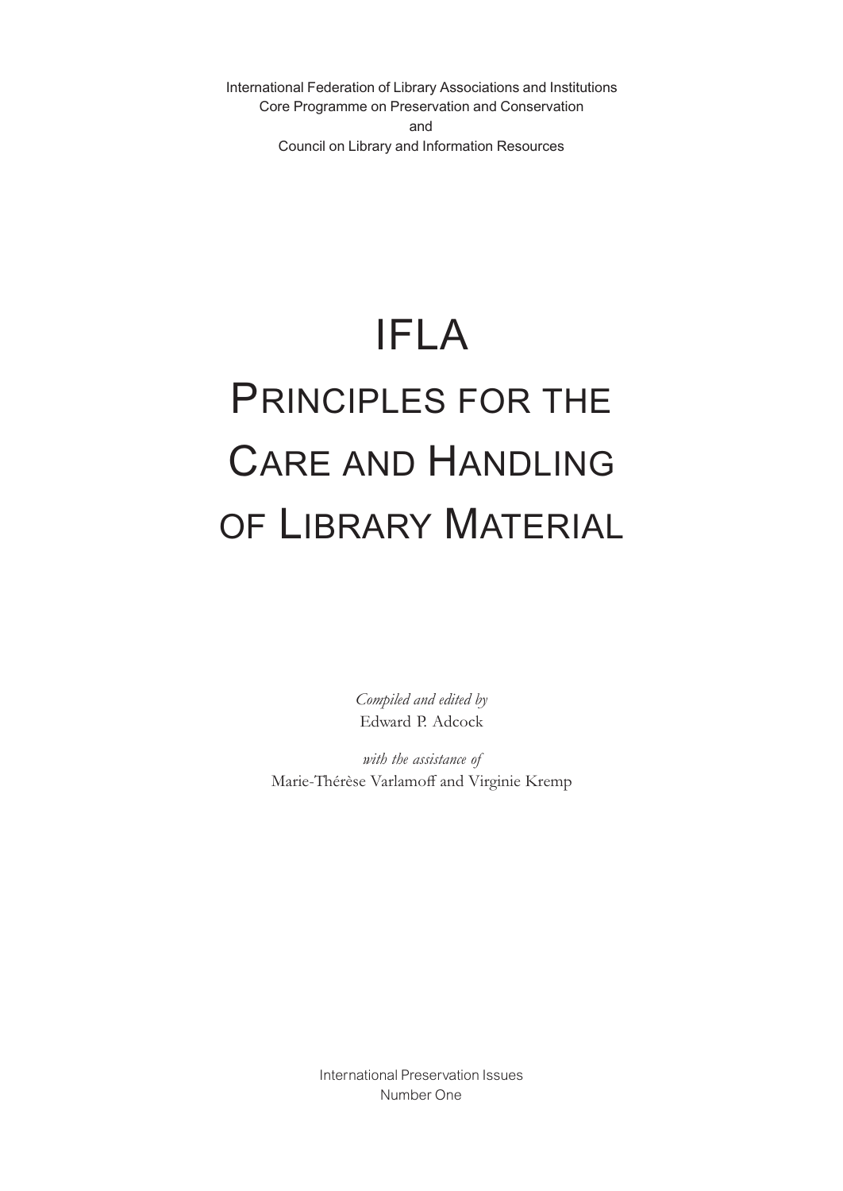International Federation of Library Associations and Institutions
Core Programme on Preservation and Conservation
and
Council on Library and Information Resources

# IFLA
# Principles for the Care and Handling of Library Material

*Compiled and edited by*
Edward P. Adcock

*with the assistance of*
Marie-Thérèse Varlamoff and Virginie Kremp

International Preservation Issues
Number One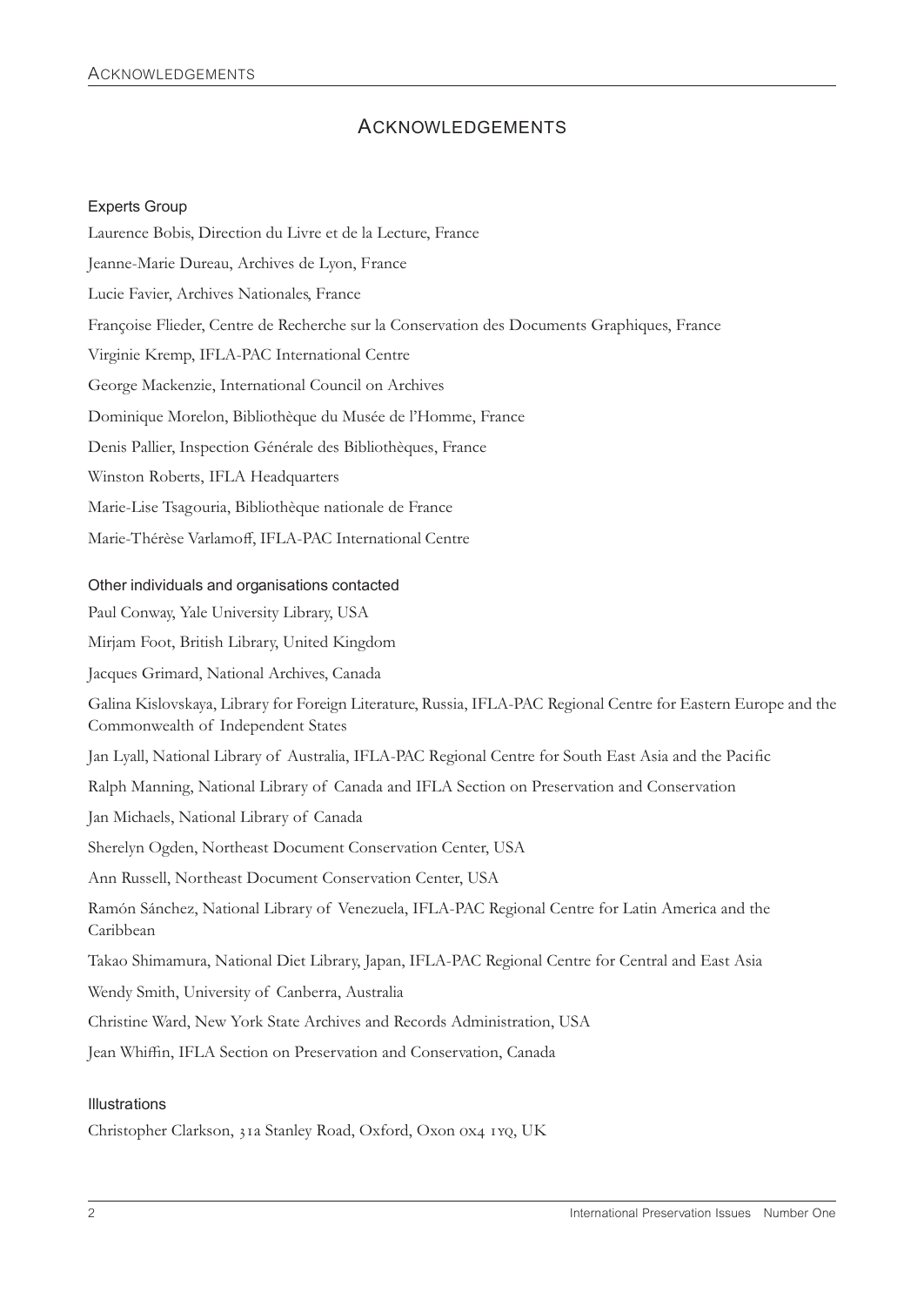# Acknowledgements

### Experts Group

Laurence Bobis, Direction du Livre et de la Lecture, France

Jeanne-Marie Dureau, Archives de Lyon, France

Lucie Favier, Archives Nationales, France

Françoise Flieder, Centre de Recherche sur la Conservation des Documents Graphiques, France

Virginie Kremp, IFLA-PAC International Centre

George Mackenzie, International Council on Archives

Dominique Morelon, Bibliothèque du Musée de l'Homme, France

Denis Pallier, Inspection Générale des Bibliothèques, France

Winston Roberts, IFLA Headquarters

Marie-Lise Tsagouria, Bibliothèque nationale de France

Marie-Thérèse Varlamoff, IFLA-PAC International Centre

### Other individuals and organisations contacted

Paul Conway, Yale University Library, USA

Mirjam Foot, British Library, United Kingdom

Jacques Grimard, National Archives, Canada

Galina Kislovskaya, Library for Foreign Literature, Russia, IFLA-PAC Regional Centre for Eastern Europe and the Commonwealth of Independent States

Jan Lyall, National Library of Australia, IFLA-PAC Regional Centre for South East Asia and the Pacific

Ralph Manning, National Library of Canada and IFLA Section on Preservation and Conservation

Jan Michaels, National Library of Canada

Sherelyn Ogden, Northeast Document Conservation Center, USA

Ann Russell, Northeast Document Conservation Center, USA

Ramón Sánchez, National Library of Venezuela, IFLA-PAC Regional Centre for Latin America and the Caribbean

Takao Shimamura, National Diet Library, Japan, IFLA-PAC Regional Centre for Central and East Asia

Wendy Smith, University of Canberra, Australia

Christine Ward, New York State Archives and Records Administration, USA

Jean Whiffin, IFLA Section on Preservation and Conservation, Canada

### Illustrations

Christopher Clarkson, 31a Stanley Road, Oxford, Oxon OX4 1YQ, UK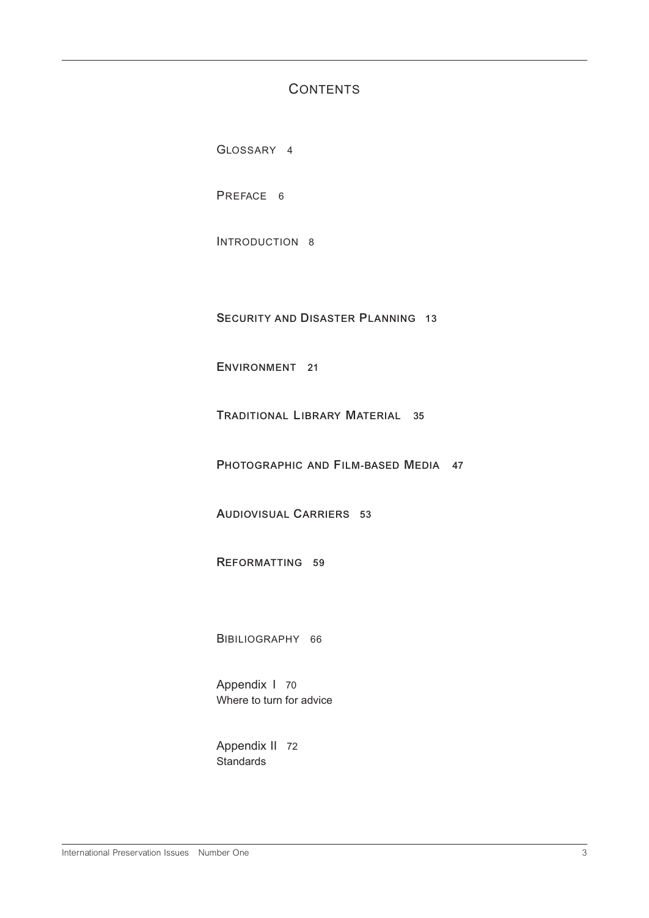# Contents

Glossary 4

Preface 6

Introduction 8

**Security and Disaster Planning 13**

**Environment 21**

**Traditional Library Material 35**

**Photographic and Film-based Media 47**

**Audiovisual Carriers 53**

**Reformatting 59**

Bibiliography 66

Appendix I 70
Where to turn for advice

Appendix II 72
Standards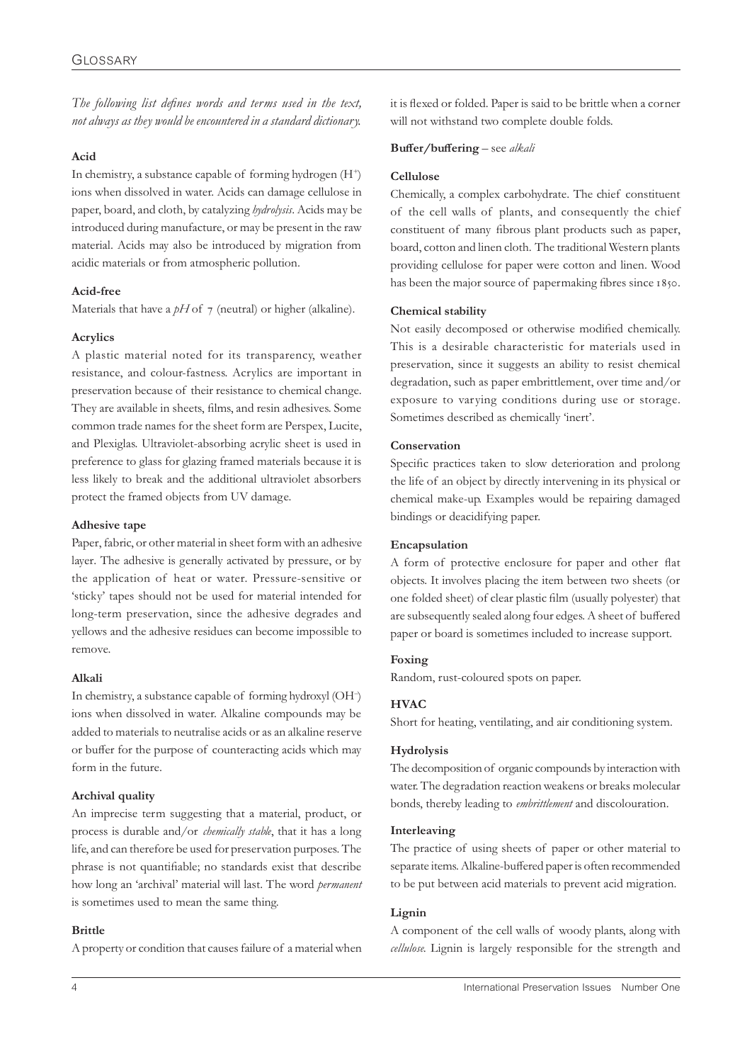# Glossary

*The following list defines words and terms used in the text, not always as they would be encountered in a standard dictionary.*

**Acid**

In chemistry, a substance capable of forming hydrogen ($H^+$) ions when dissolved in water. Acids can damage cellulose in paper, board, and cloth, by catalyzing *hydrolysis*. Acids may be introduced during manufacture, or may be present in the raw material. Acids may also be introduced by migration from acidic materials or from atmospheric pollution.

**Acid-free**

Materials that have a *pH* of 7 (neutral) or higher (alkaline).

**Acrylics**

A plastic material noted for its transparency, weather resistance, and colour-fastness. Acrylics are important in preservation because of their resistance to chemical change. They are available in sheets, films, and resin adhesives. Some common trade names for the sheet form are Perspex, Lucite, and Plexiglas. Ultraviolet-absorbing acrylic sheet is used in preference to glass for glazing framed materials because it is less likely to break and the additional ultraviolet absorbers protect the framed objects from UV damage.

**Adhesive tape**

Paper, fabric, or other material in sheet form with an adhesive layer. The adhesive is generally activated by pressure, or by the application of heat or water. Pressure-sensitive or 'sticky' tapes should not be used for material intended for long-term preservation, since the adhesive degrades and yellows and the adhesive residues can become impossible to remove.

**Alkali**

In chemistry, a substance capable of forming hydroxyl ($OH^-$) ions when dissolved in water. Alkaline compounds may be added to materials to neutralise acids or as an alkaline reserve or buffer for the purpose of counteracting acids which may form in the future.

**Archival quality**

An imprecise term suggesting that a material, product, or process is durable and/or *chemically stable*, that it has a long life, and can therefore be used for preservation purposes. The phrase is not quantifiable; no standards exist that describe how long an 'archival' material will last. The word *permanent* is sometimes used to mean the same thing.

**Brittle**

A property or condition that causes failure of a material when it is flexed or folded. Paper is said to be brittle when a corner will not withstand two complete double folds.

**Buffer/buffering** – see *alkali*

**Cellulose**

Chemically, a complex carbohydrate. The chief constituent of the cell walls of plants, and consequently the chief constituent of many fibrous plant products such as paper, board, cotton and linen cloth. The traditional Western plants providing cellulose for paper were cotton and linen. Wood has been the major source of papermaking fibres since 1850.

**Chemical stability**

Not easily decomposed or otherwise modified chemically. This is a desirable characteristic for materials used in preservation, since it suggests an ability to resist chemical degradation, such as paper embrittlement, over time and/or exposure to varying conditions during use or storage. Sometimes described as chemically 'inert'.

**Conservation**

Specific practices taken to slow deterioration and prolong the life of an object by directly intervening in its physical or chemical make-up. Examples would be repairing damaged bindings or deacidifying paper.

**Encapsulation**

A form of protective enclosure for paper and other flat objects. It involves placing the item between two sheets (or one folded sheet) of clear plastic film (usually polyester) that are subsequently sealed along four edges. A sheet of buffered paper or board is sometimes included to increase support.

**Foxing**

Random, rust-coloured spots on paper.

**HVAC**

Short for heating, ventilating, and air conditioning system.

**Hydrolysis**

The decomposition of organic compounds by interaction with water. The degradation reaction weakens or breaks molecular bonds, thereby leading to *embrittlement* and discolouration.

**Interleaving**

The practice of using sheets of paper or other material to separate items. Alkaline-buffered paper is often recommended to be put between acid materials to prevent acid migration.

**Lignin**

A component of the cell walls of woody plants, along with *cellulose*. Lignin is largely responsible for the strength and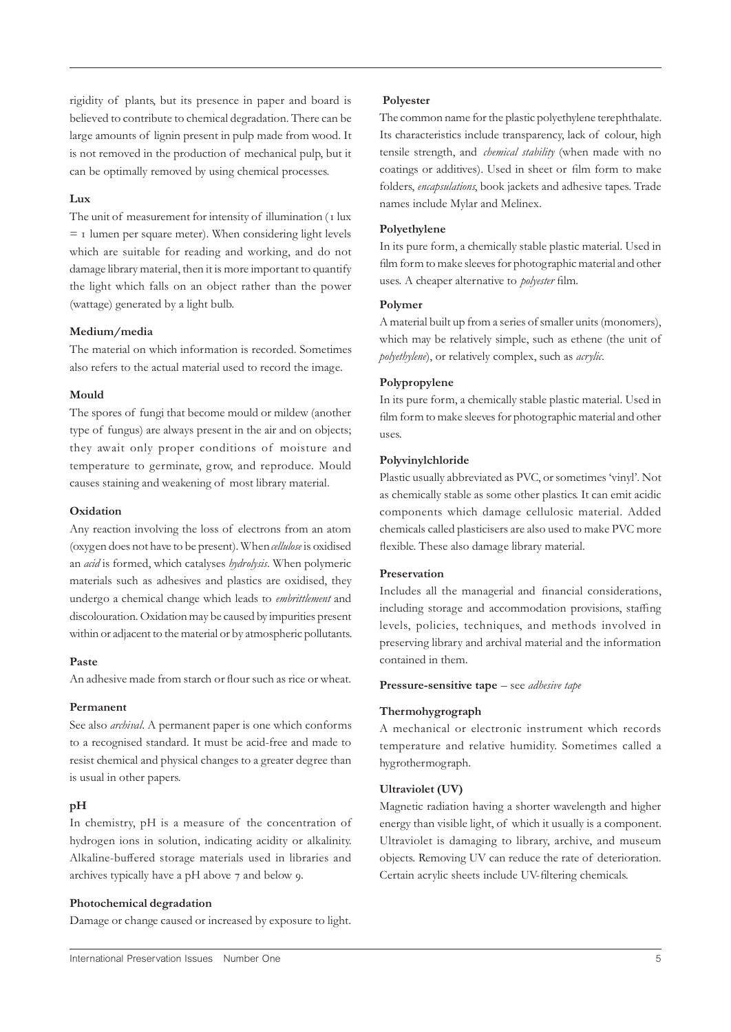rigidity of plants, but its presence in paper and board is believed to contribute to chemical degradation. There can be large amounts of lignin present in pulp made from wood. It is not removed in the production of mechanical pulp, but it can be optimally removed by using chemical processes.

**Lux**

The unit of measurement for intensity of illumination (1 lux = 1 lumen per square meter). When considering light levels which are suitable for reading and working, and do not damage library material, then it is more important to quantify the light which falls on an object rather than the power (wattage) generated by a light bulb.

**Medium/media**

The material on which information is recorded. Sometimes also refers to the actual material used to record the image.

**Mould**

The spores of fungi that become mould or mildew (another type of fungus) are always present in the air and on objects; they await only proper conditions of moisture and temperature to germinate, grow, and reproduce. Mould causes staining and weakening of most library material.

**Oxidation**

Any reaction involving the loss of electrons from an atom (oxygen does not have to be present). When *cellulose* is oxidised an *acid* is formed, which catalyses *hydrolysis*. When polymeric materials such as adhesives and plastics are oxidised, they undergo a chemical change which leads to *embrittlement* and discolouration. Oxidation may be caused by impurities present within or adjacent to the material or by atmospheric pollutants.

**Paste**

An adhesive made from starch or flour such as rice or wheat.

**Permanent**

See also *archival*. A permanent paper is one which conforms to a recognised standard. It must be acid-free and made to resist chemical and physical changes to a greater degree than is usual in other papers.

**pH**

In chemistry, pH is a measure of the concentration of hydrogen ions in solution, indicating acidity or alkalinity. Alkaline-buffered storage materials used in libraries and archives typically have a pH above 7 and below 9.

**Photochemical degradation**

Damage or change caused or increased by exposure to light.

**Polyester**

The common name for the plastic polyethylene terephthalate. Its characteristics include transparency, lack of colour, high tensile strength, and *chemical stability* (when made with no coatings or additives). Used in sheet or film form to make folders, *encapsulations*, book jackets and adhesive tapes. Trade names include Mylar and Melinex.

**Polyethylene**

In its pure form, a chemically stable plastic material. Used in film form to make sleeves for photographic material and other uses. A cheaper alternative to *polyester* film.

**Polymer**

A material built up from a series of smaller units (monomers), which may be relatively simple, such as ethene (the unit of *polyethylene*), or relatively complex, such as *acrylic*.

**Polypropylene**

In its pure form, a chemically stable plastic material. Used in film form to make sleeves for photographic material and other uses.

**Polyvinylchloride**

Plastic usually abbreviated as PVC, or sometimes 'vinyl'. Not as chemically stable as some other plastics. It can emit acidic components which damage cellulosic material. Added chemicals called plasticisers are also used to make PVC more flexible. These also damage library material.

**Preservation**

Includes all the managerial and financial considerations, including storage and accommodation provisions, staffing levels, policies, techniques, and methods involved in preserving library and archival material and the information contained in them.

**Pressure-sensitive tape** – see *adhesive tape*

**Thermohygrograph**

A mechanical or electronic instrument which records temperature and relative humidity. Sometimes called a hygrothermograph.

**Ultraviolet (UV)**

Magnetic radiation having a shorter wavelength and higher energy than visible light, of which it usually is a component. Ultraviolet is damaging to library, archive, and museum objects. Removing UV can reduce the rate of deterioration. Certain acrylic sheets include UV-filtering chemicals.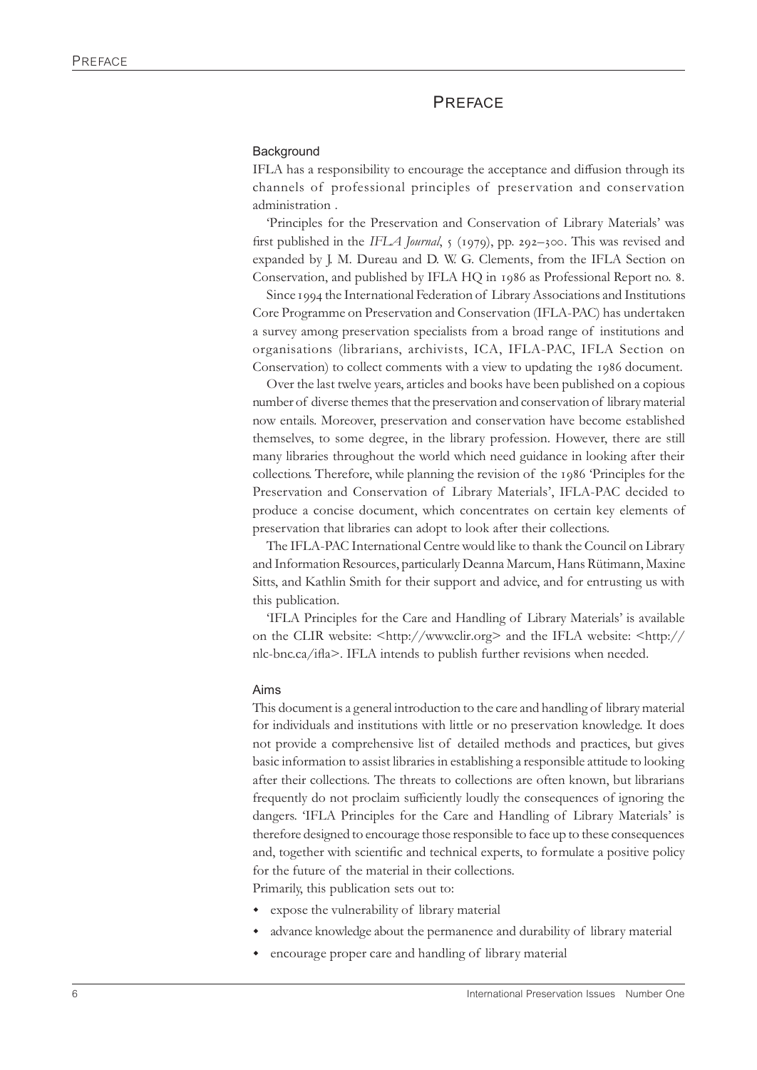# Preface

## Background

IFLA has a responsibility to encourage the acceptance and diffusion through its channels of professional principles of preservation and conservation administration .

'Principles for the Preservation and Conservation of Library Materials' was first published in the *IFLA Journal*, 5 (1979), pp. 292–300. This was revised and expanded by J. M. Dureau and D. W. G. Clements, from the IFLA Section on Conservation, and published by IFLA HQ in 1986 as Professional Report no. 8.

Since 1994 the International Federation of Library Associations and Institutions Core Programme on Preservation and Conservation (IFLA-PAC) has undertaken a survey among preservation specialists from a broad range of institutions and organisations (librarians, archivists, ICA, IFLA-PAC, IFLA Section on Conservation) to collect comments with a view to updating the 1986 document.

Over the last twelve years, articles and books have been published on a copious number of diverse themes that the preservation and conservation of library material now entails. Moreover, preservation and conservation have become established themselves, to some degree, in the library profession. However, there are still many libraries throughout the world which need guidance in looking after their collections. Therefore, while planning the revision of the 1986 'Principles for the Preservation and Conservation of Library Materials', IFLA-PAC decided to produce a concise document, which concentrates on certain key elements of preservation that libraries can adopt to look after their collections.

The IFLA-PAC International Centre would like to thank the Council on Library and Information Resources, particularly Deanna Marcum, Hans Rütimann, Maxine Sitts, and Kathlin Smith for their support and advice, and for entrusting us with this publication.

'IFLA Principles for the Care and Handling of Library Materials' is available on the CLIR website: <http://www.clir.org> and the IFLA website: <http://nlc-bnc.ca/ifla>. IFLA intends to publish further revisions when needed.

## Aims

This document is a general introduction to the care and handling of library material for individuals and institutions with little or no preservation knowledge. It does not provide a comprehensive list of detailed methods and practices, but gives basic information to assist libraries in establishing a responsible attitude to looking after their collections. The threats to collections are often known, but librarians frequently do not proclaim sufficiently loudly the consequences of ignoring the dangers. 'IFLA Principles for the Care and Handling of Library Materials' is therefore designed to encourage those responsible to face up to these consequences and, together with scientific and technical experts, to formulate a positive policy for the future of the material in their collections.

Primarily, this publication sets out to:

- expose the vulnerability of library material
- advance knowledge about the permanence and durability of library material
- encourage proper care and handling of library material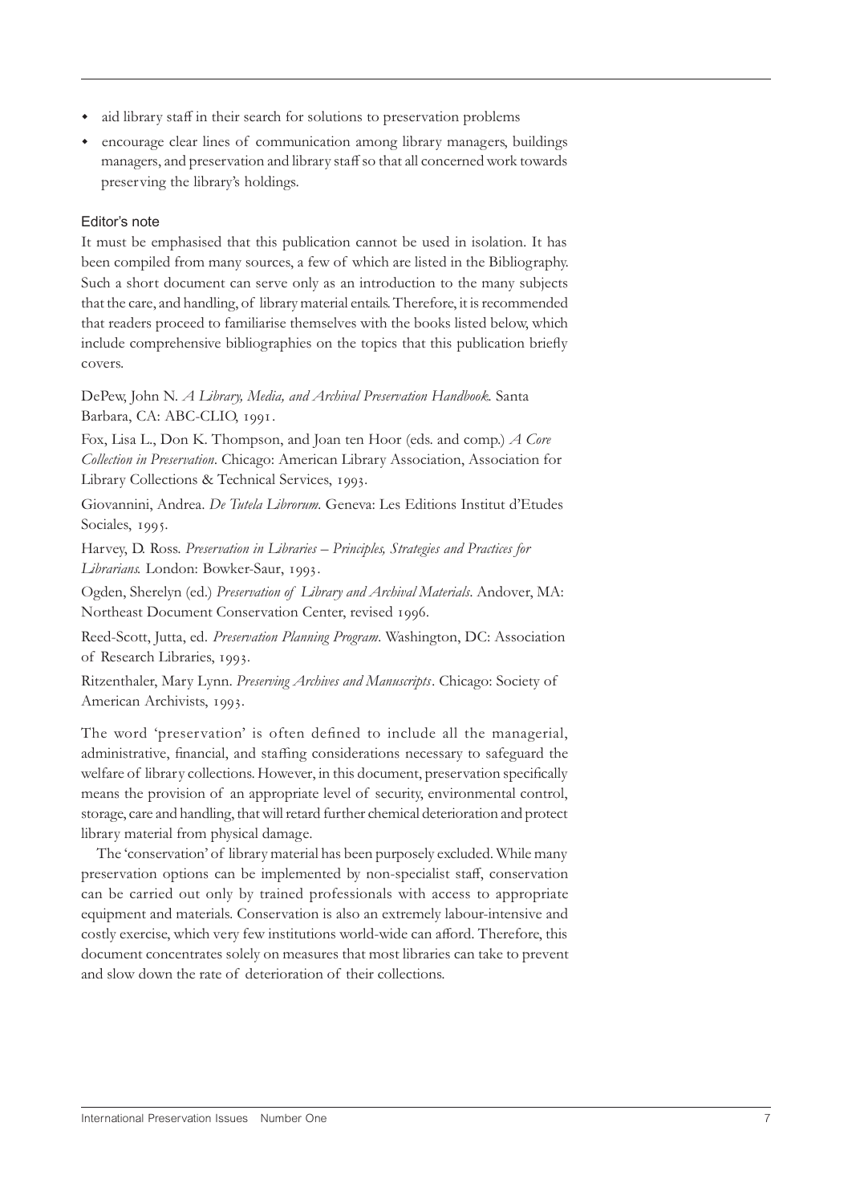- aid library staff in their search for solutions to preservation problems
- encourage clear lines of communication among library managers, buildings managers, and preservation and library staff so that all concerned work towards preserving the library's holdings.

### Editor's note

It must be emphasised that this publication cannot be used in isolation. It has been compiled from many sources, a few of which are listed in the Bibliography. Such a short document can serve only as an introduction to the many subjects that the care, and handling, of library material entails. Therefore, it is recommended that readers proceed to familiarise themselves with the books listed below, which include comprehensive bibliographies on the topics that this publication briefly covers.

DePew, John N. *A Library, Media, and Archival Preservation Handbook*. Santa Barbara, CA: ABC-CLIO, 1991.

Fox, Lisa L., Don K. Thompson, and Joan ten Hoor (eds. and comp.) *A Core Collection in Preservation*. Chicago: American Library Association, Association for Library Collections & Technical Services, 1993.

Giovannini, Andrea. *De Tutela Librorum*. Geneva: Les Editions Institut d'Etudes Sociales, 1995.

Harvey, D. Ross. *Preservation in Libraries – Principles, Strategies and Practices for Librarians*. London: Bowker-Saur, 1993.

Ogden, Sherelyn (ed.) *Preservation of Library and Archival Materials*. Andover, MA: Northeast Document Conservation Center, revised 1996.

Reed-Scott, Jutta, ed. *Preservation Planning Program*. Washington, DC: Association of Research Libraries, 1993.

Ritzenthaler, Mary Lynn. *Preserving Archives and Manuscripts*. Chicago: Society of American Archivists, 1993.

The word 'preservation' is often defined to include all the managerial, administrative, financial, and staffing considerations necessary to safeguard the welfare of library collections. However, in this document, preservation specifically means the provision of an appropriate level of security, environmental control, storage, care and handling, that will retard further chemical deterioration and protect library material from physical damage.

The 'conservation' of library material has been purposely excluded. While many preservation options can be implemented by non-specialist staff, conservation can be carried out only by trained professionals with access to appropriate equipment and materials. Conservation is also an extremely labour-intensive and costly exercise, which very few institutions world-wide can afford. Therefore, this document concentrates solely on measures that most libraries can take to prevent and slow down the rate of deterioration of their collections.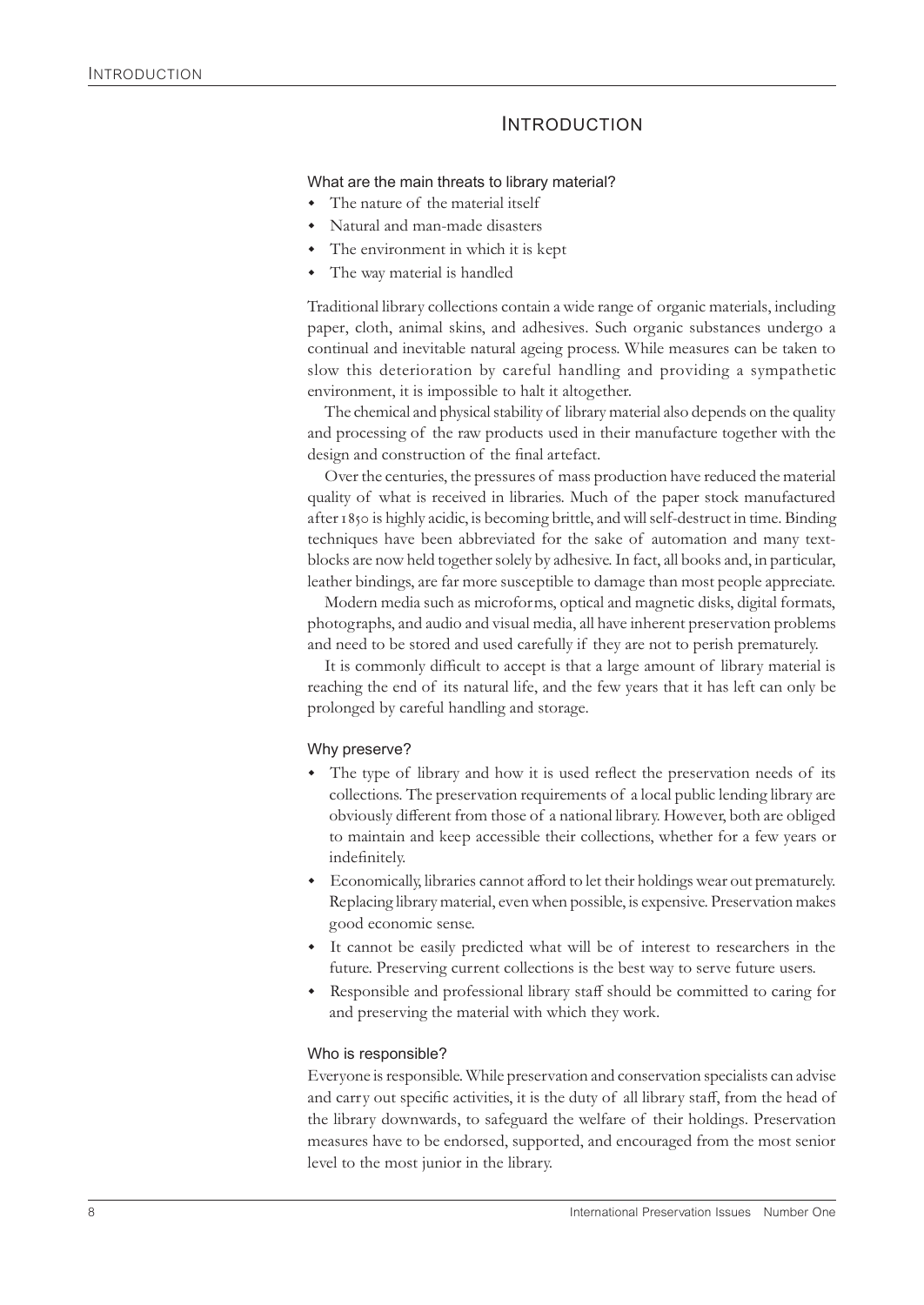# Introduction

### What are the main threats to library material?

- The nature of the material itself
- Natural and man-made disasters
- The environment in which it is kept
- The way material is handled

Traditional library collections contain a wide range of organic materials, including paper, cloth, animal skins, and adhesives. Such organic substances undergo a continual and inevitable natural ageing process. While measures can be taken to slow this deterioration by careful handling and providing a sympathetic environment, it is impossible to halt it altogether.

The chemical and physical stability of library material also depends on the quality and processing of the raw products used in their manufacture together with the design and construction of the final artefact.

Over the centuries, the pressures of mass production have reduced the material quality of what is received in libraries. Much of the paper stock manufactured after 1850 is highly acidic, is becoming brittle, and will self-destruct in time. Binding techniques have been abbreviated for the sake of automation and many text-blocks are now held together solely by adhesive. In fact, all books and, in particular, leather bindings, are far more susceptible to damage than most people appreciate.

Modern media such as microforms, optical and magnetic disks, digital formats, photographs, and audio and visual media, all have inherent preservation problems and need to be stored and used carefully if they are not to perish prematurely.

It is commonly difficult to accept is that a large amount of library material is reaching the end of its natural life, and the few years that it has left can only be prolonged by careful handling and storage.

### Why preserve?

- The type of library and how it is used reflect the preservation needs of its collections. The preservation requirements of a local public lending library are obviously different from those of a national library. However, both are obliged to maintain and keep accessible their collections, whether for a few years or indefinitely.
- Economically, libraries cannot afford to let their holdings wear out prematurely. Replacing library material, even when possible, is expensive. Preservation makes good economic sense.
- It cannot be easily predicted what will be of interest to researchers in the future. Preserving current collections is the best way to serve future users.
- Responsible and professional library staff should be committed to caring for and preserving the material with which they work.

### Who is responsible?

Everyone is responsible. While preservation and conservation specialists can advise and carry out specific activities, it is the duty of all library staff, from the head of the library downwards, to safeguard the welfare of their holdings. Preservation measures have to be endorsed, supported, and encouraged from the most senior level to the most junior in the library.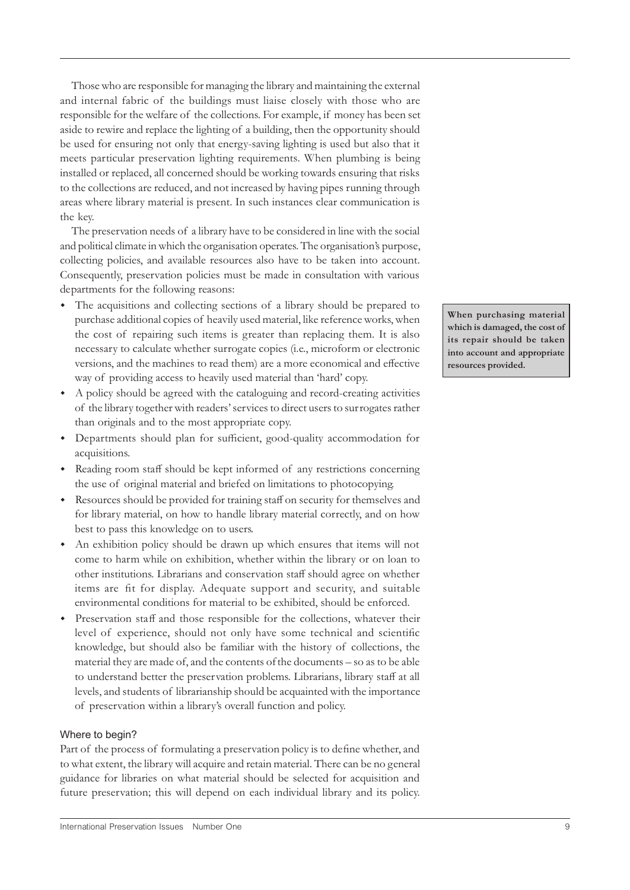Those who are responsible for managing the library and maintaining the external and internal fabric of the buildings must liaise closely with those who are responsible for the welfare of the collections. For example, if money has been set aside to rewire and replace the lighting of a building, then the opportunity should be used for ensuring not only that energy-saving lighting is used but also that it meets particular preservation lighting requirements. When plumbing is being installed or replaced, all concerned should be working towards ensuring that risks to the collections are reduced, and not increased by having pipes running through areas where library material is present. In such instances clear communication is the key.

The preservation needs of a library have to be considered in line with the social and political climate in which the organisation operates. The organisation's purpose, collecting policies, and available resources also have to be taken into account. Consequently, preservation policies must be made in consultation with various departments for the following reasons:

- The acquisitions and collecting sections of a library should be prepared to purchase additional copies of heavily used material, like reference works, when the cost of repairing such items is greater than replacing them. It is also necessary to calculate whether surrogate copies (i.e., microform or electronic versions, and the machines to read them) are a more economical and effective way of providing access to heavily used material than 'hard' copy.
- A policy should be agreed with the cataloguing and record-creating activities of the library together with readers' services to direct users to surrogates rather than originals and to the most appropriate copy.
- Departments should plan for sufficient, good-quality accommodation for acquisitions.
- Reading room staff should be kept informed of any restrictions concerning the use of original material and briefed on limitations to photocopying.
- Resources should be provided for training staff on security for themselves and for library material, on how to handle library material correctly, and on how best to pass this knowledge on to users.
- An exhibition policy should be drawn up which ensures that items will not come to harm while on exhibition, whether within the library or on loan to other institutions. Librarians and conservation staff should agree on whether items are fit for display. Adequate support and security, and suitable environmental conditions for material to be exhibited, should be enforced.
- Preservation staff and those responsible for the collections, whatever their level of experience, should not only have some technical and scientific knowledge, but should also be familiar with the history of collections, the material they are made of, and the contents of the documents – so as to be able to understand better the preservation problems. Librarians, library staff at all levels, and students of librarianship should be acquainted with the importance of preservation within a library's overall function and policy.

**When purchasing material which is damaged, the cost of its repair should be taken into account and appropriate resources provided.**

### Where to begin?

Part of the process of formulating a preservation policy is to define whether, and to what extent, the library will acquire and retain material. There can be no general guidance for libraries on what material should be selected for acquisition and future preservation; this will depend on each individual library and its policy.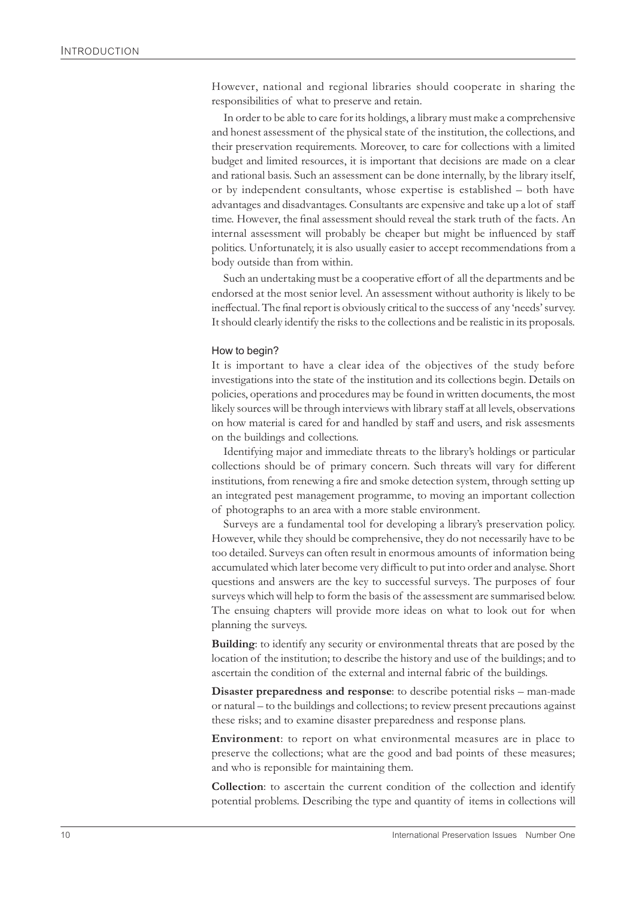However, national and regional libraries should cooperate in sharing the responsibilities of what to preserve and retain.

In order to be able to care for its holdings, a library must make a comprehensive and honest assessment of the physical state of the institution, the collections, and their preservation requirements. Moreover, to care for collections with a limited budget and limited resources, it is important that decisions are made on a clear and rational basis. Such an assessment can be done internally, by the library itself, or by independent consultants, whose expertise is established – both have advantages and disadvantages. Consultants are expensive and take up a lot of staff time. However, the final assessment should reveal the stark truth of the facts. An internal assessment will probably be cheaper but might be influenced by staff politics. Unfortunately, it is also usually easier to accept recommendations from a body outside than from within.

Such an undertaking must be a cooperative effort of all the departments and be endorsed at the most senior level. An assessment without authority is likely to be ineffectual. The final report is obviously critical to the success of any 'needs' survey. It should clearly identify the risks to the collections and be realistic in its proposals.

### How to begin?

It is important to have a clear idea of the objectives of the study before investigations into the state of the institution and its collections begin. Details on policies, operations and procedures may be found in written documents, the most likely sources will be through interviews with library staff at all levels, observations on how material is cared for and handled by staff and users, and risk assesments on the buildings and collections.

Identifying major and immediate threats to the library's holdings or particular collections should be of primary concern. Such threats will vary for different institutions, from renewing a fire and smoke detection system, through setting up an integrated pest management programme, to moving an important collection of photographs to an area with a more stable environment.

Surveys are a fundamental tool for developing a library's preservation policy. However, while they should be comprehensive, they do not necessarily have to be too detailed. Surveys can often result in enormous amounts of information being accumulated which later become very difficult to put into order and analyse. Short questions and answers are the key to successful surveys. The purposes of four surveys which will help to form the basis of the assessment are summarised below. The ensuing chapters will provide more ideas on what to look out for when planning the surveys.

**Building**: to identify any security or environmental threats that are posed by the location of the institution; to describe the history and use of the buildings; and to ascertain the condition of the external and internal fabric of the buildings.

**Disaster preparedness and response**: to describe potential risks – man-made or natural – to the buildings and collections; to review present precautions against these risks; and to examine disaster preparedness and response plans.

**Environment**: to report on what environmental measures are in place to preserve the collections; what are the good and bad points of these measures; and who is reponsible for maintaining them.

**Collection**: to ascertain the current condition of the collection and identify potential problems. Describing the type and quantity of items in collections will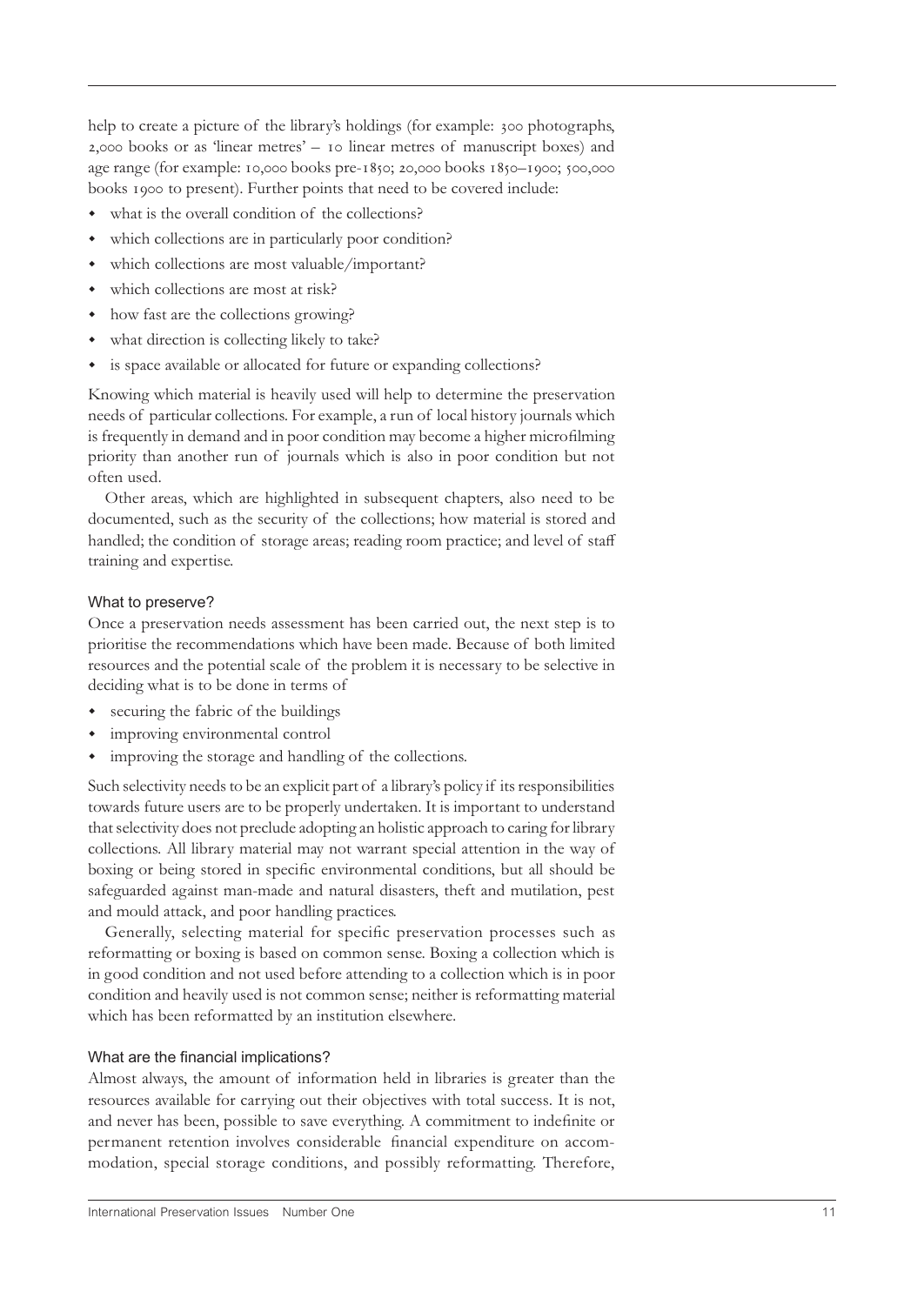help to create a picture of the library's holdings (for example: 300 photographs, 2,000 books or as 'linear metres' – 10 linear metres of manuscript boxes) and age range (for example: 10,000 books pre-1850; 20,000 books 1850–1900; 500,000 books 1900 to present). Further points that need to be covered include:

- what is the overall condition of the collections?
- which collections are in particularly poor condition?
- which collections are most valuable/important?
- which collections are most at risk?
- how fast are the collections growing?
- what direction is collecting likely to take?
- is space available or allocated for future or expanding collections?

Knowing which material is heavily used will help to determine the preservation needs of particular collections. For example, a run of local history journals which is frequently in demand and in poor condition may become a higher microfilming priority than another run of journals which is also in poor condition but not often used.

Other areas, which are highlighted in subsequent chapters, also need to be documented, such as the security of the collections; how material is stored and handled; the condition of storage areas; reading room practice; and level of staff training and expertise.

### What to preserve?

Once a preservation needs assessment has been carried out, the next step is to prioritise the recommendations which have been made. Because of both limited resources and the potential scale of the problem it is necessary to be selective in deciding what is to be done in terms of

- securing the fabric of the buildings
- improving environmental control
- improving the storage and handling of the collections.

Such selectivity needs to be an explicit part of a library's policy if its responsibilities towards future users are to be properly undertaken. It is important to understand that selectivity does not preclude adopting an holistic approach to caring for library collections. All library material may not warrant special attention in the way of boxing or being stored in specific environmental conditions, but all should be safeguarded against man-made and natural disasters, theft and mutilation, pest and mould attack, and poor handling practices.

Generally, selecting material for specific preservation processes such as reformatting or boxing is based on common sense. Boxing a collection which is in good condition and not used before attending to a collection which is in poor condition and heavily used is not common sense; neither is reformatting material which has been reformatted by an institution elsewhere.

### What are the financial implications?

Almost always, the amount of information held in libraries is greater than the resources available for carrying out their objectives with total success. It is not, and never has been, possible to save everything. A commitment to indefinite or permanent retention involves considerable financial expenditure on accommodation, special storage conditions, and possibly reformatting. Therefore,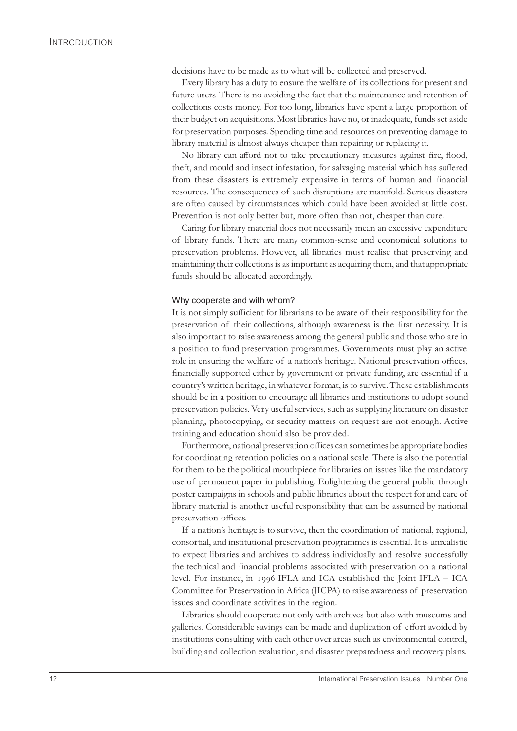decisions have to be made as to what will be collected and preserved.

Every library has a duty to ensure the welfare of its collections for present and future users. There is no avoiding the fact that the maintenance and retention of collections costs money. For too long, libraries have spent a large proportion of their budget on acquisitions. Most libraries have no, or inadequate, funds set aside for preservation purposes. Spending time and resources on preventing damage to library material is almost always cheaper than repairing or replacing it.

No library can afford not to take precautionary measures against fire, flood, theft, and mould and insect infestation, for salvaging material which has suffered from these disasters is extremely expensive in terms of human and financial resources. The consequences of such disruptions are manifold. Serious disasters are often caused by circumstances which could have been avoided at little cost. Prevention is not only better but, more often than not, cheaper than cure.

Caring for library material does not necessarily mean an excessive expenditure of library funds. There are many common-sense and economical solutions to preservation problems. However, all libraries must realise that preserving and maintaining their collections is as important as acquiring them, and that appropriate funds should be allocated accordingly.

### Why cooperate and with whom?

It is not simply sufficient for librarians to be aware of their responsibility for the preservation of their collections, although awareness is the first necessity. It is also important to raise awareness among the general public and those who are in a position to fund preservation programmes. Governments must play an active role in ensuring the welfare of a nation's heritage. National preservation offices, financially supported either by government or private funding, are essential if a country's written heritage, in whatever format, is to survive. These establishments should be in a position to encourage all libraries and institutions to adopt sound preservation policies. Very useful services, such as supplying literature on disaster planning, photocopying, or security matters on request are not enough. Active training and education should also be provided.

Furthermore, national preservation offices can sometimes be appropriate bodies for coordinating retention policies on a national scale. There is also the potential for them to be the political mouthpiece for libraries on issues like the mandatory use of permanent paper in publishing. Enlightening the general public through poster campaigns in schools and public libraries about the respect for and care of library material is another useful responsibility that can be assumed by national preservation offices.

If a nation's heritage is to survive, then the coordination of national, regional, consortial, and institutional preservation programmes is essential. It is unrealistic to expect libraries and archives to address individually and resolve successfully the technical and financial problems associated with preservation on a national level. For instance, in 1996 IFLA and ICA established the Joint IFLA – ICA Committee for Preservation in Africa (JICPA) to raise awareness of preservation issues and coordinate activities in the region.

Libraries should cooperate not only with archives but also with museums and galleries. Considerable savings can be made and duplication of effort avoided by institutions consulting with each other over areas such as environmental control, building and collection evaluation, and disaster preparedness and recovery plans.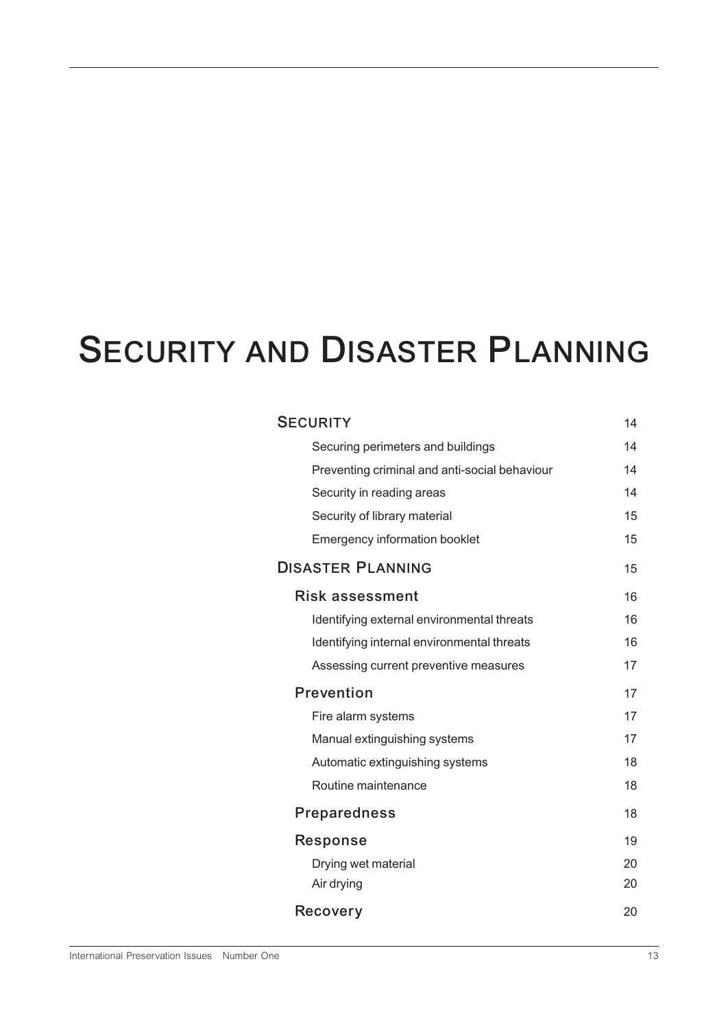# Security and Disaster Planning

| | |
|---|---|
| **Security** | 14 |
| Securing perimeters and buildings | 14 |
| Preventing criminal and anti-social behaviour | 14 |
| Security in reading areas | 14 |
| Security of library material | 15 |
| Emergency information booklet | 15 |
| **Disaster Planning** | 15 |
| **Risk assessment** | 16 |
| Identifying external environmental threats | 16 |
| Identifying internal environmental threats | 16 |
| Assessing current preventive measures | 17 |
| **Prevention** | 17 |
| Fire alarm systems | 17 |
| Manual extinguishing systems | 17 |
| Automatic extinguishing systems | 18 |
| Routine maintenance | 18 |
| **Preparedness** | 18 |
| **Response** | 19 |
| Drying wet material | 20 |
| Air drying | 20 |
| **Recovery** | 20 |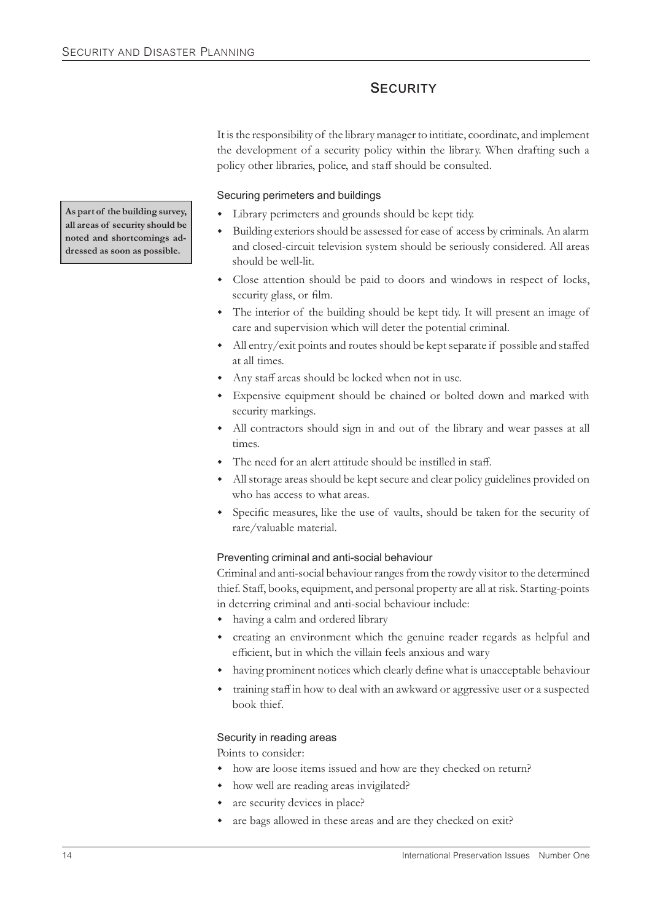# Security

It is the responsibility of the library manager to intitiate, coordinate, and implement the development of a security policy within the library. When drafting such a policy other libraries, police, and staff should be consulted.

**As part of the building survey, all areas of security should be noted and shortcomings addressed as soon as possible.**

### Securing perimeters and buildings

- Library perimeters and grounds should be kept tidy.
- Building exteriors should be assessed for ease of access by criminals. An alarm and closed-circuit television system should be seriously considered. All areas should be well-lit.
- Close attention should be paid to doors and windows in respect of locks, security glass, or film.
- The interior of the building should be kept tidy. It will present an image of care and supervision which will deter the potential criminal.
- All entry/exit points and routes should be kept separate if possible and staffed at all times.
- Any staff areas should be locked when not in use.
- Expensive equipment should be chained or bolted down and marked with security markings.
- All contractors should sign in and out of the library and wear passes at all times.
- The need for an alert attitude should be instilled in staff.
- All storage areas should be kept secure and clear policy guidelines provided on who has access to what areas.
- Specific measures, like the use of vaults, should be taken for the security of rare/valuable material.

### Preventing criminal and anti-social behaviour

Criminal and anti-social behaviour ranges from the rowdy visitor to the determined thief. Staff, books, equipment, and personal property are all at risk. Starting-points in deterring criminal and anti-social behaviour include:

- having a calm and ordered library
- creating an environment which the genuine reader regards as helpful and efficient, but in which the villain feels anxious and wary
- having prominent notices which clearly define what is unacceptable behaviour
- training staff in how to deal with an awkward or aggressive user or a suspected book thief.

### Security in reading areas

Points to consider:

- how are loose items issued and how are they checked on return?
- how well are reading areas invigilated?
- are security devices in place?
- are bags allowed in these areas and are they checked on exit?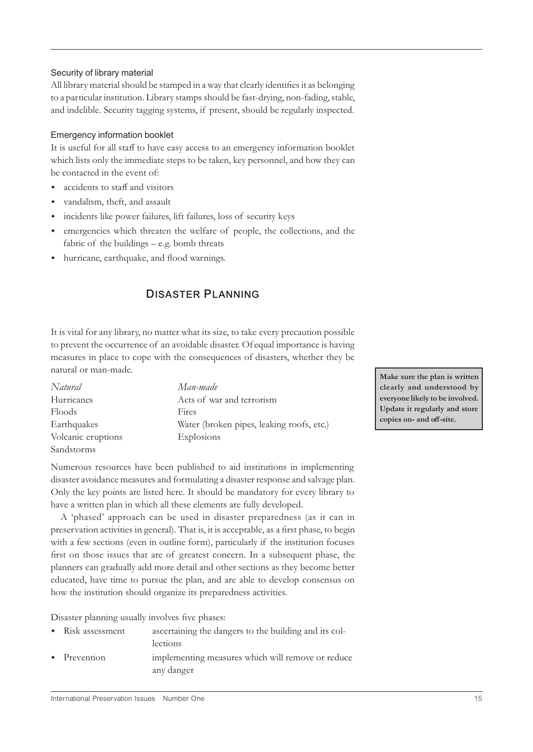### Security of library material

All library material should be stamped in a way that clearly identifies it as belonging to a particular institution. Library stamps should be fast-drying, non-fading, stable, and indelible. Security tagging systems, if present, should be regularly inspected.

### Emergency information booklet

It is useful for all staff to have easy access to an emergency information booklet which lists only the immediate steps to be taken, key personnel, and how they can be contacted in the event of:

- accidents to staff and visitors
- vandalism, theft, and assault
- incidents like power failures, lift failures, loss of security keys
- emergencies which threaten the welfare of people, the collections, and the fabric of the buildings – e.g. bomb threats
- hurricane, earthquake, and flood warnings.

## Disaster Planning

It is vital for any library, no matter what its size, to take every precaution possible to prevent the occurrence of an avoidable disaster. Of equal importance is having measures in place to cope with the consequences of disasters, whether they be natural or man-made.

**Make sure the plan is written clearly and understood by everyone likely to be involved. Update it regularly and store copies on- and off-site.**

| *Natural* | *Man-made* |
|---|---|
| Hurricanes | Acts of war and terrorism |
| Floods | Fires |
| Earthquakes | Water (broken pipes, leaking roofs, etc.) |
| Volcanic eruptions | Explosions |
| Sandstorms | |

Numerous resources have been published to aid institutions in implementing disaster avoidance measures and formulating a disaster response and salvage plan. Only the key points are listed here. It should be mandatory for every library to have a written plan in which all these elements are fully developed.

A 'phased' approach can be used in disaster preparedness (as it can in preservation activities in general). That is, it is acceptable, as a first phase, to begin with a few sections (even in outline form), particularly if the institution focuses first on those issues that are of greatest concern. In a subsequent phase, the planners can gradually add more detail and other sections as they become better educated, have time to pursue the plan, and are able to develop consensus on how the institution should organize its preparedness activities.

Disaster planning usually involves five phases:

- Risk assessment — ascertaining the dangers to the building and its collections
- Prevention — implementing measures which will remove or reduce any danger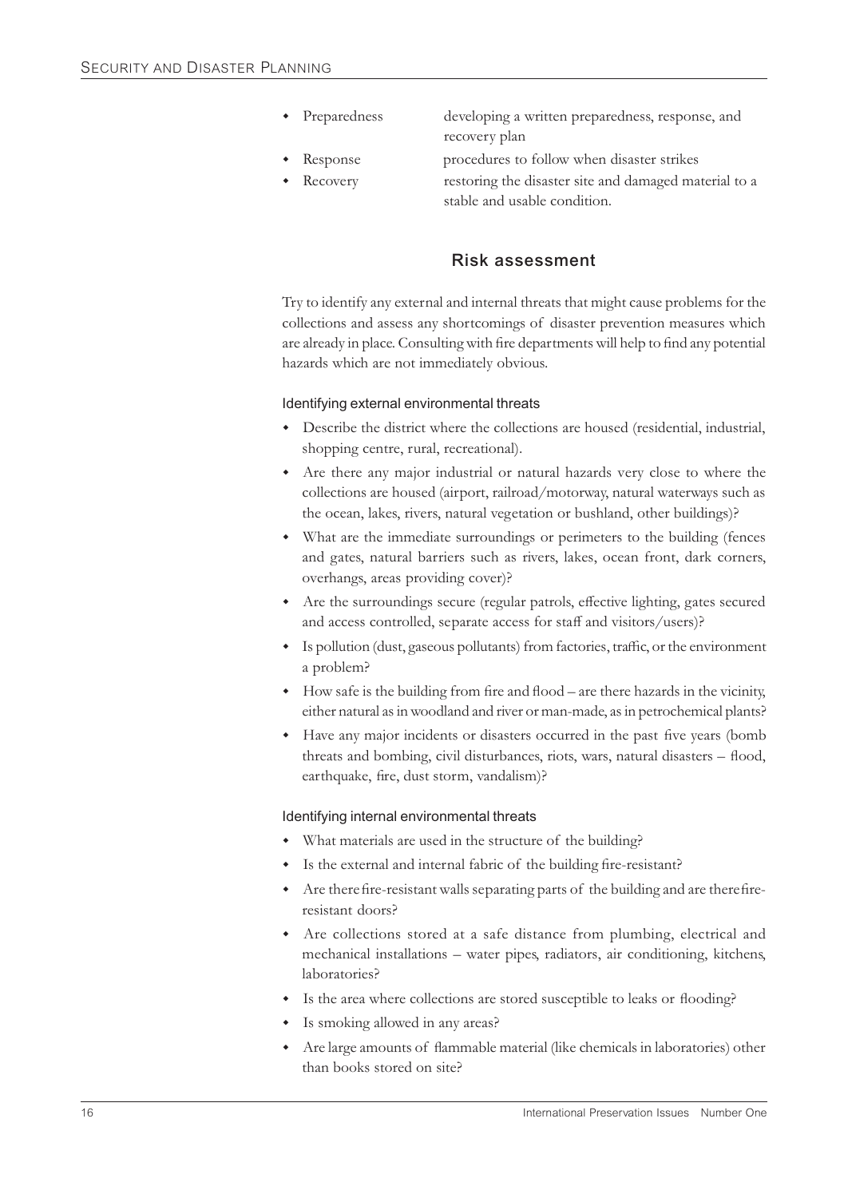- Preparedness developing a written preparedness, response, and recovery plan
- Response procedures to follow when disaster strikes
- Recovery restoring the disaster site and damaged material to a stable and usable condition.

## Risk assessment

Try to identify any external and internal threats that might cause problems for the collections and assess any shortcomings of disaster prevention measures which are already in place. Consulting with fire departments will help to find any potential hazards which are not immediately obvious.

### Identifying external environmental threats

- Describe the district where the collections are housed (residential, industrial, shopping centre, rural, recreational).
- Are there any major industrial or natural hazards very close to where the collections are housed (airport, railroad/motorway, natural waterways such as the ocean, lakes, rivers, natural vegetation or bushland, other buildings)?
- What are the immediate surroundings or perimeters to the building (fences and gates, natural barriers such as rivers, lakes, ocean front, dark corners, overhangs, areas providing cover)?
- Are the surroundings secure (regular patrols, effective lighting, gates secured and access controlled, separate access for staff and visitors/users)?
- Is pollution (dust, gaseous pollutants) from factories, traffic, or the environment a problem?
- How safe is the building from fire and flood – are there hazards in the vicinity, either natural as in woodland and river or man-made, as in petrochemical plants?
- Have any major incidents or disasters occurred in the past five years (bomb threats and bombing, civil disturbances, riots, wars, natural disasters – flood, earthquake, fire, dust storm, vandalism)?

### Identifying internal environmental threats

- What materials are used in the structure of the building?
- Is the external and internal fabric of the building fire-resistant?
- Are there fire-resistant walls separating parts of the building and are there fire-resistant doors?
- Are collections stored at a safe distance from plumbing, electrical and mechanical installations – water pipes, radiators, air conditioning, kitchens, laboratories?
- Is the area where collections are stored susceptible to leaks or flooding?
- Is smoking allowed in any areas?
- Are large amounts of flammable material (like chemicals in laboratories) other than books stored on site?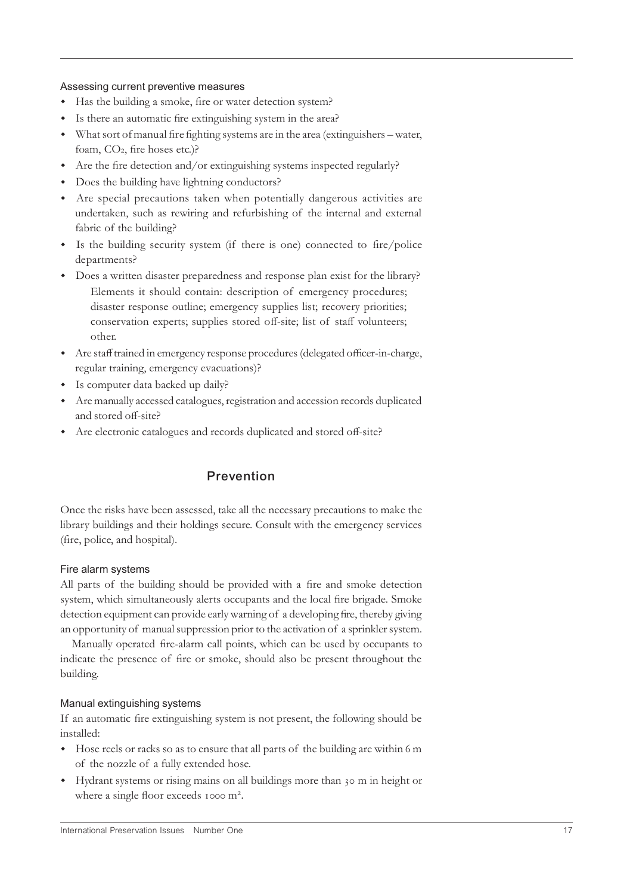### Assessing current preventive measures

- Has the building a smoke, fire or water detection system?
- Is there an automatic fire extinguishing system in the area?
- What sort of manual fire fighting systems are in the area (extinguishers – water, foam, $CO_2$, fire hoses etc.)?
- Are the fire detection and/or extinguishing systems inspected regularly?
- Does the building have lightning conductors?
- Are special precautions taken when potentially dangerous activities are undertaken, such as rewiring and refurbishing of the internal and external fabric of the building?
- Is the building security system (if there is one) connected to fire/police departments?
- Does a written disaster preparedness and response plan exist for the library?
  Elements it should contain: description of emergency procedures; disaster response outline; emergency supplies list; recovery priorities; conservation experts; supplies stored off-site; list of staff volunteers; other.
- Are staff trained in emergency response procedures (delegated officer-in-charge, regular training, emergency evacuations)?
- Is computer data backed up daily?
- Are manually accessed catalogues, registration and accession records duplicated and stored off-site?
- Are electronic catalogues and records duplicated and stored off-site?

## Prevention

Once the risks have been assessed, take all the necessary precautions to make the library buildings and their holdings secure. Consult with the emergency services (fire, police, and hospital).

### Fire alarm systems

All parts of the building should be provided with a fire and smoke detection system, which simultaneously alerts occupants and the local fire brigade. Smoke detection equipment can provide early warning of a developing fire, thereby giving an opportunity of manual suppression prior to the activation of a sprinkler system.

Manually operated fire-alarm call points, which can be used by occupants to indicate the presence of fire or smoke, should also be present throughout the building.

### Manual extinguishing systems

If an automatic fire extinguishing system is not present, the following should be installed:

- Hose reels or racks so as to ensure that all parts of the building are within 6 m of the nozzle of a fully extended hose.
- Hydrant systems or rising mains on all buildings more than 30 m in height or where a single floor exceeds 1000 m².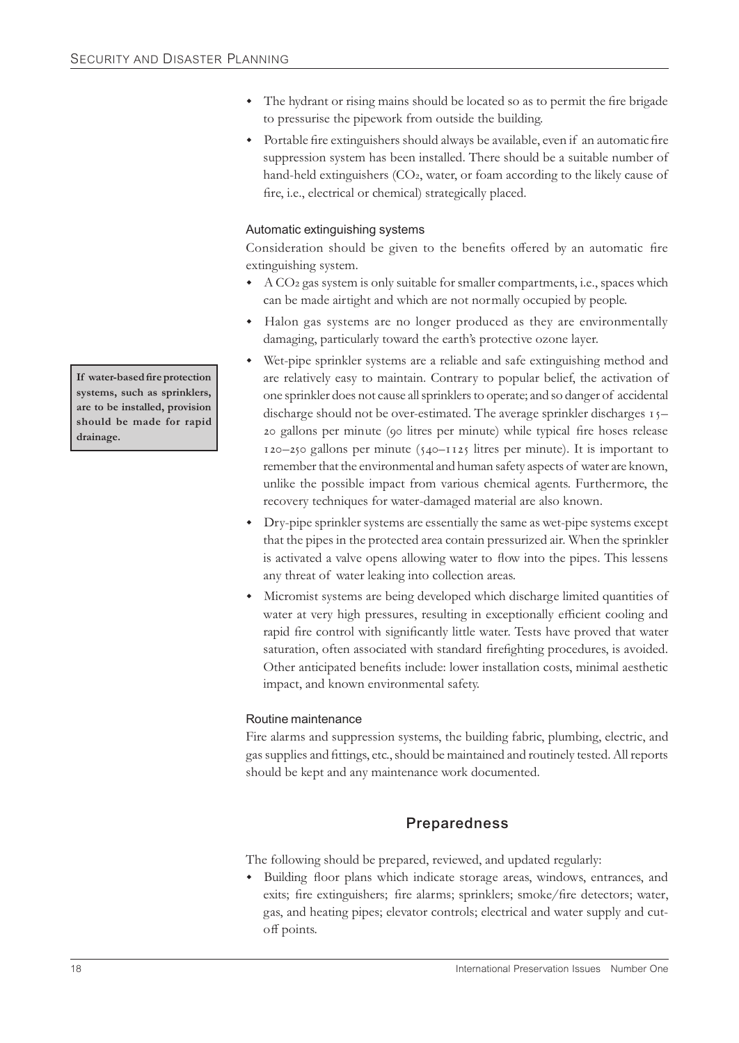- The hydrant or rising mains should be located so as to permit the fire brigade to pressurise the pipework from outside the building.
- Portable fire extinguishers should always be available, even if an automatic fire suppression system has been installed. There should be a suitable number of hand-held extinguishers ($CO_2$, water, or foam according to the likely cause of fire, i.e., electrical or chemical) strategically placed.

### Automatic extinguishing systems

Consideration should be given to the benefits offered by an automatic fire extinguishing system.

- A $CO_2$ gas system is only suitable for smaller compartments, i.e., spaces which can be made airtight and which are not normally occupied by people.
- Halon gas systems are no longer produced as they are environmentally damaging, particularly toward the earth's protective ozone layer.
- Wet-pipe sprinkler systems are a reliable and safe extinguishing method and are relatively easy to maintain. Contrary to popular belief, the activation of one sprinkler does not cause all sprinklers to operate; and so danger of accidental discharge should not be over-estimated. The average sprinkler discharges 15–20 gallons per minute (90 litres per minute) while typical fire hoses release 120–250 gallons per minute (540–1125 litres per minute). It is important to remember that the environmental and human safety aspects of water are known, unlike the possible impact from various chemical agents. Furthermore, the recovery techniques for water-damaged material are also known.
- Dry-pipe sprinkler systems are essentially the same as wet-pipe systems except that the pipes in the protected area contain pressurized air. When the sprinkler is activated a valve opens allowing water to flow into the pipes. This lessens any threat of water leaking into collection areas.
- Micromist systems are being developed which discharge limited quantities of water at very high pressures, resulting in exceptionally efficient cooling and rapid fire control with significantly little water. Tests have proved that water saturation, often associated with standard firefighting procedures, is avoided. Other anticipated benefits include: lower installation costs, minimal aesthetic impact, and known environmental safety.

**If water-based fire protection systems, such as sprinklers, are to be installed, provision should be made for rapid drainage.**

### Routine maintenance

Fire alarms and suppression systems, the building fabric, plumbing, electric, and gas supplies and fittings, etc., should be maintained and routinely tested. All reports should be kept and any maintenance work documented.

## Preparedness

The following should be prepared, reviewed, and updated regularly:

- Building floor plans which indicate storage areas, windows, entrances, and exits; fire extinguishers; fire alarms; sprinklers; smoke/fire detectors; water, gas, and heating pipes; elevator controls; electrical and water supply and cut-off points.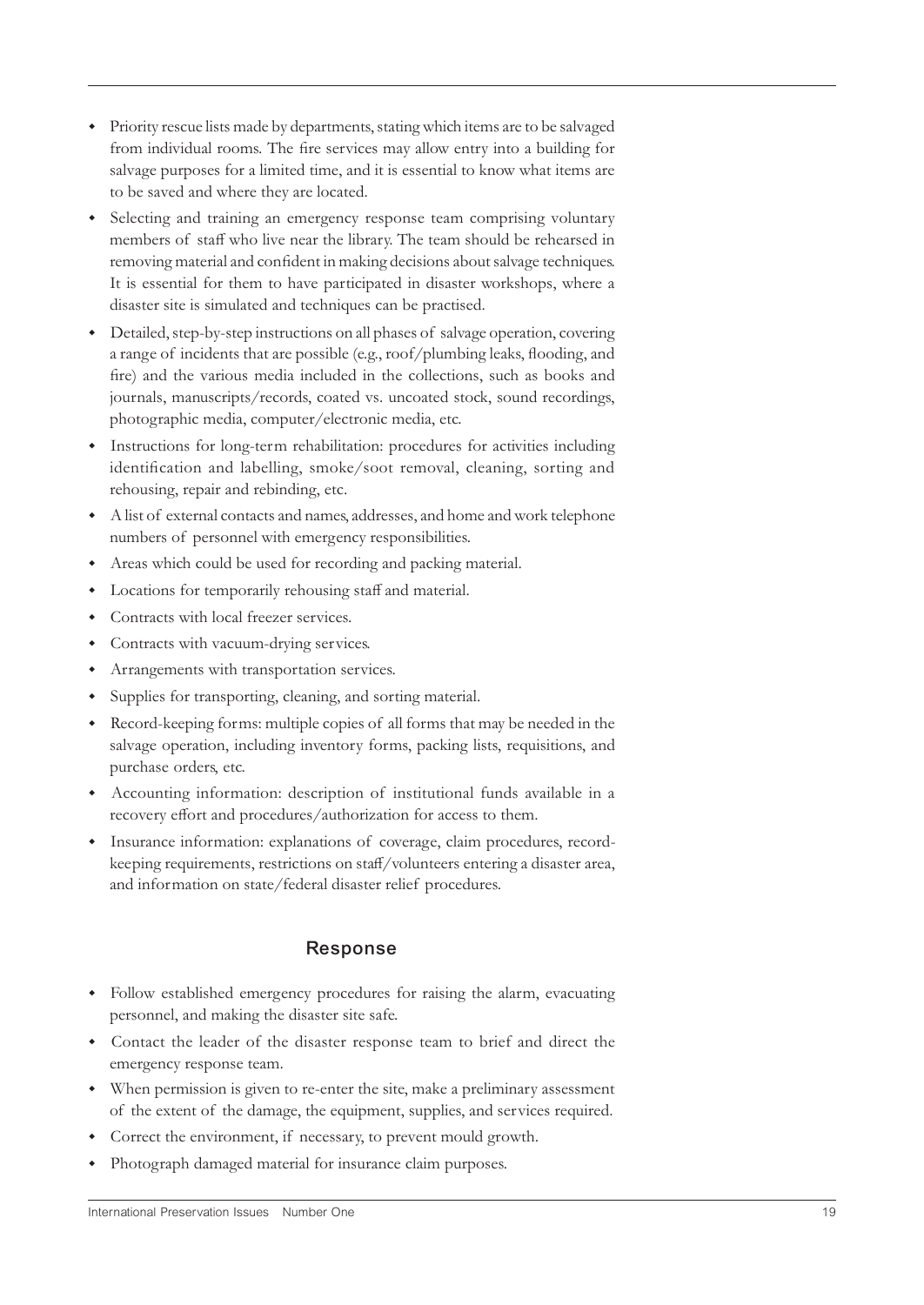- Priority rescue lists made by departments, stating which items are to be salvaged from individual rooms. The fire services may allow entry into a building for salvage purposes for a limited time, and it is essential to know what items are to be saved and where they are located.
- Selecting and training an emergency response team comprising voluntary members of staff who live near the library. The team should be rehearsed in removing material and confident in making decisions about salvage techniques. It is essential for them to have participated in disaster workshops, where a disaster site is simulated and techniques can be practised.
- Detailed, step-by-step instructions on all phases of salvage operation, covering a range of incidents that are possible (e.g., roof/plumbing leaks, flooding, and fire) and the various media included in the collections, such as books and journals, manuscripts/records, coated vs. uncoated stock, sound recordings, photographic media, computer/electronic media, etc.
- Instructions for long-term rehabilitation: procedures for activities including identification and labelling, smoke/soot removal, cleaning, sorting and rehousing, repair and rebinding, etc.
- A list of external contacts and names, addresses, and home and work telephone numbers of personnel with emergency responsibilities.
- Areas which could be used for recording and packing material.
- Locations for temporarily rehousing staff and material.
- Contracts with local freezer services.
- Contracts with vacuum-drying services.
- Arrangements with transportation services.
- Supplies for transporting, cleaning, and sorting material.
- Record-keeping forms: multiple copies of all forms that may be needed in the salvage operation, including inventory forms, packing lists, requisitions, and purchase orders, etc.
- Accounting information: description of institutional funds available in a recovery effort and procedures/authorization for access to them.
- Insurance information: explanations of coverage, claim procedures, record-keeping requirements, restrictions on staff/volunteers entering a disaster area, and information on state/federal disaster relief procedures.

## Response

- Follow established emergency procedures for raising the alarm, evacuating personnel, and making the disaster site safe.
- Contact the leader of the disaster response team to brief and direct the emergency response team.
- When permission is given to re-enter the site, make a preliminary assessment of the extent of the damage, the equipment, supplies, and services required.
- Correct the environment, if necessary, to prevent mould growth.
- Photograph damaged material for insurance claim purposes.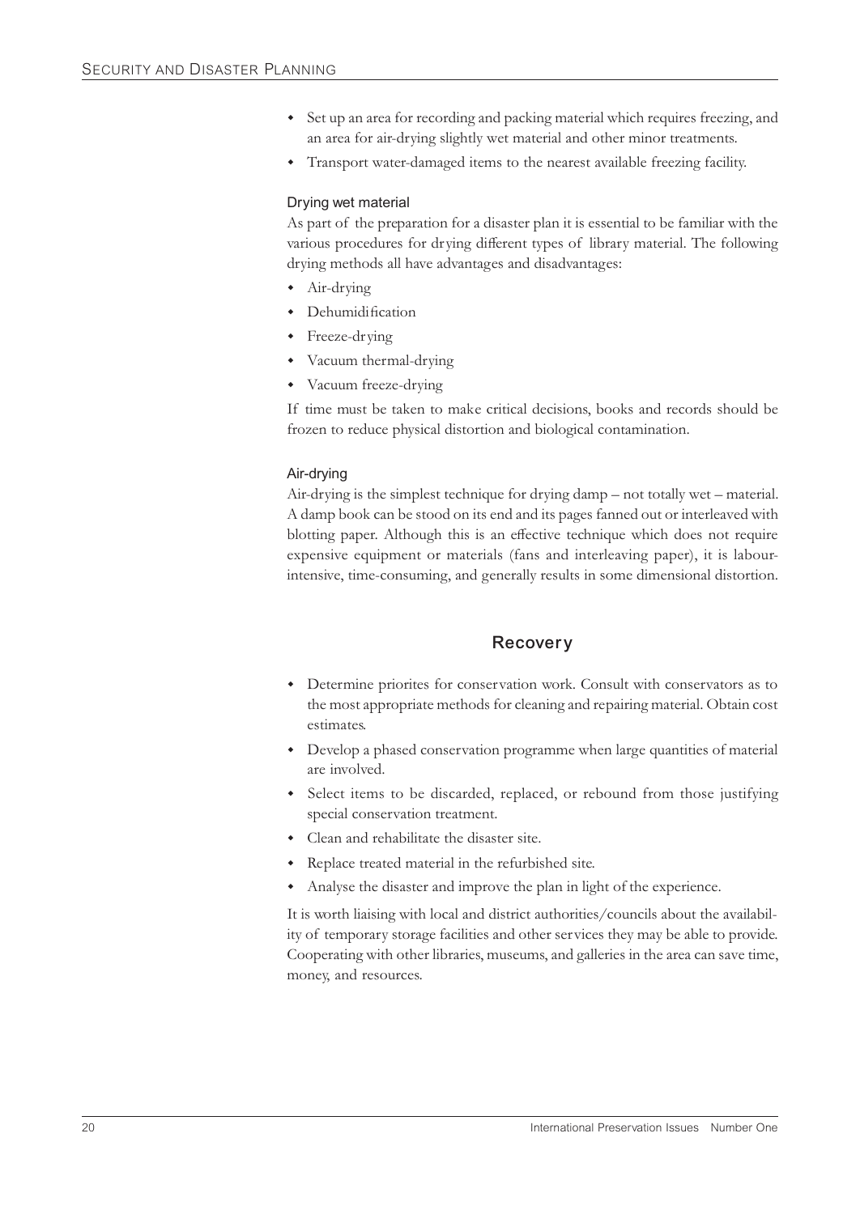- Set up an area for recording and packing material which requires freezing, and an area for air-drying slightly wet material and other minor treatments.
- Transport water-damaged items to the nearest available freezing facility.

### Drying wet material

As part of the preparation for a disaster plan it is essential to be familiar with the various procedures for drying different types of library material. The following drying methods all have advantages and disadvantages:

- Air-drying
- Dehumidification
- Freeze-drying
- Vacuum thermal-drying
- Vacuum freeze-drying

If time must be taken to make critical decisions, books and records should be frozen to reduce physical distortion and biological contamination.

### Air-drying

Air-drying is the simplest technique for drying damp – not totally wet – material. A damp book can be stood on its end and its pages fanned out or interleaved with blotting paper. Although this is an effective technique which does not require expensive equipment or materials (fans and interleaving paper), it is labour-intensive, time-consuming, and generally results in some dimensional distortion.

## Recovery

- Determine priorites for conservation work. Consult with conservators as to the most appropriate methods for cleaning and repairing material. Obtain cost estimates.
- Develop a phased conservation programme when large quantities of material are involved.
- Select items to be discarded, replaced, or rebound from those justifying special conservation treatment.
- Clean and rehabilitate the disaster site.
- Replace treated material in the refurbished site.
- Analyse the disaster and improve the plan in light of the experience.

It is worth liaising with local and district authorities/councils about the availability of temporary storage facilities and other services they may be able to provide. Cooperating with other libraries, museums, and galleries in the area can save time, money, and resources.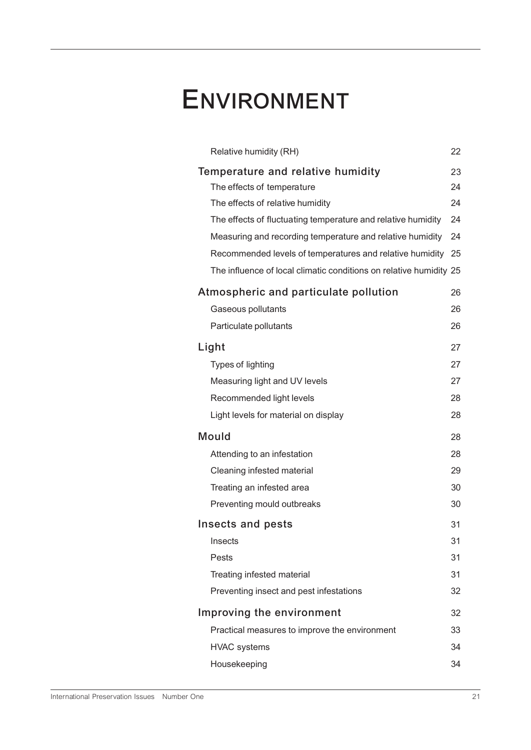# Environment

| | |
|---|---|
| Relative humidity (RH) | 22 |
| **Temperature and relative humidity** | **23** |
| The effects of temperature | 24 |
| The effects of relative humidity | 24 |
| The effects of fluctuating temperature and relative humidity | 24 |
| Measuring and recording temperature and relative humidity | 24 |
| Recommended levels of temperatures and relative humidity | 25 |
| The influence of local climatic conditions on relative humidity | 25 |
| **Atmospheric and particulate pollution** | **26** |
| Gaseous pollutants | 26 |
| Particulate pollutants | 26 |
| **Light** | **27** |
| Types of lighting | 27 |
| Measuring light and UV levels | 27 |
| Recommended light levels | 28 |
| Light levels for material on display | 28 |
| **Mould** | **28** |
| Attending to an infestation | 28 |
| Cleaning infested material | 29 |
| Treating an infested area | 30 |
| Preventing mould outbreaks | 30 |
| **Insects and pests** | **31** |
| Insects | 31 |
| Pests | 31 |
| Treating infested material | 31 |
| Preventing insect and pest infestations | 32 |
| **Improving the environment** | **32** |
| Practical measures to improve the environment | 33 |
| HVAC systems | 34 |
| Housekeeping | 34 |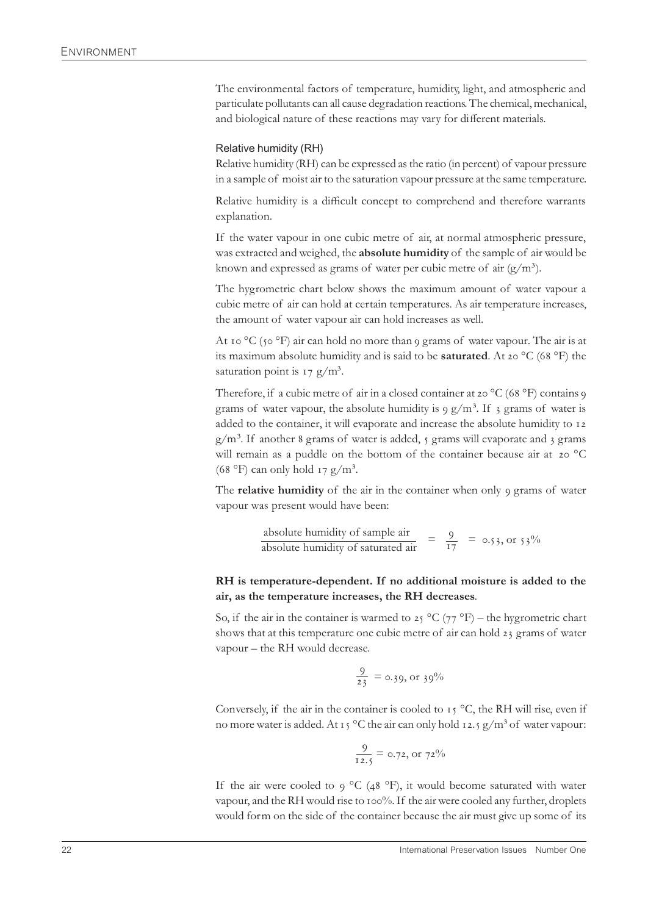The environmental factors of temperature, humidity, light, and atmospheric and particulate pollutants can all cause degradation reactions. The chemical, mechanical, and biological nature of these reactions may vary for different materials.

### Relative humidity (RH)

Relative humidity (RH) can be expressed as the ratio (in percent) of vapour pressure in a sample of moist air to the saturation vapour pressure at the same temperature.

Relative humidity is a difficult concept to comprehend and therefore warrants explanation.

If the water vapour in one cubic metre of air, at normal atmospheric pressure, was extracted and weighed, the **absolute humidity** of the sample of air would be known and expressed as grams of water per cubic metre of air ($g/m^3$).

The hygrometric chart below shows the maximum amount of water vapour a cubic metre of air can hold at certain temperatures. As air temperature increases, the amount of water vapour air can hold increases as well.

At 10 °C (50 °F) air can hold no more than 9 grams of water vapour. The air is at its maximum absolute humidity and is said to be **saturated**. At 20 °C (68 °F) the saturation point is 17 $g/m^3$.

Therefore, if a cubic metre of air in a closed container at 20 °C (68 °F) contains 9 grams of water vapour, the absolute humidity is 9 $g/m^3$. If 3 grams of water is added to the container, it will evaporate and increase the absolute humidity to 12 $g/m^3$. If another 8 grams of water is added, 5 grams will evaporate and 3 grams will remain as a puddle on the bottom of the container because air at 20 °C (68 °F) can only hold 17 $g/m^3$.

The **relative humidity** of the air in the container when only 9 grams of water vapour was present would have been:

$$\frac{\text{absolute humidity of sample air}}{\text{absolute humidity of saturated air}} = \frac{9}{17} = 0.53, \text{ or } 53\%$$

**RH is temperature-dependent. If no additional moisture is added to the air, as the temperature increases, the RH decreases**.

So, if the air in the container is warmed to 25 °C (77 °F) – the hygrometric chart shows that at this temperature one cubic metre of air can hold 23 grams of water vapour – the RH would decrease.

$$\frac{9}{23} = 0.39, \text{ or } 39\%$$

Conversely, if the air in the container is cooled to 15 °C, the RH will rise, even if no more water is added. At 15 °C the air can only hold 12.5 $g/m^3$ of water vapour:

$$\frac{9}{12.5} = 0.72, \text{ or } 72\%$$

If the air were cooled to 9 °C (48 °F), it would become saturated with water vapour, and the RH would rise to 100%. If the air were cooled any further, droplets would form on the side of the container because the air must give up some of its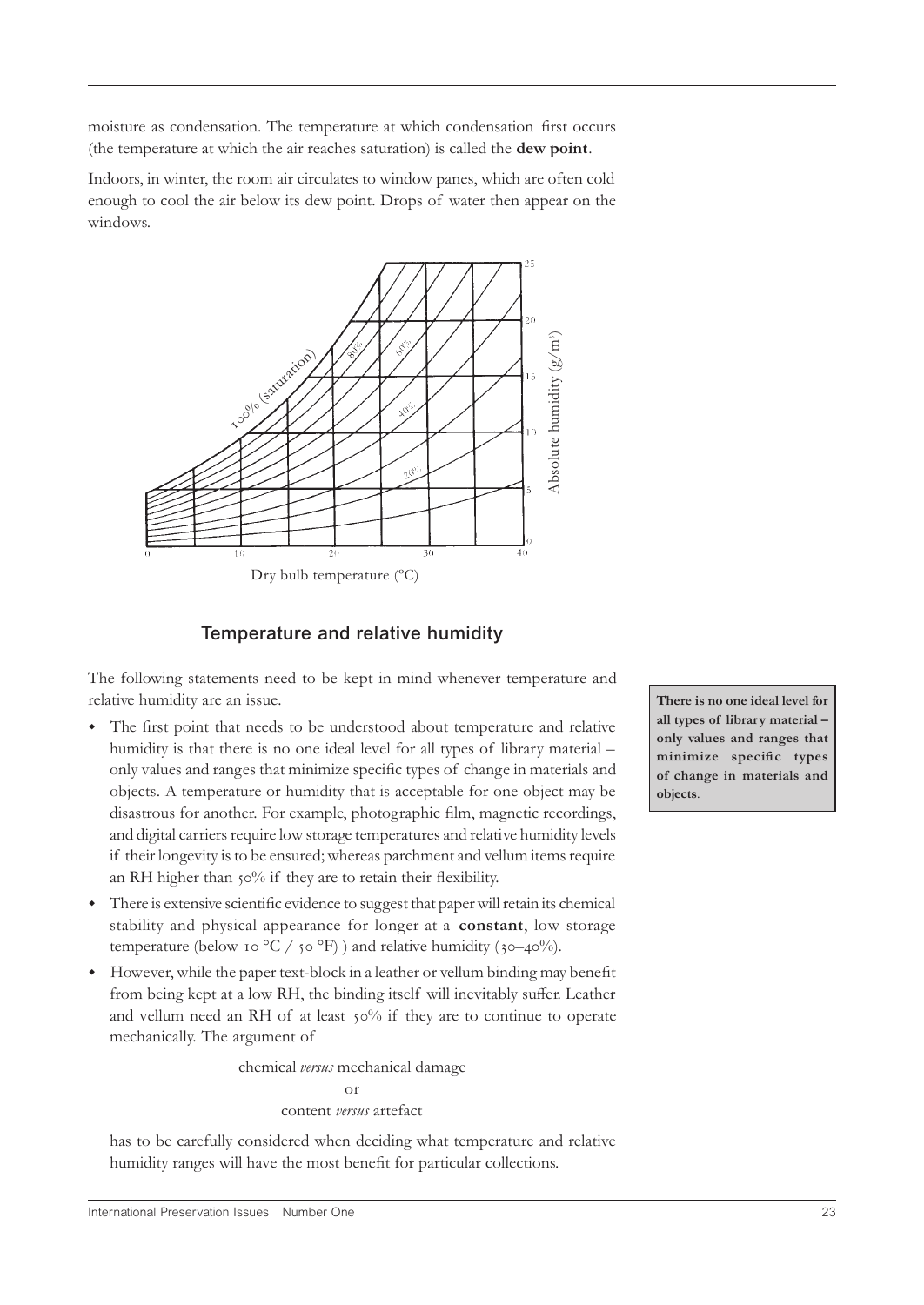moisture as condensation. The temperature at which condensation first occurs (the temperature at which the air reaches saturation) is called the **dew point**.

Indoors, in winter, the room air circulates to window panes, which are often cold enough to cool the air below its dew point. Drops of water then appear on the windows.

## Temperature and relative humidity

The following statements need to be kept in mind whenever temperature and relative humidity are an issue.

**There is no one ideal level for all types of library material – only values and ranges that minimize specific types of change in materials and objects.**

- The first point that needs to be understood about temperature and relative humidity is that there is no one ideal level for all types of library material – only values and ranges that minimize specific types of change in materials and objects. A temperature or humidity that is acceptable for one object may be disastrous for another. For example, photographic film, magnetic recordings, and digital carriers require low storage temperatures and relative humidity levels if their longevity is to be ensured; whereas parchment and vellum items require an RH higher than 50% if they are to retain their flexibility.
- There is extensive scientific evidence to suggest that paper will retain its chemical stability and physical appearance for longer at a **constant**, low storage temperature (below 10 °C / 50 °F) ) and relative humidity (30–40%).
- However, while the paper text-block in a leather or vellum binding may benefit from being kept at a low RH, the binding itself will inevitably suffer. Leather and vellum need an RH of at least 50% if they are to continue to operate mechanically. The argument of

  chemical *versus* mechanical damage

  or

  content *versus* artefact

  has to be carefully considered when deciding what temperature and relative humidity ranges will have the most benefit for particular collections.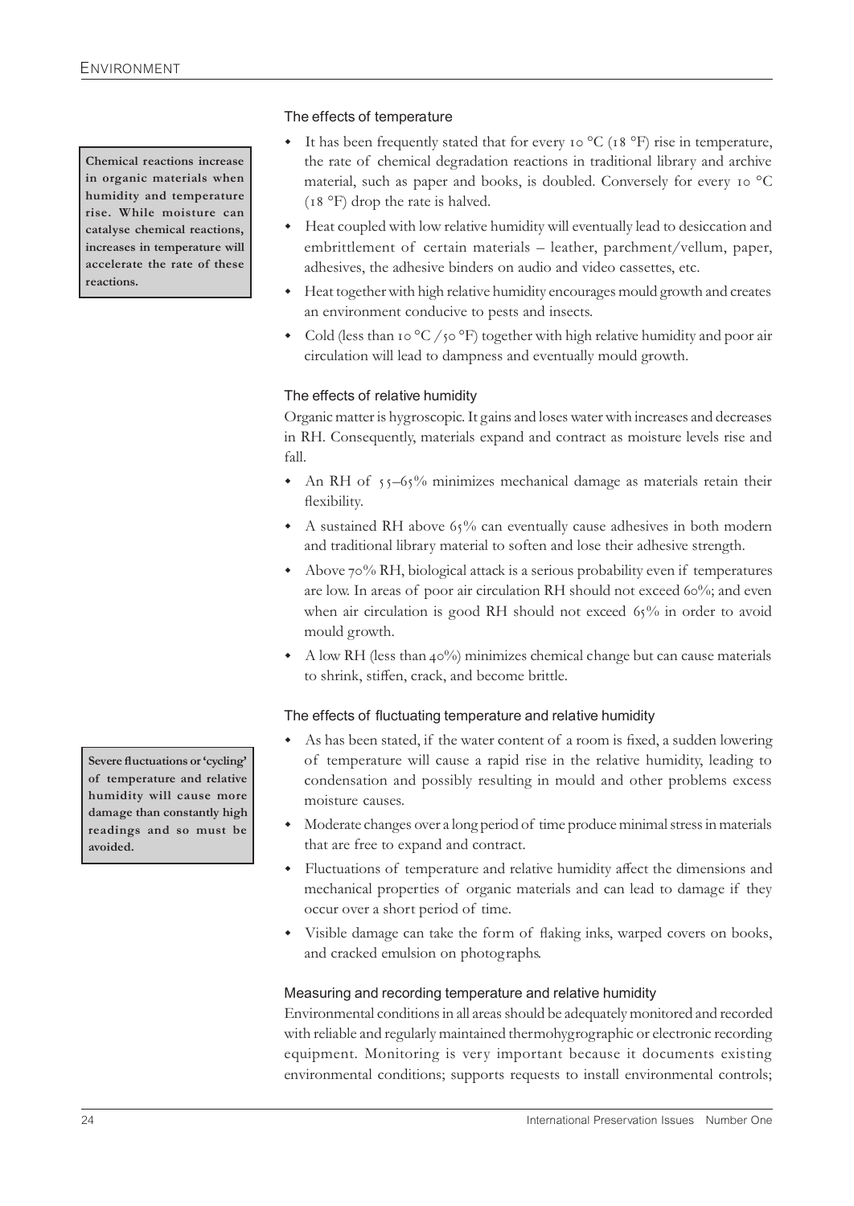**Chemical reactions increase in organic materials when humidity and temperature rise. While moisture can catalyse chemical reactions, increases in temperature will accelerate the rate of these reactions.**

### The effects of temperature

- It has been frequently stated that for every 10 °C (18 °F) rise in temperature, the rate of chemical degradation reactions in traditional library and archive material, such as paper and books, is doubled. Conversely for every 10 °C (18 °F) drop the rate is halved.
- Heat coupled with low relative humidity will eventually lead to desiccation and embrittlement of certain materials – leather, parchment/vellum, paper, adhesives, the adhesive binders on audio and video cassettes, etc.
- Heat together with high relative humidity encourages mould growth and creates an environment conducive to pests and insects.
- Cold (less than 10 °C / 50 °F) together with high relative humidity and poor air circulation will lead to dampness and eventually mould growth.

### The effects of relative humidity

Organic matter is hygroscopic. It gains and loses water with increases and decreases in RH. Consequently, materials expand and contract as moisture levels rise and fall.

- An RH of 55–65% minimizes mechanical damage as materials retain their flexibility.
- A sustained RH above 65% can eventually cause adhesives in both modern and traditional library material to soften and lose their adhesive strength.
- Above 70% RH, biological attack is a serious probability even if temperatures are low. In areas of poor air circulation RH should not exceed 60%; and even when air circulation is good RH should not exceed 65% in order to avoid mould growth.
- A low RH (less than 40%) minimizes chemical change but can cause materials to shrink, stiffen, crack, and become brittle.

### The effects of fluctuating temperature and relative humidity

**Severe fluctuations or 'cycling' of temperature and relative humidity will cause more damage than constantly high readings and so must be avoided.**

- As has been stated, if the water content of a room is fixed, a sudden lowering of temperature will cause a rapid rise in the relative humidity, leading to condensation and possibly resulting in mould and other problems excess moisture causes.
- Moderate changes over a long period of time produce minimal stress in materials that are free to expand and contract.
- Fluctuations of temperature and relative humidity affect the dimensions and mechanical properties of organic materials and can lead to damage if they occur over a short period of time.
- Visible damage can take the form of flaking inks, warped covers on books, and cracked emulsion on photographs.

### Measuring and recording temperature and relative humidity

Environmental conditions in all areas should be adequately monitored and recorded with reliable and regularly maintained thermohygrographic or electronic recording equipment. Monitoring is very important because it documents existing environmental conditions; supports requests to install environmental controls;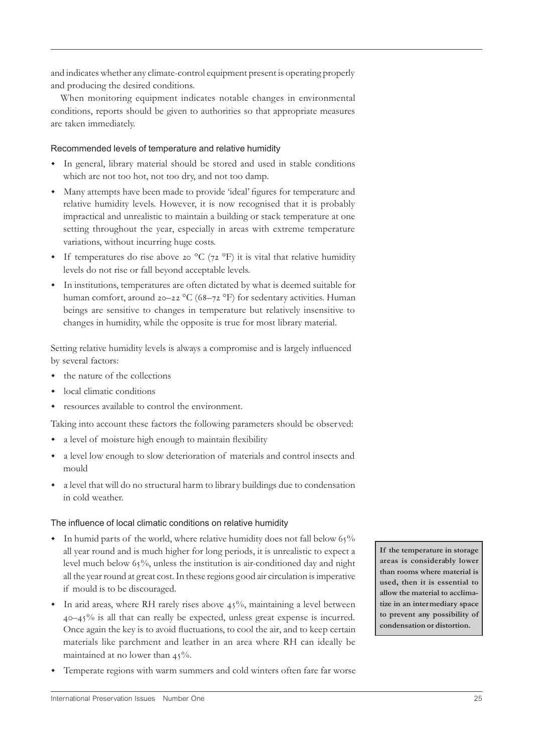and indicates whether any climate-control equipment present is operating properly and producing the desired conditions.

When monitoring equipment indicates notable changes in environmental conditions, reports should be given to authorities so that appropriate measures are taken immediately.

### Recommended levels of temperature and relative humidity

- In general, library material should be stored and used in stable conditions which are not too hot, not too dry, and not too damp.
- Many attempts have been made to provide 'ideal' figures for temperature and relative humidity levels. However, it is now recognised that it is probably impractical and unrealistic to maintain a building or stack temperature at one setting throughout the year, especially in areas with extreme temperature variations, without incurring huge costs.
- If temperatures do rise above 20 °C (72 °F) it is vital that relative humidity levels do not rise or fall beyond acceptable levels.
- In institutions, temperatures are often dictated by what is deemed suitable for human comfort, around 20–22 °C (68–72 °F) for sedentary activities. Human beings are sensitive to changes in temperature but relatively insensitive to changes in humidity, while the opposite is true for most library material.

Setting relative humidity levels is always a compromise and is largely influenced by several factors:

- the nature of the collections
- local climatic conditions
- resources available to control the environment.

Taking into account these factors the following parameters should be observed:

- a level of moisture high enough to maintain flexibility
- a level low enough to slow deterioration of materials and control insects and mould
- a level that will do no structural harm to library buildings due to condensation in cold weather.

### The influence of local climatic conditions on relative humidity

- In humid parts of the world, where relative humidity does not fall below 65% all year round and is much higher for long periods, it is unrealistic to expect a level much below 65%, unless the institution is air-conditioned day and night all the year round at great cost. In these regions good air circulation is imperative if mould is to be discouraged.
- In arid areas, where RH rarely rises above 45%, maintaining a level between 40–45% is all that can really be expected, unless great expense is incurred. Once again the key is to avoid fluctuations, to cool the air, and to keep certain materials like parchment and leather in an area where RH can ideally be maintained at no lower than 45%.
- Temperate regions with warm summers and cold winters often fare far worse

**If the temperature in storage areas is considerably lower than rooms where material is used, then it is essential to allow the material to acclimatize in an intermediary space to prevent any possibility of condensation or distortion.**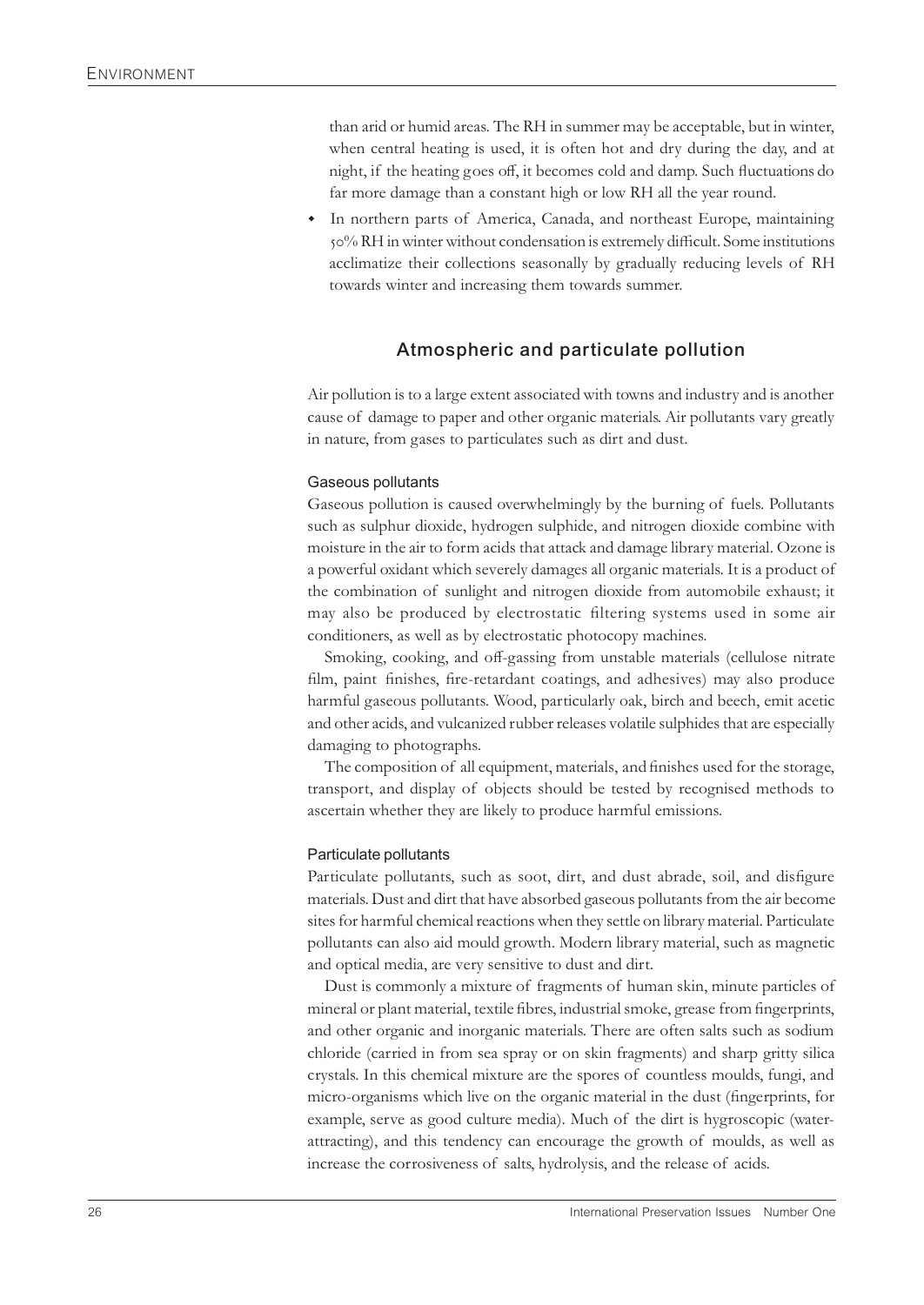than arid or humid areas. The RH in summer may be acceptable, but in winter, when central heating is used, it is often hot and dry during the day, and at night, if the heating goes off, it becomes cold and damp. Such fluctuations do far more damage than a constant high or low RH all the year round.

- In northern parts of America, Canada, and northeast Europe, maintaining 50% RH in winter without condensation is extremely difficult. Some institutions acclimatize their collections seasonally by gradually reducing levels of RH towards winter and increasing them towards summer.

## Atmospheric and particulate pollution

Air pollution is to a large extent associated with towns and industry and is another cause of damage to paper and other organic materials. Air pollutants vary greatly in nature, from gases to particulates such as dirt and dust.

### Gaseous pollutants

Gaseous pollution is caused overwhelmingly by the burning of fuels. Pollutants such as sulphur dioxide, hydrogen sulphide, and nitrogen dioxide combine with moisture in the air to form acids that attack and damage library material. Ozone is a powerful oxidant which severely damages all organic materials. It is a product of the combination of sunlight and nitrogen dioxide from automobile exhaust; it may also be produced by electrostatic filtering systems used in some air conditioners, as well as by electrostatic photocopy machines.

Smoking, cooking, and off-gassing from unstable materials (cellulose nitrate film, paint finishes, fire-retardant coatings, and adhesives) may also produce harmful gaseous pollutants. Wood, particularly oak, birch and beech, emit acetic and other acids, and vulcanized rubber releases volatile sulphides that are especially damaging to photographs.

The composition of all equipment, materials, and finishes used for the storage, transport, and display of objects should be tested by recognised methods to ascertain whether they are likely to produce harmful emissions.

### Particulate pollutants

Particulate pollutants, such as soot, dirt, and dust abrade, soil, and disfigure materials. Dust and dirt that have absorbed gaseous pollutants from the air become sites for harmful chemical reactions when they settle on library material. Particulate pollutants can also aid mould growth. Modern library material, such as magnetic and optical media, are very sensitive to dust and dirt.

Dust is commonly a mixture of fragments of human skin, minute particles of mineral or plant material, textile fibres, industrial smoke, grease from fingerprints, and other organic and inorganic materials. There are often salts such as sodium chloride (carried in from sea spray or on skin fragments) and sharp gritty silica crystals. In this chemical mixture are the spores of countless moulds, fungi, and micro-organisms which live on the organic material in the dust (fingerprints, for example, serve as good culture media). Much of the dirt is hygroscopic (water-attracting), and this tendency can encourage the growth of moulds, as well as increase the corrosiveness of salts, hydrolysis, and the release of acids.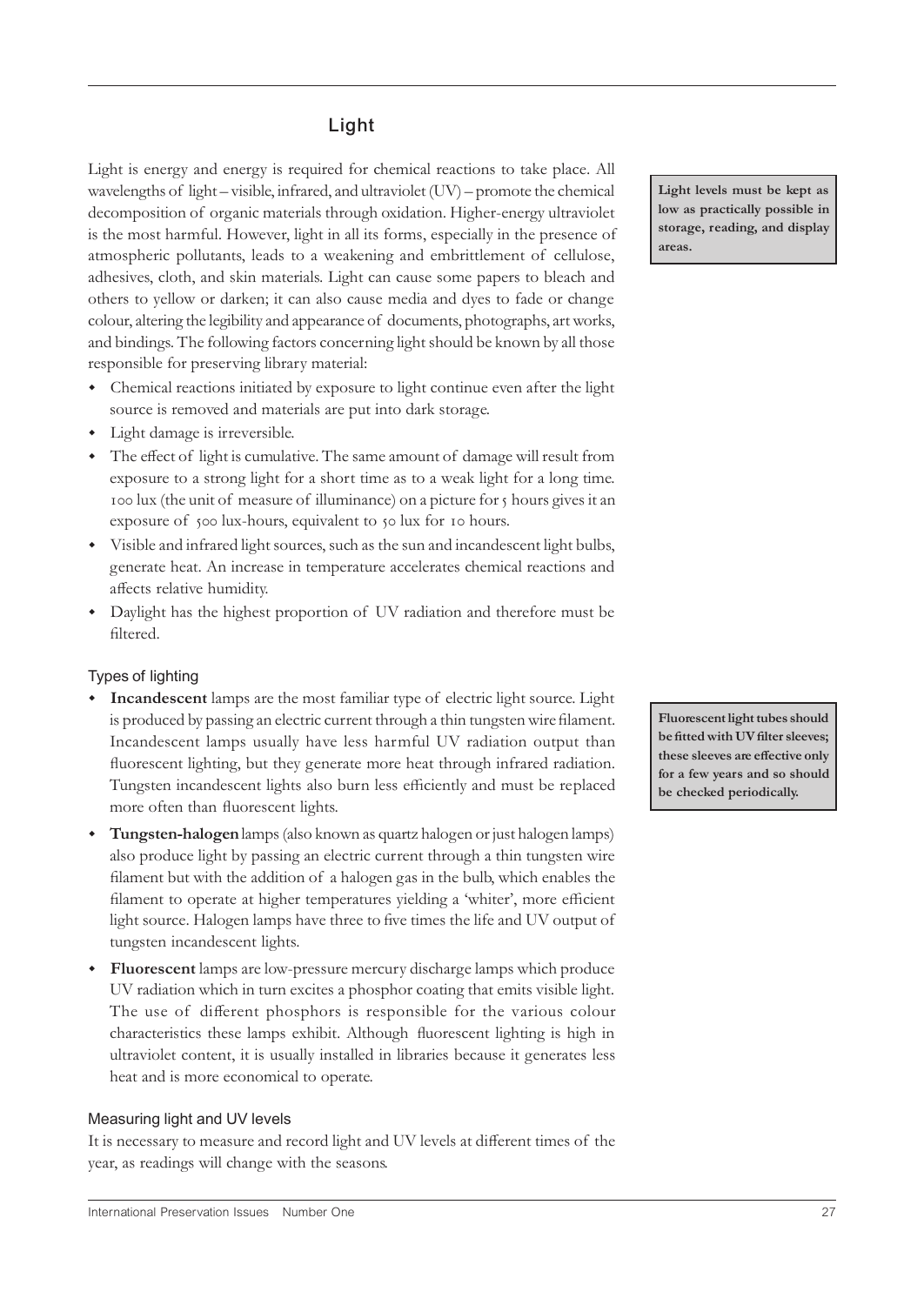## Light

Light is energy and energy is required for chemical reactions to take place. All wavelengths of light – visible, infrared, and ultraviolet (UV) – promote the chemical decomposition of organic materials through oxidation. Higher-energy ultraviolet is the most harmful. However, light in all its forms, especially in the presence of atmospheric pollutants, leads to a weakening and embrittlement of cellulose, adhesives, cloth, and skin materials. Light can cause some papers to bleach and others to yellow or darken; it can also cause media and dyes to fade or change colour, altering the legibility and appearance of documents, photographs, art works, and bindings. The following factors concerning light should be known by all those responsible for preserving library material:

**Light levels must be kept as low as practically possible in storage, reading, and display areas.**

- Chemical reactions initiated by exposure to light continue even after the light source is removed and materials are put into dark storage.
- Light damage is irreversible.
- The effect of light is cumulative. The same amount of damage will result from exposure to a strong light for a short time as to a weak light for a long time. 100 lux (the unit of measure of illuminance) on a picture for 5 hours gives it an exposure of 500 lux-hours, equivalent to 50 lux for 10 hours.
- Visible and infrared light sources, such as the sun and incandescent light bulbs, generate heat. An increase in temperature accelerates chemical reactions and affects relative humidity.
- Daylight has the highest proportion of UV radiation and therefore must be filtered.

### Types of lighting

- **Incandescent** lamps are the most familiar type of electric light source. Light is produced by passing an electric current through a thin tungsten wire filament. Incandescent lamps usually have less harmful UV radiation output than fluorescent lighting, but they generate more heat through infrared radiation. Tungsten incandescent lights also burn less efficiently and must be replaced more often than fluorescent lights.
- **Tungsten-halogen** lamps (also known as quartz halogen or just halogen lamps) also produce light by passing an electric current through a thin tungsten wire filament but with the addition of a halogen gas in the bulb, which enables the filament to operate at higher temperatures yielding a 'whiter', more efficient light source. Halogen lamps have three to five times the life and UV output of tungsten incandescent lights.
- **Fluorescent** lamps are low-pressure mercury discharge lamps which produce UV radiation which in turn excites a phosphor coating that emits visible light. The use of different phosphors is responsible for the various colour characteristics these lamps exhibit. Although fluorescent lighting is high in ultraviolet content, it is usually installed in libraries because it generates less heat and is more economical to operate.

**Fluorescent light tubes should be fitted with UV filter sleeves; these sleeves are effective only for a few years and so should be checked periodically.**

### Measuring light and UV levels

It is necessary to measure and record light and UV levels at different times of the year, as readings will change with the seasons.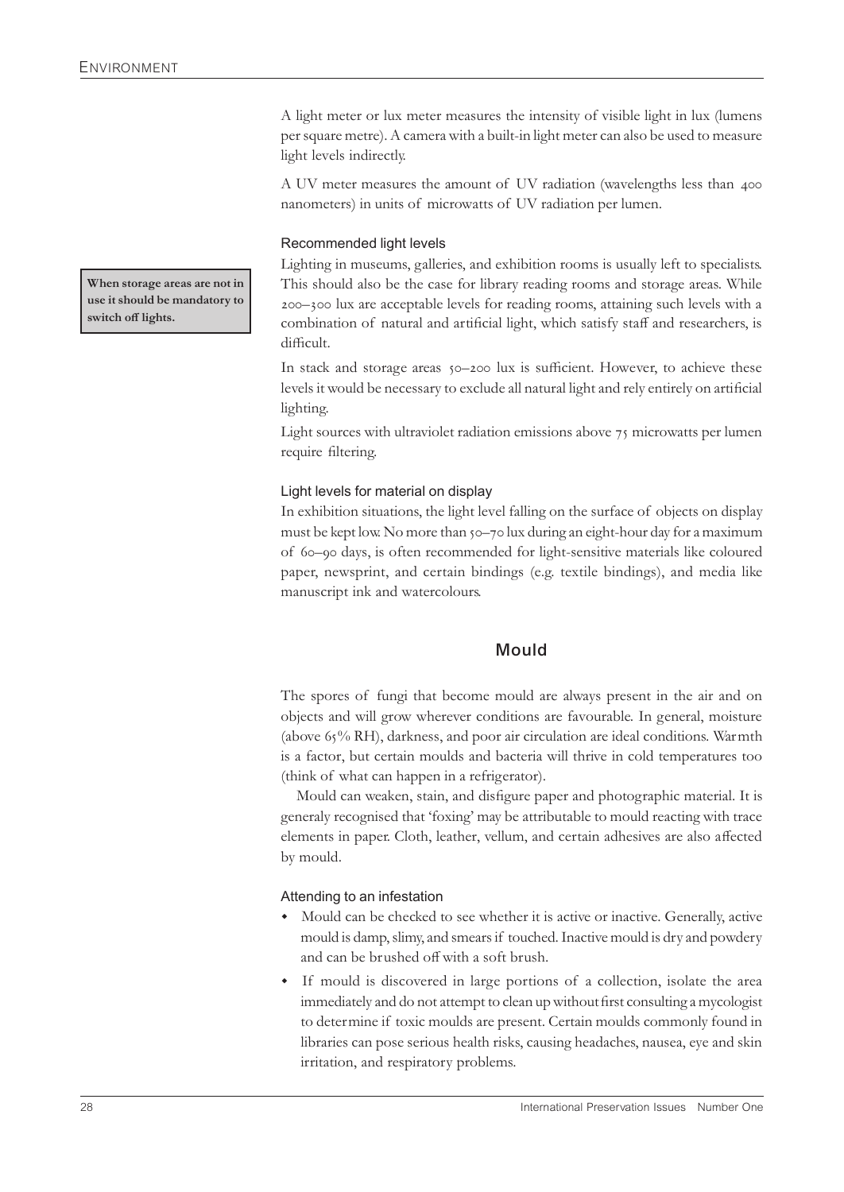A light meter or lux meter measures the intensity of visible light in lux (lumens per square metre). A camera with a built-in light meter can also be used to measure light levels indirectly.

A UV meter measures the amount of UV radiation (wavelengths less than 400 nanometers) in units of microwatts of UV radiation per lumen.

### Recommended light levels

**When storage areas are not in use it should be mandatory to switch off lights.**

Lighting in museums, galleries, and exhibition rooms is usually left to specialists. This should also be the case for library reading rooms and storage areas. While 200–300 lux are acceptable levels for reading rooms, attaining such levels with a combination of natural and artificial light, which satisfy staff and researchers, is difficult.

In stack and storage areas 50–200 lux is sufficient. However, to achieve these levels it would be necessary to exclude all natural light and rely entirely on artificial lighting.

Light sources with ultraviolet radiation emissions above 75 microwatts per lumen require filtering.

### Light levels for material on display

In exhibition situations, the light level falling on the surface of objects on display must be kept low. No more than 50–70 lux during an eight-hour day for a maximum of 60–90 days, is often recommended for light-sensitive materials like coloured paper, newsprint, and certain bindings (e.g. textile bindings), and media like manuscript ink and watercolours.

## Mould

The spores of fungi that become mould are always present in the air and on objects and will grow wherever conditions are favourable. In general, moisture (above 65% RH), darkness, and poor air circulation are ideal conditions. Warmth is a factor, but certain moulds and bacteria will thrive in cold temperatures too (think of what can happen in a refrigerator).

Mould can weaken, stain, and disfigure paper and photographic material. It is generaly recognised that 'foxing' may be attributable to mould reacting with trace elements in paper. Cloth, leather, vellum, and certain adhesives are also affected by mould.

### Attending to an infestation

- Mould can be checked to see whether it is active or inactive. Generally, active mould is damp, slimy, and smears if touched. Inactive mould is dry and powdery and can be brushed off with a soft brush.
- If mould is discovered in large portions of a collection, isolate the area immediately and do not attempt to clean up without first consulting a mycologist to determine if toxic moulds are present. Certain moulds commonly found in libraries can pose serious health risks, causing headaches, nausea, eye and skin irritation, and respiratory problems.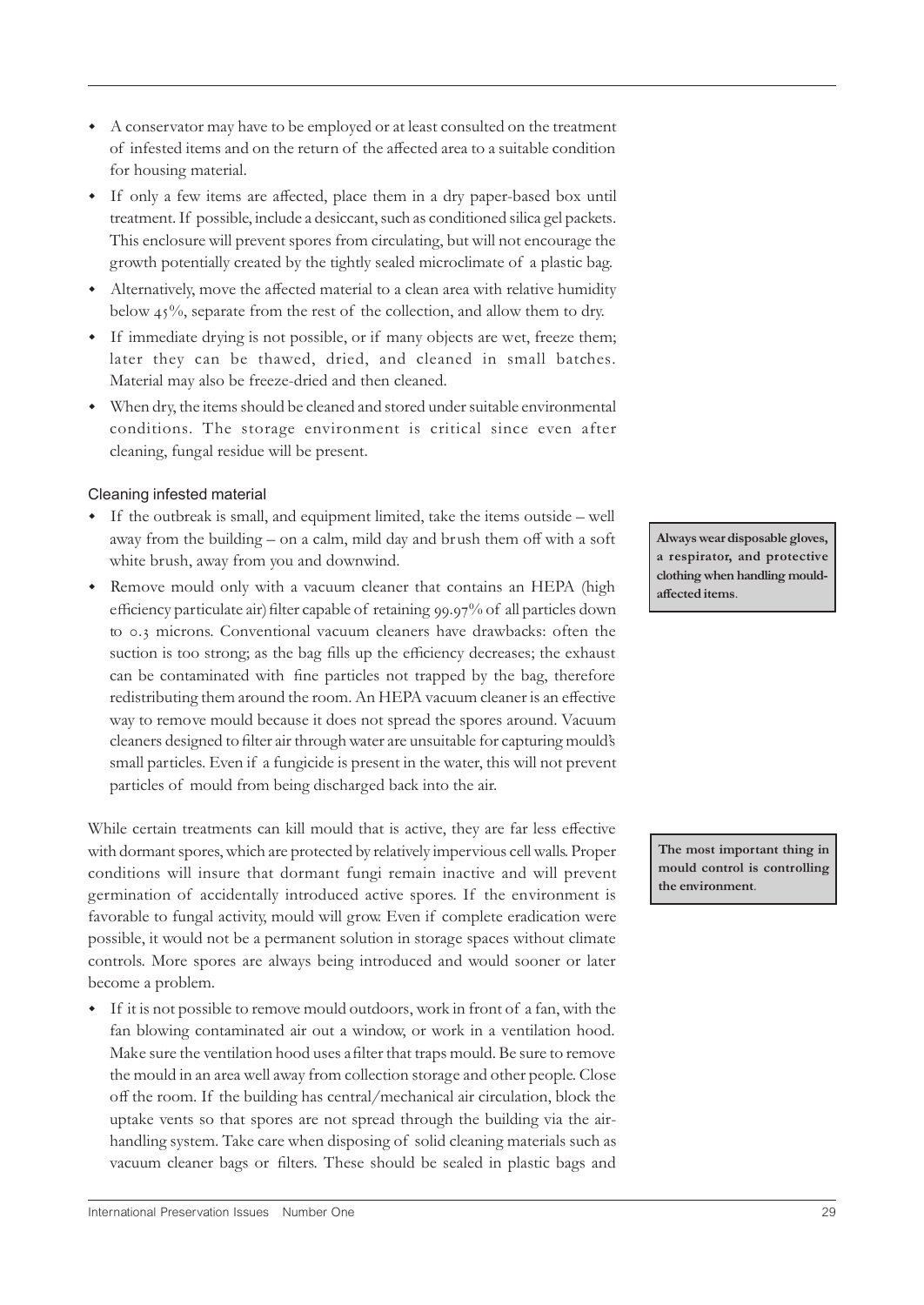- A conservator may have to be employed or at least consulted on the treatment of infested items and on the return of the affected area to a suitable condition for housing material.
- If only a few items are affected, place them in a dry paper-based box until treatment. If possible, include a desiccant, such as conditioned silica gel packets. This enclosure will prevent spores from circulating, but will not encourage the growth potentially created by the tightly sealed microclimate of a plastic bag.
- Alternatively, move the affected material to a clean area with relative humidity below 45%, separate from the rest of the collection, and allow them to dry.
- If immediate drying is not possible, or if many objects are wet, freeze them; later they can be thawed, dried, and cleaned in small batches. Material may also be freeze-dried and then cleaned.
- When dry, the items should be cleaned and stored under suitable environmental conditions. The storage environment is critical since even after cleaning, fungal residue will be present.

### Cleaning infested material

- If the outbreak is small, and equipment limited, take the items outside – well away from the building – on a calm, mild day and brush them off with a soft white brush, away from you and downwind.
- Remove mould only with a vacuum cleaner that contains an HEPA (high efficiency particulate air) filter capable of retaining 99.97% of all particles down to 0.3 microns. Conventional vacuum cleaners have drawbacks: often the suction is too strong; as the bag fills up the efficiency decreases; the exhaust can be contaminated with fine particles not trapped by the bag, therefore redistributing them around the room. An HEPA vacuum cleaner is an effective way to remove mould because it does not spread the spores around. Vacuum cleaners designed to filter air through water are unsuitable for capturing mould's small particles. Even if a fungicide is present in the water, this will not prevent particles of mould from being discharged back into the air.

**Always wear disposable gloves, a respirator, and protective clothing when handling mould-affected items.**

While certain treatments can kill mould that is active, they are far less effective with dormant spores, which are protected by relatively impervious cell walls. Proper conditions will insure that dormant fungi remain inactive and will prevent germination of accidentally introduced active spores. If the environment is favorable to fungal activity, mould will grow. Even if complete eradication were possible, it would not be a permanent solution in storage spaces without climate controls. More spores are always being introduced and would sooner or later become a problem.

**The most important thing in mould control is controlling the environment.**

- If it is not possible to remove mould outdoors, work in front of a fan, with the fan blowing contaminated air out a window, or work in a ventilation hood. Make sure the ventilation hood uses a filter that traps mould. Be sure to remove the mould in an area well away from collection storage and other people. Close off the room. If the building has central/mechanical air circulation, block the uptake vents so that spores are not spread through the building via the air-handling system. Take care when disposing of solid cleaning materials such as vacuum cleaner bags or filters. These should be sealed in plastic bags and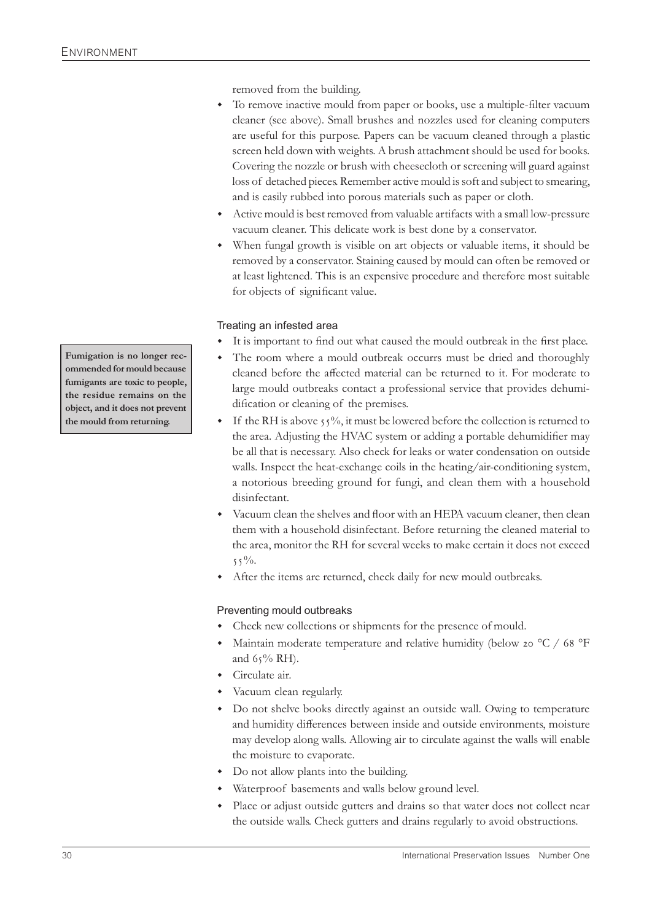removed from the building.

- To remove inactive mould from paper or books, use a multiple-filter vacuum cleaner (see above). Small brushes and nozzles used for cleaning computers are useful for this purpose. Papers can be vacuum cleaned through a plastic screen held down with weights. A brush attachment should be used for books. Covering the nozzle or brush with cheesecloth or screening will guard against loss of detached pieces. Remember active mould is soft and subject to smearing, and is easily rubbed into porous materials such as paper or cloth.
- Active mould is best removed from valuable artifacts with a small low-pressure vacuum cleaner. This delicate work is best done by a conservator.
- When fungal growth is visible on art objects or valuable items, it should be removed by a conservator. Staining caused by mould can often be removed or at least lightened. This is an expensive procedure and therefore most suitable for objects of significant value.

### Treating an infested area

**Fumigation is no longer recommended for mould because fumigants are toxic to people, the residue remains on the object, and it does not prevent the mould from returning.**

- It is important to find out what caused the mould outbreak in the first place.
- The room where a mould outbreak occurrs must be dried and thoroughly cleaned before the affected material can be returned to it. For moderate to large mould outbreaks contact a professional service that provides dehumidification or cleaning of the premises.
- If the RH is above 55%, it must be lowered before the collection is returned to the area. Adjusting the HVAC system or adding a portable dehumidifier may be all that is necessary. Also check for leaks or water condensation on outside walls. Inspect the heat-exchange coils in the heating/air-conditioning system, a notorious breeding ground for fungi, and clean them with a household disinfectant.
- Vacuum clean the shelves and floor with an HEPA vacuum cleaner, then clean them with a household disinfectant. Before returning the cleaned material to the area, monitor the RH for several weeks to make certain it does not exceed 55%.
- After the items are returned, check daily for new mould outbreaks.

### Preventing mould outbreaks

- Check new collections or shipments for the presence of mould.
- Maintain moderate temperature and relative humidity (below 20 °C / 68 °F and 65% RH).
- Circulate air.
- Vacuum clean regularly.
- Do not shelve books directly against an outside wall. Owing to temperature and humidity differences between inside and outside environments, moisture may develop along walls. Allowing air to circulate against the walls will enable the moisture to evaporate.
- Do not allow plants into the building.
- Waterproof basements and walls below ground level.
- Place or adjust outside gutters and drains so that water does not collect near the outside walls. Check gutters and drains regularly to avoid obstructions.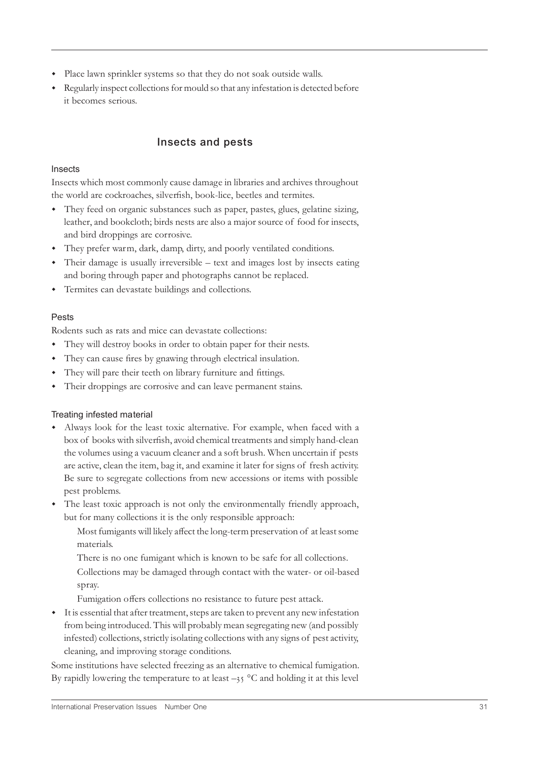- Place lawn sprinkler systems so that they do not soak outside walls.
- Regularly inspect collections for mould so that any infestation is detected before it becomes serious.

## Insects and pests

### Insects

Insects which most commonly cause damage in libraries and archives throughout the world are cockroaches, silverfish, book-lice, beetles and termites.

- They feed on organic substances such as paper, pastes, glues, gelatine sizing, leather, and bookcloth; birds nests are also a major source of food for insects, and bird droppings are corrosive.
- They prefer warm, dark, damp, dirty, and poorly ventilated conditions.
- Their damage is usually irreversible – text and images lost by insects eating and boring through paper and photographs cannot be replaced.
- Termites can devastate buildings and collections.

### Pests

Rodents such as rats and mice can devastate collections:

- They will destroy books in order to obtain paper for their nests.
- They can cause fires by gnawing through electrical insulation.
- They will pare their teeth on library furniture and fittings.
- Their droppings are corrosive and can leave permanent stains.

### Treating infested material

- Always look for the least toxic alternative. For example, when faced with a box of books with silverfish, avoid chemical treatments and simply hand-clean the volumes using a vacuum cleaner and a soft brush. When uncertain if pests are active, clean the item, bag it, and examine it later for signs of fresh activity. Be sure to segregate collections from new accessions or items with possible pest problems.
- The least toxic approach is not only the environmentally friendly approach, but for many collections it is the only responsible approach:

  Most fumigants will likely affect the long-term preservation of at least some materials.

  There is no one fumigant which is known to be safe for all collections.

  Collections may be damaged through contact with the water- or oil-based spray.

  Fumigation offers collections no resistance to future pest attack.
- It is essential that after treatment, steps are taken to prevent any new infestation from being introduced. This will probably mean segregating new (and possibly infested) collections, strictly isolating collections with any signs of pest activity, cleaning, and improving storage conditions.

Some institutions have selected freezing as an alternative to chemical fumigation. By rapidly lowering the temperature to at least –35 °C and holding it at this level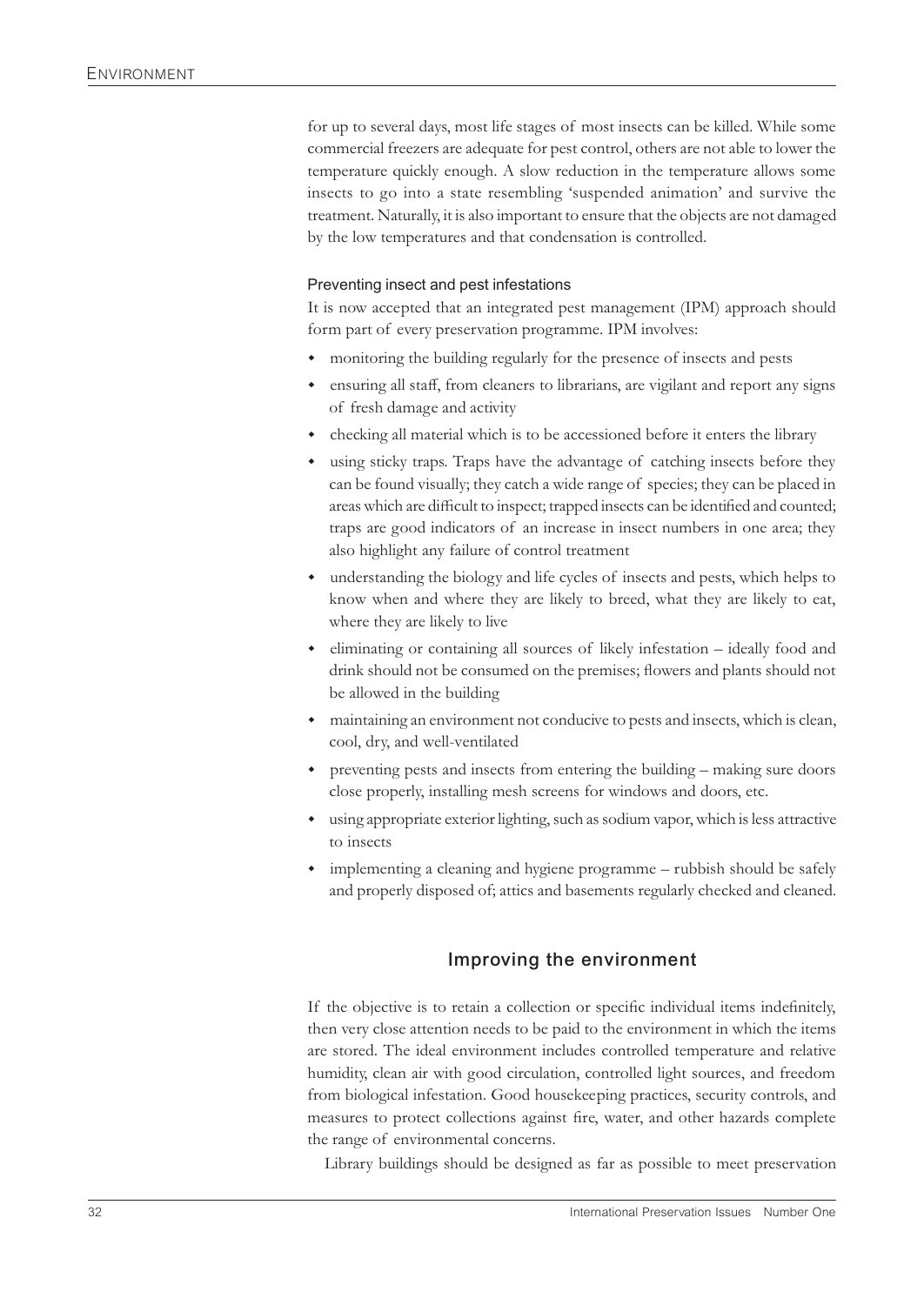for up to several days, most life stages of most insects can be killed. While some commercial freezers are adequate for pest control, others are not able to lower the temperature quickly enough. A slow reduction in the temperature allows some insects to go into a state resembling 'suspended animation' and survive the treatment. Naturally, it is also important to ensure that the objects are not damaged by the low temperatures and that condensation is controlled.

### Preventing insect and pest infestations

It is now accepted that an integrated pest management (IPM) approach should form part of every preservation programme. IPM involves:

- monitoring the building regularly for the presence of insects and pests
- ensuring all staff, from cleaners to librarians, are vigilant and report any signs of fresh damage and activity
- checking all material which is to be accessioned before it enters the library
- using sticky traps. Traps have the advantage of catching insects before they can be found visually; they catch a wide range of species; they can be placed in areas which are difficult to inspect; trapped insects can be identified and counted; traps are good indicators of an increase in insect numbers in one area; they also highlight any failure of control treatment
- understanding the biology and life cycles of insects and pests, which helps to know when and where they are likely to breed, what they are likely to eat, where they are likely to live
- eliminating or containing all sources of likely infestation – ideally food and drink should not be consumed on the premises; flowers and plants should not be allowed in the building
- maintaining an environment not conducive to pests and insects, which is clean, cool, dry, and well-ventilated
- preventing pests and insects from entering the building – making sure doors close properly, installing mesh screens for windows and doors, etc.
- using appropriate exterior lighting, such as sodium vapor, which is less attractive to insects
- implementing a cleaning and hygiene programme – rubbish should be safely and properly disposed of; attics and basements regularly checked and cleaned.

## Improving the environment

If the objective is to retain a collection or specific individual items indefinitely, then very close attention needs to be paid to the environment in which the items are stored. The ideal environment includes controlled temperature and relative humidity, clean air with good circulation, controlled light sources, and freedom from biological infestation. Good housekeeping practices, security controls, and measures to protect collections against fire, water, and other hazards complete the range of environmental concerns.

Library buildings should be designed as far as possible to meet preservation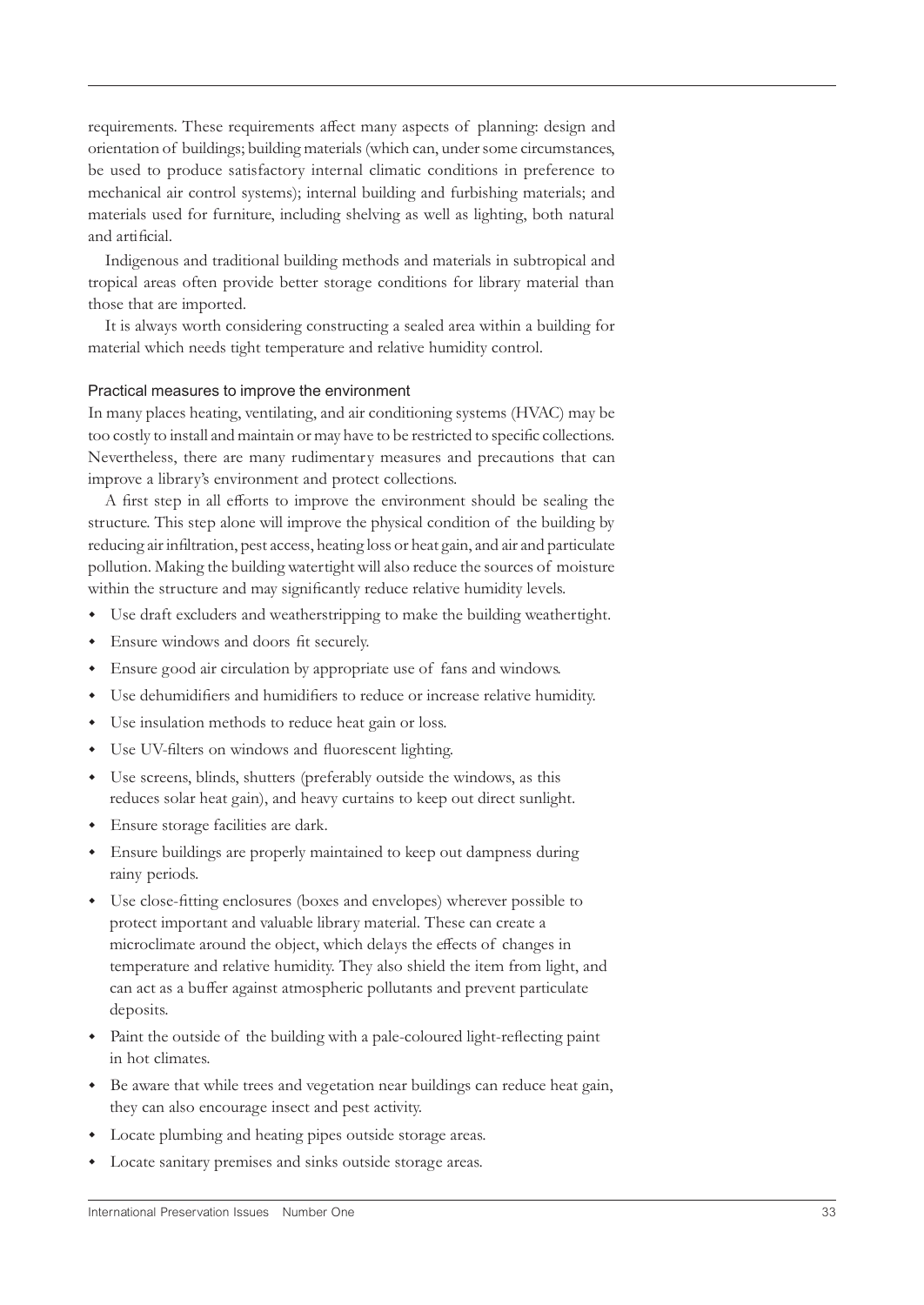requirements. These requirements affect many aspects of planning: design and orientation of buildings; building materials (which can, under some circumstances, be used to produce satisfactory internal climatic conditions in preference to mechanical air control systems); internal building and furbishing materials; and materials used for furniture, including shelving as well as lighting, both natural and artificial.

Indigenous and traditional building methods and materials in subtropical and tropical areas often provide better storage conditions for library material than those that are imported.

It is always worth considering constructing a sealed area within a building for material which needs tight temperature and relative humidity control.

### Practical measures to improve the environment

In many places heating, ventilating, and air conditioning systems (HVAC) may be too costly to install and maintain or may have to be restricted to specific collections. Nevertheless, there are many rudimentary measures and precautions that can improve a library's environment and protect collections.

A first step in all efforts to improve the environment should be sealing the structure. This step alone will improve the physical condition of the building by reducing air infiltration, pest access, heating loss or heat gain, and air and particulate pollution. Making the building watertight will also reduce the sources of moisture within the structure and may significantly reduce relative humidity levels.

- Use draft excluders and weatherstripping to make the building weathertight.
- Ensure windows and doors fit securely.
- Ensure good air circulation by appropriate use of fans and windows.
- Use dehumidifiers and humidifiers to reduce or increase relative humidity.
- Use insulation methods to reduce heat gain or loss.
- Use UV-filters on windows and fluorescent lighting.
- Use screens, blinds, shutters (preferably outside the windows, as this reduces solar heat gain), and heavy curtains to keep out direct sunlight.
- Ensure storage facilities are dark.
- Ensure buildings are properly maintained to keep out dampness during rainy periods.
- Use close-fitting enclosures (boxes and envelopes) wherever possible to protect important and valuable library material. These can create a microclimate around the object, which delays the effects of changes in temperature and relative humidity. They also shield the item from light, and can act as a buffer against atmospheric pollutants and prevent particulate deposits.
- Paint the outside of the building with a pale-coloured light-reflecting paint in hot climates.
- Be aware that while trees and vegetation near buildings can reduce heat gain, they can also encourage insect and pest activity.
- Locate plumbing and heating pipes outside storage areas.
- Locate sanitary premises and sinks outside storage areas.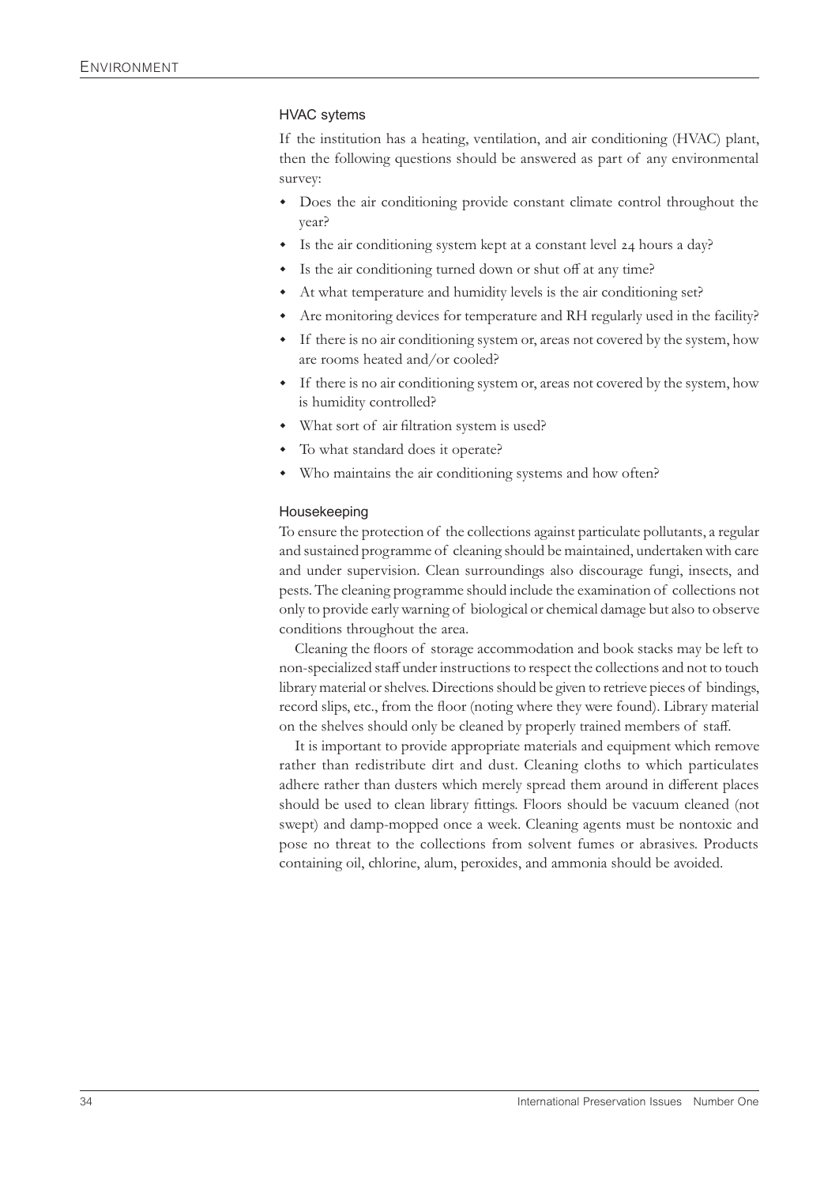### HVAC sytems

If the institution has a heating, ventilation, and air conditioning (HVAC) plant, then the following questions should be answered as part of any environmental survey:

- Does the air conditioning provide constant climate control throughout the year?
- Is the air conditioning system kept at a constant level 24 hours a day?
- Is the air conditioning turned down or shut off at any time?
- At what temperature and humidity levels is the air conditioning set?
- Are monitoring devices for temperature and RH regularly used in the facility?
- If there is no air conditioning system or, areas not covered by the system, how are rooms heated and/or cooled?
- If there is no air conditioning system or, areas not covered by the system, how is humidity controlled?
- What sort of air filtration system is used?
- To what standard does it operate?
- Who maintains the air conditioning systems and how often?

### Housekeeping

To ensure the protection of the collections against particulate pollutants, a regular and sustained programme of cleaning should be maintained, undertaken with care and under supervision. Clean surroundings also discourage fungi, insects, and pests. The cleaning programme should include the examination of collections not only to provide early warning of biological or chemical damage but also to observe conditions throughout the area.

Cleaning the floors of storage accommodation and book stacks may be left to non-specialized staff under instructions to respect the collections and not to touch library material or shelves. Directions should be given to retrieve pieces of bindings, record slips, etc., from the floor (noting where they were found). Library material on the shelves should only be cleaned by properly trained members of staff.

It is important to provide appropriate materials and equipment which remove rather than redistribute dirt and dust. Cleaning cloths to which particulates adhere rather than dusters which merely spread them around in different places should be used to clean library fittings. Floors should be vacuum cleaned (not swept) and damp-mopped once a week. Cleaning agents must be nontoxic and pose no threat to the collections from solvent fumes or abrasives. Products containing oil, chlorine, alum, peroxides, and ammonia should be avoided.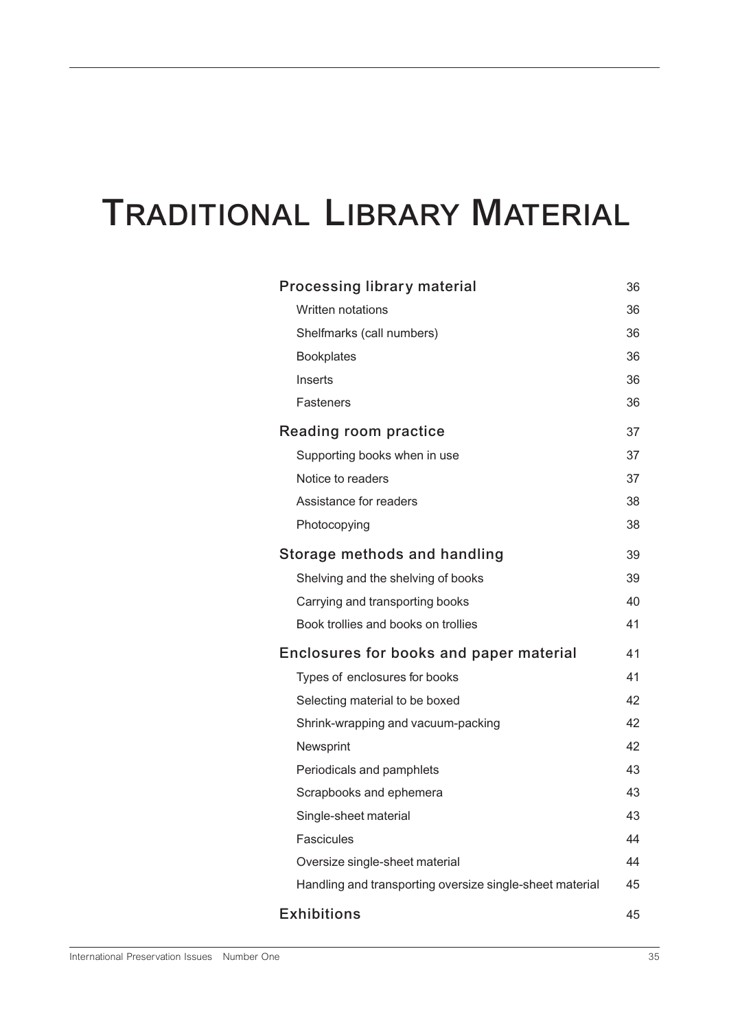# Traditional Library Material

| | |
|---|---|
| **Processing library material** | 36 |
| Written notations | 36 |
| Shelfmarks (call numbers) | 36 |
| Bookplates | 36 |
| Inserts | 36 |
| Fasteners | 36 |
| **Reading room practice** | 37 |
| Supporting books when in use | 37 |
| Notice to readers | 37 |
| Assistance for readers | 38 |
| Photocopying | 38 |
| **Storage methods and handling** | 39 |
| Shelving and the shelving of books | 39 |
| Carrying and transporting books | 40 |
| Book trollies and books on trollies | 41 |
| **Enclosures for books and paper material** | 41 |
| Types of enclosures for books | 41 |
| Selecting material to be boxed | 42 |
| Shrink-wrapping and vacuum-packing | 42 |
| Newsprint | 42 |
| Periodicals and pamphlets | 43 |
| Scrapbooks and ephemera | 43 |
| Single-sheet material | 43 |
| Fascicules | 44 |
| Oversize single-sheet material | 44 |
| Handling and transporting oversize single-sheet material | 45 |
| **Exhibitions** | 45 |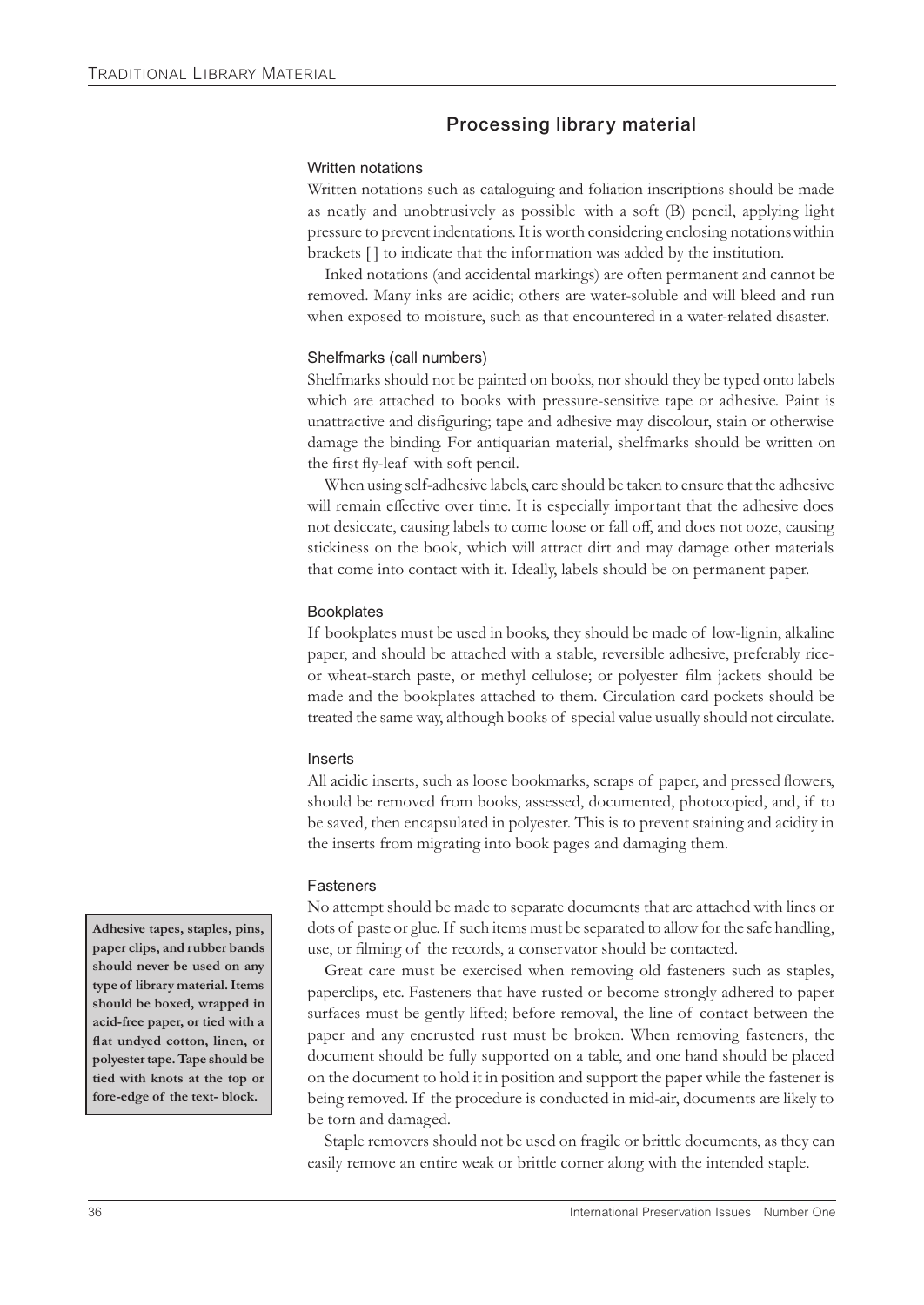## Processing library material

### Written notations

Written notations such as cataloguing and foliation inscriptions should be made as neatly and unobtrusively as possible with a soft (B) pencil, applying light pressure to prevent indentations. It is worth considering enclosing notations within brackets [ ] to indicate that the information was added by the institution.

Inked notations (and accidental markings) are often permanent and cannot be removed. Many inks are acidic; others are water-soluble and will bleed and run when exposed to moisture, such as that encountered in a water-related disaster.

### Shelfmarks (call numbers)

Shelfmarks should not be painted on books, nor should they be typed onto labels which are attached to books with pressure-sensitive tape or adhesive. Paint is unattractive and disfiguring; tape and adhesive may discolour, stain or otherwise damage the binding. For antiquarian material, shelfmarks should be written on the first fly-leaf with soft pencil.

When using self-adhesive labels, care should be taken to ensure that the adhesive will remain effective over time. It is especially important that the adhesive does not desiccate, causing labels to come loose or fall off, and does not ooze, causing stickiness on the book, which will attract dirt and may damage other materials that come into contact with it. Ideally, labels should be on permanent paper.

### Bookplates

If bookplates must be used in books, they should be made of low-lignin, alkaline paper, and should be attached with a stable, reversible adhesive, preferably rice- or wheat-starch paste, or methyl cellulose; or polyester film jackets should be made and the bookplates attached to them. Circulation card pockets should be treated the same way, although books of special value usually should not circulate.

### Inserts

All acidic inserts, such as loose bookmarks, scraps of paper, and pressed flowers, should be removed from books, assessed, documented, photocopied, and, if to be saved, then encapsulated in polyester. This is to prevent staining and acidity in the inserts from migrating into book pages and damaging them.

### Fasteners

**Adhesive tapes, staples, pins, paper clips, and rubber bands should never be used on any type of library material. Items should be boxed, wrapped in acid-free paper, or tied with a flat undyed cotton, linen, or polyester tape. Tape should be tied with knots at the top or fore-edge of the text- block.**

No attempt should be made to separate documents that are attached with lines or dots of paste or glue. If such items must be separated to allow for the safe handling, use, or filming of the records, a conservator should be contacted.

Great care must be exercised when removing old fasteners such as staples, paperclips, etc. Fasteners that have rusted or become strongly adhered to paper surfaces must be gently lifted; before removal, the line of contact between the paper and any encrusted rust must be broken. When removing fasteners, the document should be fully supported on a table, and one hand should be placed on the document to hold it in position and support the paper while the fastener is being removed. If the procedure is conducted in mid-air, documents are likely to be torn and damaged.

Staple removers should not be used on fragile or brittle documents, as they can easily remove an entire weak or brittle corner along with the intended staple.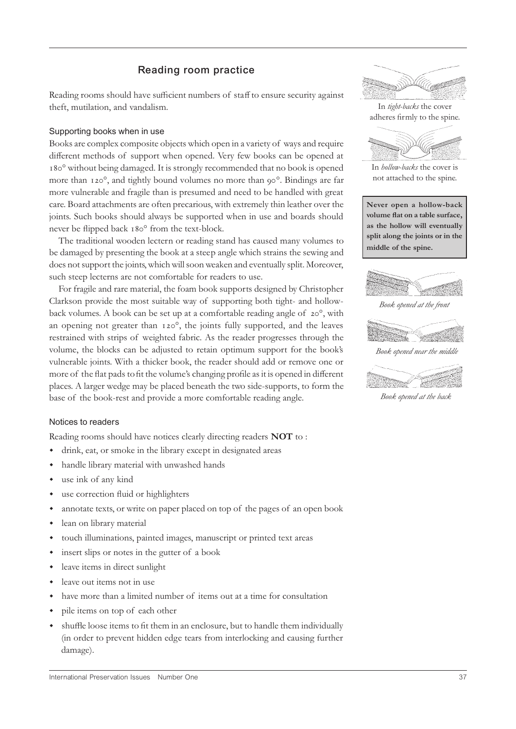## Reading room practice

Reading rooms should have sufficient numbers of staff to ensure security against theft, mutilation, and vandalism.

### Supporting books when in use

Books are complex composite objects which open in a variety of ways and require different methods of support when opened. Very few books can be opened at 180° without being damaged. It is strongly recommended that no book is opened more than 120°, and tightly bound volumes no more than 90°. Bindings are far more vulnerable and fragile than is presumed and need to be handled with great care. Board attachments are often precarious, with extremely thin leather over the joints. Such books should always be supported when in use and boards should never be flipped back 180° from the text-block.

The traditional wooden lectern or reading stand has caused many volumes to be damaged by presenting the book at a steep angle which strains the sewing and does not support the joints, which will soon weaken and eventually split. Moreover, such steep lecterns are not comfortable for readers to use.

For fragile and rare material, the foam book supports designed by Christopher Clarkson provide the most suitable way of supporting both tight- and hollow-back volumes. A book can be set up at a comfortable reading angle of 20°, with an opening not greater than 120°, the joints fully supported, and the leaves restrained with strips of weighted fabric. As the reader progresses through the volume, the blocks can be adjusted to retain optimum support for the book's vulnerable joints. With a thicker book, the reader should add or remove one or more of the flat pads to fit the volume's changing profile as it is opened in different places. A larger wedge may be placed beneath the two side-supports, to form the base of the book-rest and provide a more comfortable reading angle.

In *tight-backs* the cover adheres firmly to the spine.

In *hollow-backs* the cover is not attached to the spine.

**Never open a hollow-back volume flat on a table surface, as the hollow will eventually split along the joints or in the middle of the spine.**

*Book opened at the front*

*Book opened near the middle*

*Book opened at the back*

### Notices to readers

Reading rooms should have notices clearly directing readers **NOT** to :

- drink, eat, or smoke in the library except in designated areas
- handle library material with unwashed hands
- use ink of any kind
- use correction fluid or highlighters
- annotate texts, or write on paper placed on top of the pages of an open book
- lean on library material
- touch illuminations, painted images, manuscript or printed text areas
- insert slips or notes in the gutter of a book
- leave items in direct sunlight
- leave out items not in use
- have more than a limited number of items out at a time for consultation
- pile items on top of each other
- shuffle loose items to fit them in an enclosure, but to handle them individually (in order to prevent hidden edge tears from interlocking and causing further damage).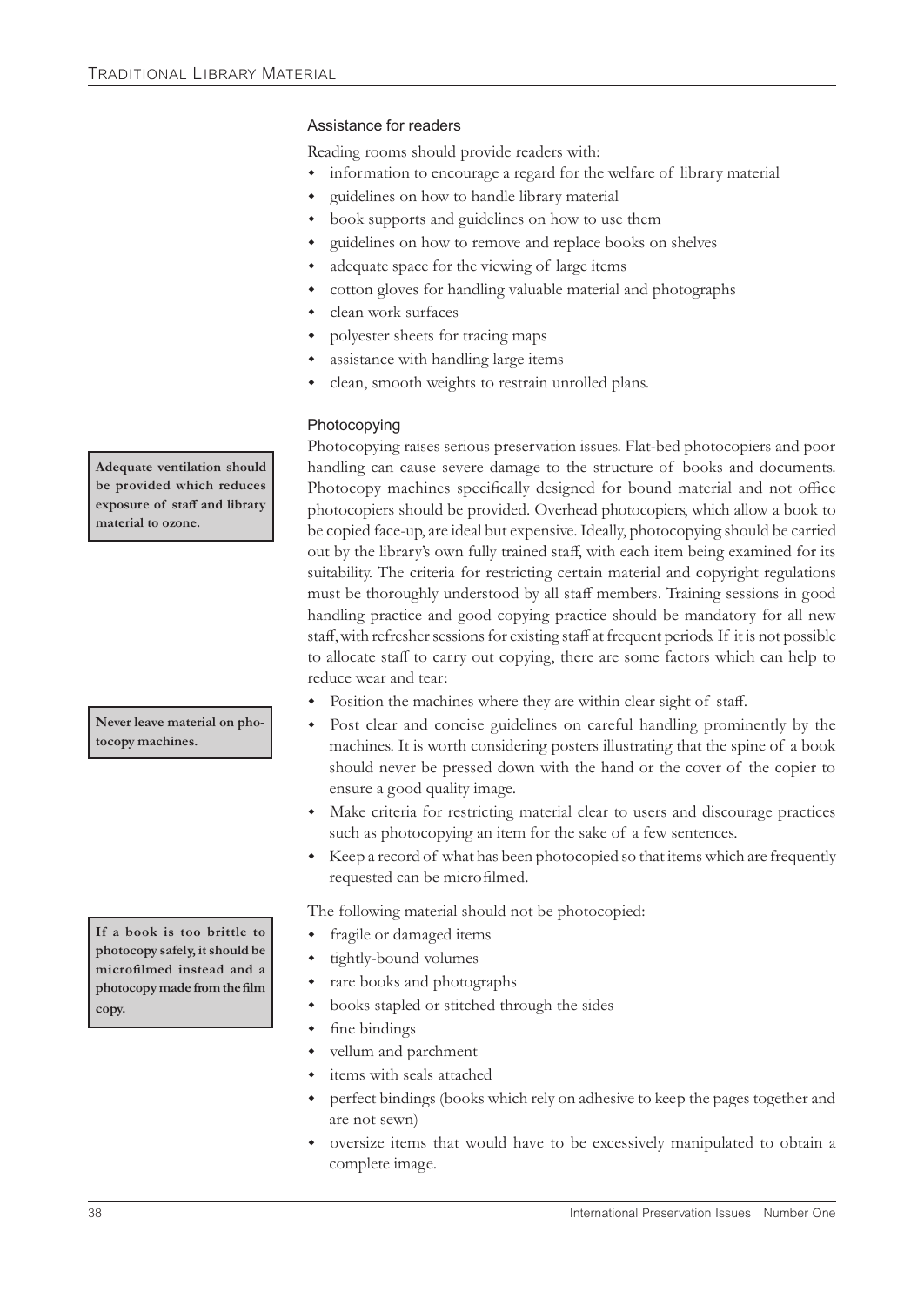### Assistance for readers

Reading rooms should provide readers with:

- information to encourage a regard for the welfare of library material
- guidelines on how to handle library material
- book supports and guidelines on how to use them
- guidelines on how to remove and replace books on shelves
- adequate space for the viewing of large items
- cotton gloves for handling valuable material and photographs
- clean work surfaces
- polyester sheets for tracing maps
- assistance with handling large items
- clean, smooth weights to restrain unrolled plans.

### Photocopying

**Adequate ventilation should be provided which reduces exposure of staff and library material to ozone.**

Photocopying raises serious preservation issues. Flat-bed photocopiers and poor handling can cause severe damage to the structure of books and documents. Photocopy machines specifically designed for bound material and not office photocopiers should be provided. Overhead photocopiers, which allow a book to be copied face-up, are ideal but expensive. Ideally, photocopying should be carried out by the library's own fully trained staff, with each item being examined for its suitability. The criteria for restricting certain material and copyright regulations must be thoroughly understood by all staff members. Training sessions in good handling practice and good copying practice should be mandatory for all new staff, with refresher sessions for existing staff at frequent periods. If it is not possible to allocate staff to carry out copying, there are some factors which can help to reduce wear and tear:

**Never leave material on photocopy machines.**

- Position the machines where they are within clear sight of staff.
- Post clear and concise guidelines on careful handling prominently by the machines. It is worth considering posters illustrating that the spine of a book should never be pressed down with the hand or the cover of the copier to ensure a good quality image.
- Make criteria for restricting material clear to users and discourage practices such as photocopying an item for the sake of a few sentences.
- Keep a record of what has been photocopied so that items which are frequently requested can be microfilmed.

**If a book is too brittle to photocopy safely, it should be microfilmed instead and a photocopy made from the film copy.**

The following material should not be photocopied:

- fragile or damaged items
- tightly-bound volumes
- rare books and photographs
- books stapled or stitched through the sides
- fine bindings
- vellum and parchment
- items with seals attached
- perfect bindings (books which rely on adhesive to keep the pages together and are not sewn)
- oversize items that would have to be excessively manipulated to obtain a complete image.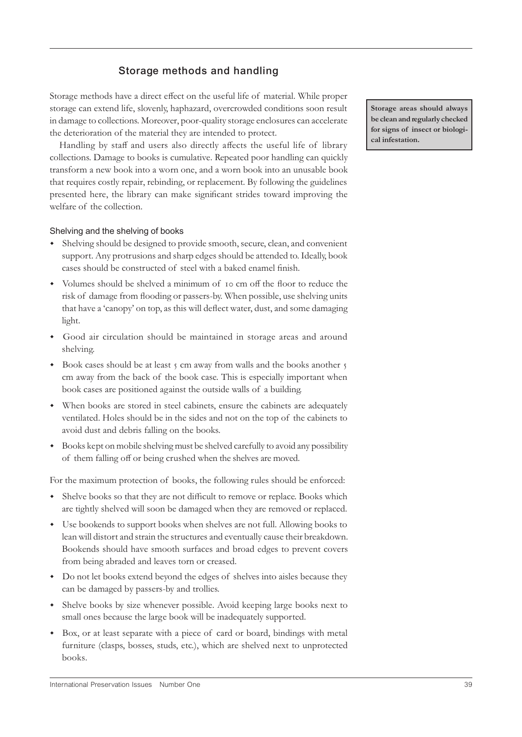## Storage methods and handling

Storage methods have a direct effect on the useful life of material. While proper storage can extend life, slovenly, haphazard, overcrowded conditions soon result in damage to collections. Moreover, poor-quality storage enclosures can accelerate the deterioration of the material they are intended to protect.

**Storage areas should always be clean and regularly checked for signs of insect or biological infestation.**

Handling by staff and users also directly affects the useful life of library collections. Damage to books is cumulative. Repeated poor handling can quickly transform a new book into a worn one, and a worn book into an unusable book that requires costly repair, rebinding, or replacement. By following the guidelines presented here, the library can make significant strides toward improving the welfare of the collection.

### Shelving and the shelving of books

- Shelving should be designed to provide smooth, secure, clean, and convenient support. Any protrusions and sharp edges should be attended to. Ideally, book cases should be constructed of steel with a baked enamel finish.
- Volumes should be shelved a minimum of 10 cm off the floor to reduce the risk of damage from flooding or passers-by. When possible, use shelving units that have a 'canopy' on top, as this will deflect water, dust, and some damaging light.
- Good air circulation should be maintained in storage areas and around shelving.
- Book cases should be at least 5 cm away from walls and the books another 5 cm away from the back of the book case. This is especially important when book cases are positioned against the outside walls of a building.
- When books are stored in steel cabinets, ensure the cabinets are adequately ventilated. Holes should be in the sides and not on the top of the cabinets to avoid dust and debris falling on the books.
- Books kept on mobile shelving must be shelved carefully to avoid any possibility of them falling off or being crushed when the shelves are moved.

For the maximum protection of books, the following rules should be enforced:

- Shelve books so that they are not difficult to remove or replace. Books which are tightly shelved will soon be damaged when they are removed or replaced.
- Use bookends to support books when shelves are not full. Allowing books to lean will distort and strain the structures and eventually cause their breakdown. Bookends should have smooth surfaces and broad edges to prevent covers from being abraded and leaves torn or creased.
- Do not let books extend beyond the edges of shelves into aisles because they can be damaged by passers-by and trollies.
- Shelve books by size whenever possible. Avoid keeping large books next to small ones because the large book will be inadequately supported.
- Box, or at least separate with a piece of card or board, bindings with metal furniture (clasps, bosses, studs, etc.), which are shelved next to unprotected books.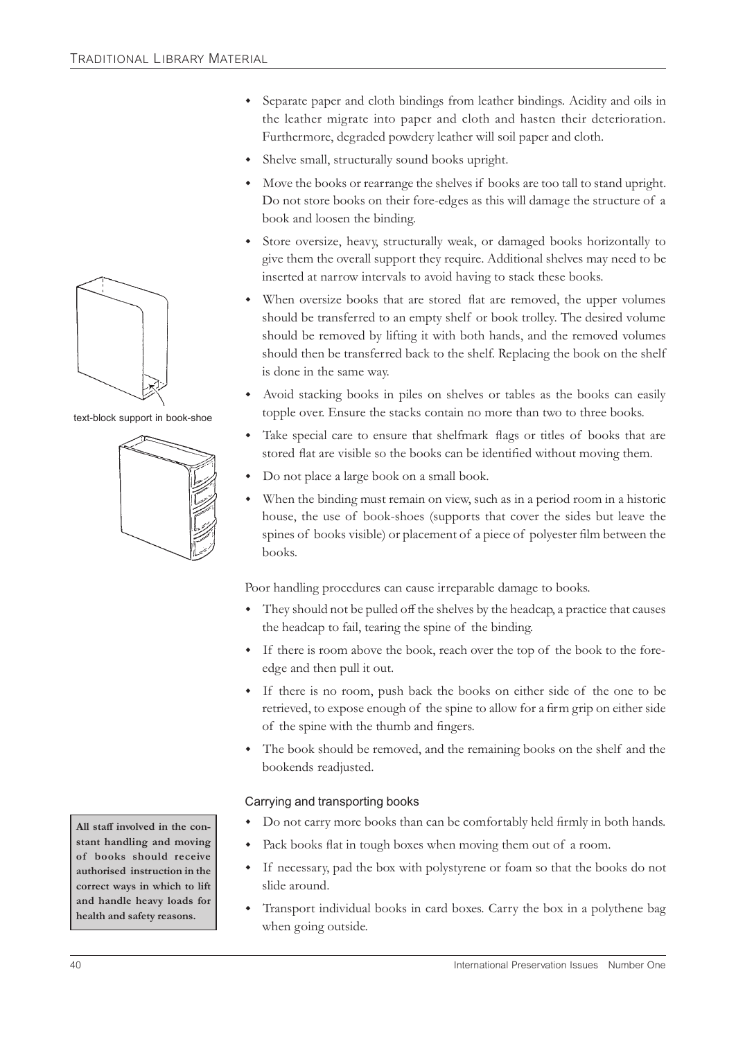- Separate paper and cloth bindings from leather bindings. Acidity and oils in the leather migrate into paper and cloth and hasten their deterioration. Furthermore, degraded powdery leather will soil paper and cloth.
- Shelve small, structurally sound books upright.
- Move the books or rearrange the shelves if books are too tall to stand upright. Do not store books on their fore-edges as this will damage the structure of a book and loosen the binding.
- Store oversize, heavy, structurally weak, or damaged books horizontally to give them the overall support they require. Additional shelves may need to be inserted at narrow intervals to avoid having to stack these books.
- When oversize books that are stored flat are removed, the upper volumes should be transferred to an empty shelf or book trolley. The desired volume should be removed by lifting it with both hands, and the removed volumes should then be transferred back to the shelf. Replacing the book on the shelf is done in the same way.
- Avoid stacking books in piles on shelves or tables as the books can easily topple over. Ensure the stacks contain no more than two to three books.
- Take special care to ensure that shelfmark flags or titles of books that are stored flat are visible so the books can be identified without moving them.
- Do not place a large book on a small book.
- When the binding must remain on view, such as in a period room in a historic house, the use of book-shoes (supports that cover the sides but leave the spines of books visible) or placement of a piece of polyester film between the books.

text-block support in book-shoe

Poor handling procedures can cause irreparable damage to books.

- They should not be pulled off the shelves by the headcap, a practice that causes the headcap to fail, tearing the spine of the binding.
- If there is room above the book, reach over the top of the book to the fore-edge and then pull it out.
- If there is no room, push back the books on either side of the one to be retrieved, to expose enough of the spine to allow for a firm grip on either side of the spine with the thumb and fingers.
- The book should be removed, and the remaining books on the shelf and the bookends readjusted.

### Carrying and transporting books

- Do not carry more books than can be comfortably held firmly in both hands.
- Pack books flat in tough boxes when moving them out of a room.
- If necessary, pad the box with polystyrene or foam so that the books do not slide around.
- Transport individual books in card boxes. Carry the box in a polythene bag when going outside.

**All staff involved in the constant handling and moving of books should receive authorised instruction in the correct ways in which to lift and handle heavy loads for health and safety reasons.**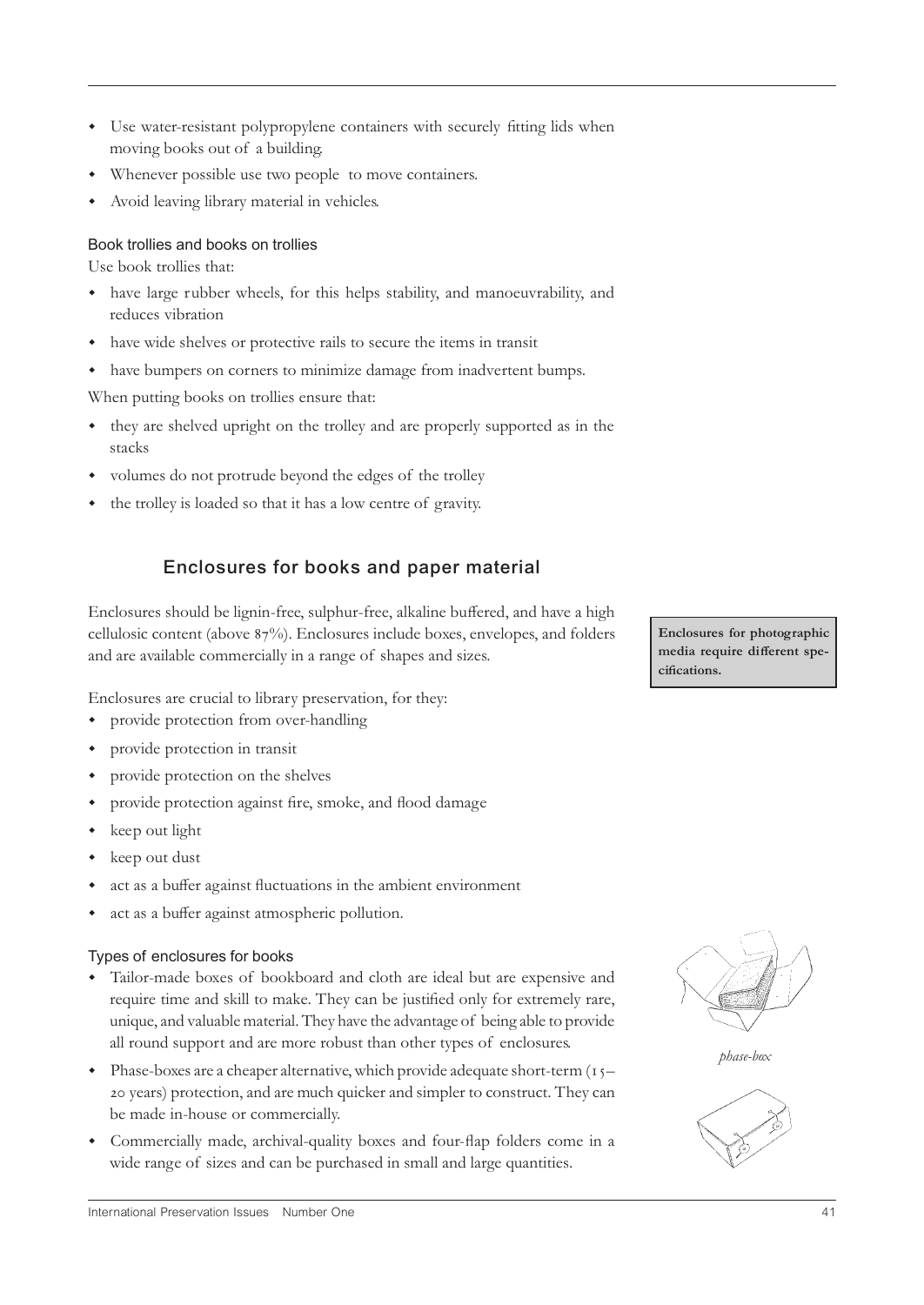- Use water-resistant polypropylene containers with securely fitting lids when moving books out of a building.
- Whenever possible use two people to move containers.
- Avoid leaving library material in vehicles.

### Book trollies and books on trollies

Use book trollies that:

- have large rubber wheels, for this helps stability, and manoeuvrability, and reduces vibration
- have wide shelves or protective rails to secure the items in transit
- have bumpers on corners to minimize damage from inadvertent bumps.

When putting books on trollies ensure that:

- they are shelved upright on the trolley and are properly supported as in the stacks
- volumes do not protrude beyond the edges of the trolley
- the trolley is loaded so that it has a low centre of gravity.

## Enclosures for books and paper material

Enclosures should be lignin-free, sulphur-free, alkaline buffered, and have a high cellulosic content (above 87%). Enclosures include boxes, envelopes, and folders and are available commercially in a range of shapes and sizes.

**Enclosures for photographic media require different specifications.**

Enclosures are crucial to library preservation, for they:

- provide protection from over-handling
- provide protection in transit
- provide protection on the shelves
- provide protection against fire, smoke, and flood damage
- keep out light
- keep out dust
- act as a buffer against fluctuations in the ambient environment
- act as a buffer against atmospheric pollution.

### Types of enclosures for books

- Tailor-made boxes of bookboard and cloth are ideal but are expensive and require time and skill to make. They can be justified only for extremely rare, unique, and valuable material. They have the advantage of being able to provide all round support and are more robust than other types of enclosures.
- Phase-boxes are a cheaper alternative, which provide adequate short-term (15–20 years) protection, and are much quicker and simpler to construct. They can be made in-house or commercially.
- Commercially made, archival-quality boxes and four-flap folders come in a wide range of sizes and can be purchased in small and large quantities.

*phase-box*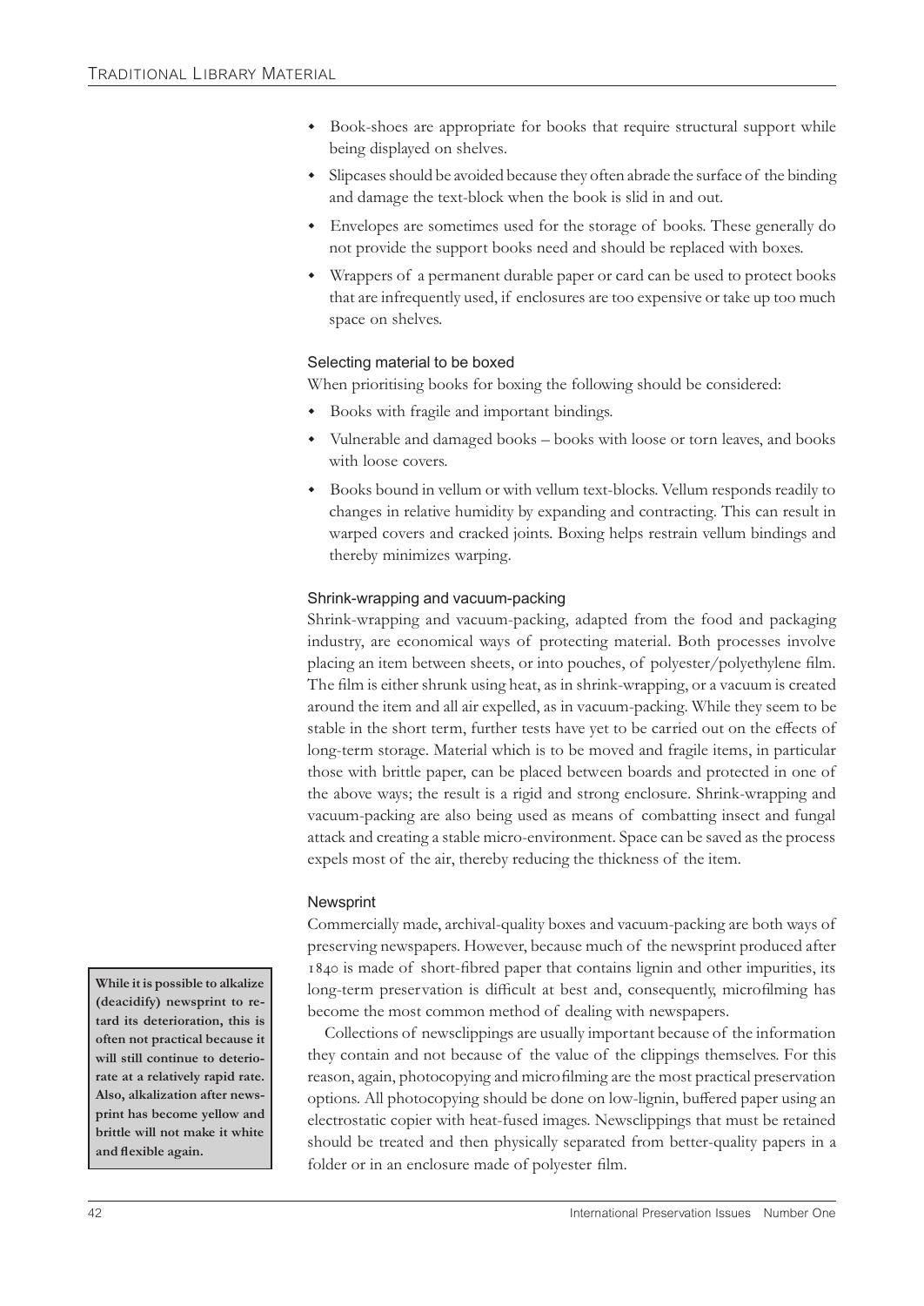- Book-shoes are appropriate for books that require structural support while being displayed on shelves.
- Slipcases should be avoided because they often abrade the surface of the binding and damage the text-block when the book is slid in and out.
- Envelopes are sometimes used for the storage of books. These generally do not provide the support books need and should be replaced with boxes.
- Wrappers of a permanent durable paper or card can be used to protect books that are infrequently used, if enclosures are too expensive or take up too much space on shelves.

### Selecting material to be boxed

When prioritising books for boxing the following should be considered:

- Books with fragile and important bindings.
- Vulnerable and damaged books – books with loose or torn leaves, and books with loose covers.
- Books bound in vellum or with vellum text-blocks. Vellum responds readily to changes in relative humidity by expanding and contracting. This can result in warped covers and cracked joints. Boxing helps restrain vellum bindings and thereby minimizes warping.

### Shrink-wrapping and vacuum-packing

Shrink-wrapping and vacuum-packing, adapted from the food and packaging industry, are economical ways of protecting material. Both processes involve placing an item between sheets, or into pouches, of polyester/polyethylene film. The film is either shrunk using heat, as in shrink-wrapping, or a vacuum is created around the item and all air expelled, as in vacuum-packing. While they seem to be stable in the short term, further tests have yet to be carried out on the effects of long-term storage. Material which is to be moved and fragile items, in particular those with brittle paper, can be placed between boards and protected in one of the above ways; the result is a rigid and strong enclosure. Shrink-wrapping and vacuum-packing are also being used as means of combatting insect and fungal attack and creating a stable micro-environment. Space can be saved as the process expels most of the air, thereby reducing the thickness of the item.

### Newsprint

Commercially made, archival-quality boxes and vacuum-packing are both ways of preserving newspapers. However, because much of the newsprint produced after 1840 is made of short-fibred paper that contains lignin and other impurities, its long-term preservation is difficult at best and, consequently, microfilming has become the most common method of dealing with newspapers.

**While it is possible to alkalize (deacidify) newsprint to retard its deterioration, this is often not practical because it will still continue to deteriorate at a relatively rapid rate. Also, alkalization after newsprint has become yellow and brittle will not make it white and flexible again.**

Collections of newsclippings are usually important because of the information they contain and not because of the value of the clippings themselves. For this reason, again, photocopying and microfilming are the most practical preservation options. All photocopying should be done on low-lignin, buffered paper using an electrostatic copier with heat-fused images. Newsclippings that must be retained should be treated and then physically separated from better-quality papers in a folder or in an enclosure made of polyester film.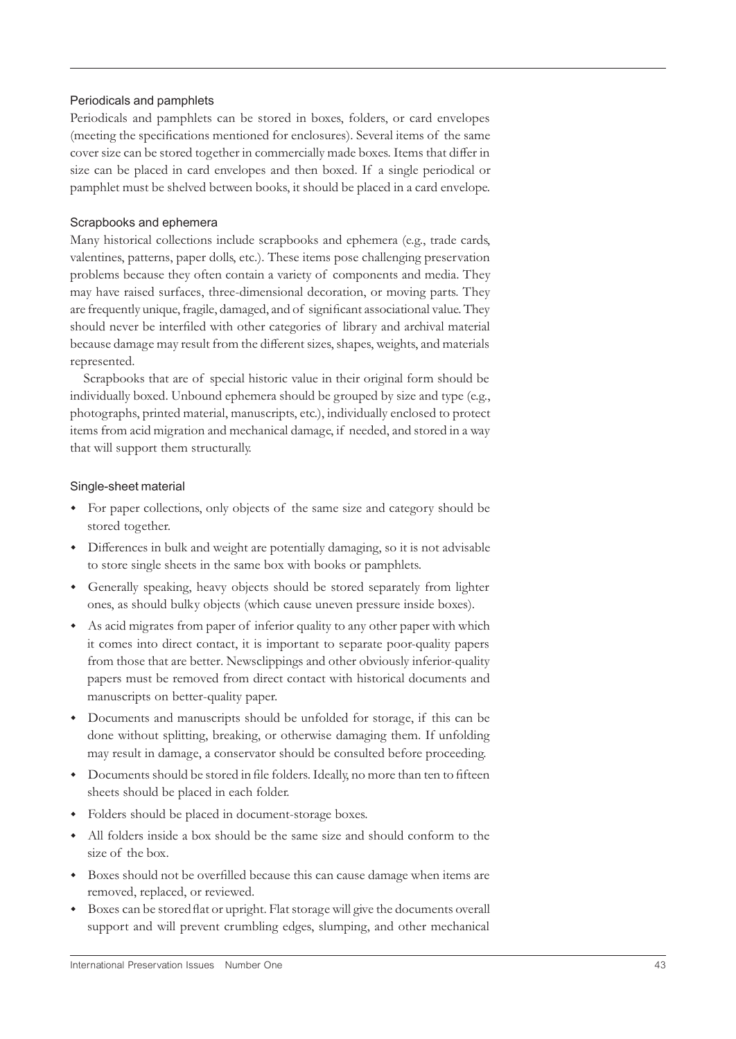### Periodicals and pamphlets

Periodicals and pamphlets can be stored in boxes, folders, or card envelopes (meeting the specifications mentioned for enclosures). Several items of the same cover size can be stored together in commercially made boxes. Items that differ in size can be placed in card envelopes and then boxed. If a single periodical or pamphlet must be shelved between books, it should be placed in a card envelope.

### Scrapbooks and ephemera

Many historical collections include scrapbooks and ephemera (e.g., trade cards, valentines, patterns, paper dolls, etc.). These items pose challenging preservation problems because they often contain a variety of components and media. They may have raised surfaces, three-dimensional decoration, or moving parts. They are frequently unique, fragile, damaged, and of significant associational value. They should never be interfiled with other categories of library and archival material because damage may result from the different sizes, shapes, weights, and materials represented.

Scrapbooks that are of special historic value in their original form should be individually boxed. Unbound ephemera should be grouped by size and type (e.g., photographs, printed material, manuscripts, etc.), individually enclosed to protect items from acid migration and mechanical damage, if needed, and stored in a way that will support them structurally.

### Single-sheet material

- For paper collections, only objects of the same size and category should be stored together.
- Differences in bulk and weight are potentially damaging, so it is not advisable to store single sheets in the same box with books or pamphlets.
- Generally speaking, heavy objects should be stored separately from lighter ones, as should bulky objects (which cause uneven pressure inside boxes).
- As acid migrates from paper of inferior quality to any other paper with which it comes into direct contact, it is important to separate poor-quality papers from those that are better. Newsclippings and other obviously inferior-quality papers must be removed from direct contact with historical documents and manuscripts on better-quality paper.
- Documents and manuscripts should be unfolded for storage, if this can be done without splitting, breaking, or otherwise damaging them. If unfolding may result in damage, a conservator should be consulted before proceeding.
- Documents should be stored in file folders. Ideally, no more than ten to fifteen sheets should be placed in each folder.
- Folders should be placed in document-storage boxes.
- All folders inside a box should be the same size and should conform to the size of the box.
- Boxes should not be overfilled because this can cause damage when items are removed, replaced, or reviewed.
- Boxes can be stored flat or upright. Flat storage will give the documents overall support and will prevent crumbling edges, slumping, and other mechanical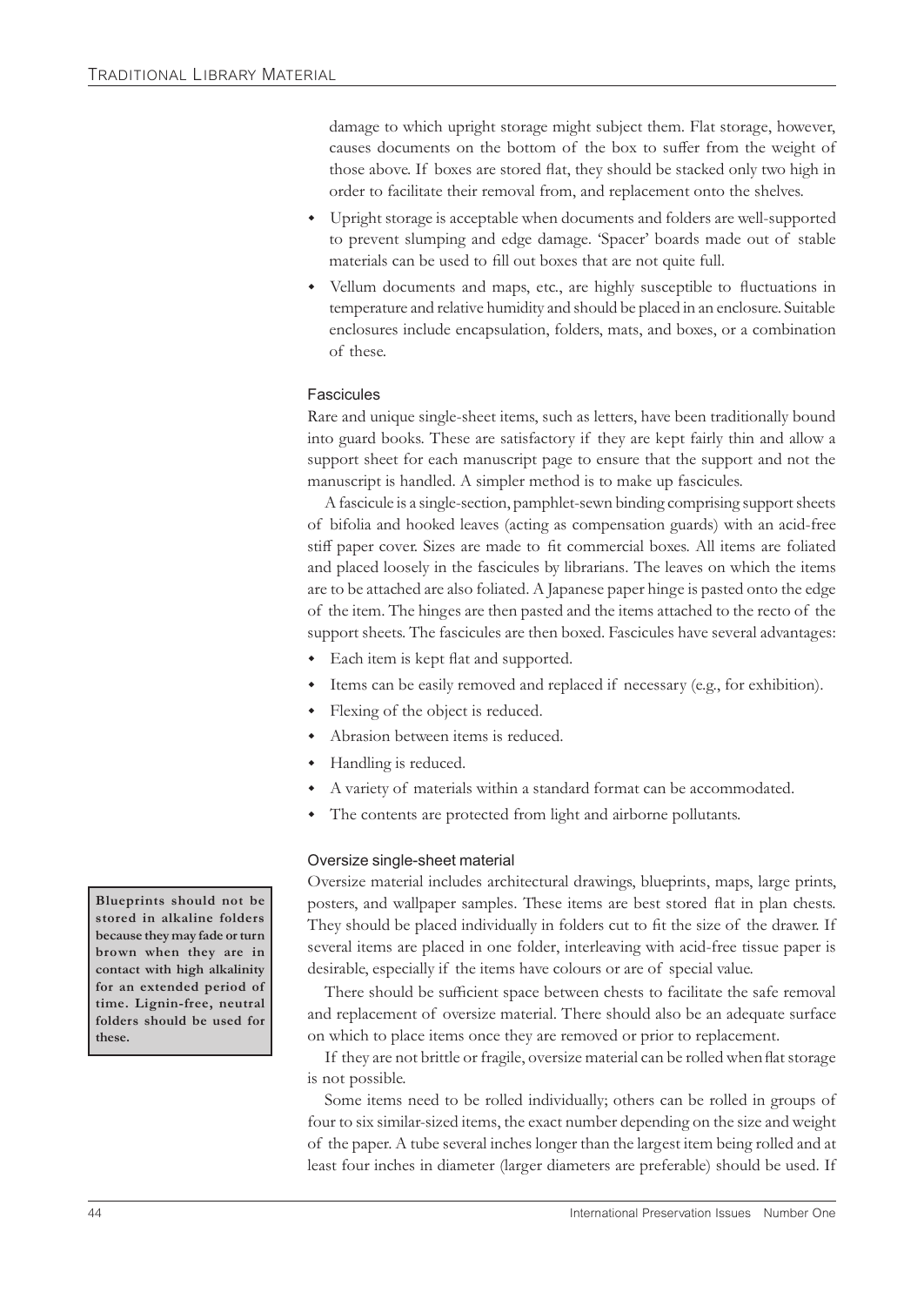damage to which upright storage might subject them. Flat storage, however, causes documents on the bottom of the box to suffer from the weight of those above. If boxes are stored flat, they should be stacked only two high in order to facilitate their removal from, and replacement onto the shelves.

- Upright storage is acceptable when documents and folders are well-supported to prevent slumping and edge damage. 'Spacer' boards made out of stable materials can be used to fill out boxes that are not quite full.
- Vellum documents and maps, etc., are highly susceptible to fluctuations in temperature and relative humidity and should be placed in an enclosure. Suitable enclosures include encapsulation, folders, mats, and boxes, or a combination of these.

### Fascicules

Rare and unique single-sheet items, such as letters, have been traditionally bound into guard books. These are satisfactory if they are kept fairly thin and allow a support sheet for each manuscript page to ensure that the support and not the manuscript is handled. A simpler method is to make up fascicules.

A fascicule is a single-section, pamphlet-sewn binding comprising support sheets of bifolia and hooked leaves (acting as compensation guards) with an acid-free stiff paper cover. Sizes are made to fit commercial boxes. All items are foliated and placed loosely in the fascicules by librarians. The leaves on which the items are to be attached are also foliated. A Japanese paper hinge is pasted onto the edge of the item. The hinges are then pasted and the items attached to the recto of the support sheets. The fascicules are then boxed. Fascicules have several advantages:

- Each item is kept flat and supported.
- Items can be easily removed and replaced if necessary (e.g., for exhibition).
- Flexing of the object is reduced.
- Abrasion between items is reduced.
- Handling is reduced.
- A variety of materials within a standard format can be accommodated.
- The contents are protected from light and airborne pollutants.

### Oversize single-sheet material

Oversize material includes architectural drawings, blueprints, maps, large prints, posters, and wallpaper samples. These items are best stored flat in plan chests. They should be placed individually in folders cut to fit the size of the drawer. If several items are placed in one folder, interleaving with acid-free tissue paper is desirable, especially if the items have colours or are of special value.

> **Blueprints should not be stored in alkaline folders because they may fade or turn brown when they are in contact with high alkalinity for an extended period of time. Lignin-free, neutral folders should be used for these.**

There should be sufficient space between chests to facilitate the safe removal and replacement of oversize material. There should also be an adequate surface on which to place items once they are removed or prior to replacement.

If they are not brittle or fragile, oversize material can be rolled when flat storage is not possible.

Some items need to be rolled individually; others can be rolled in groups of four to six similar-sized items, the exact number depending on the size and weight of the paper. A tube several inches longer than the largest item being rolled and at least four inches in diameter (larger diameters are preferable) should be used. If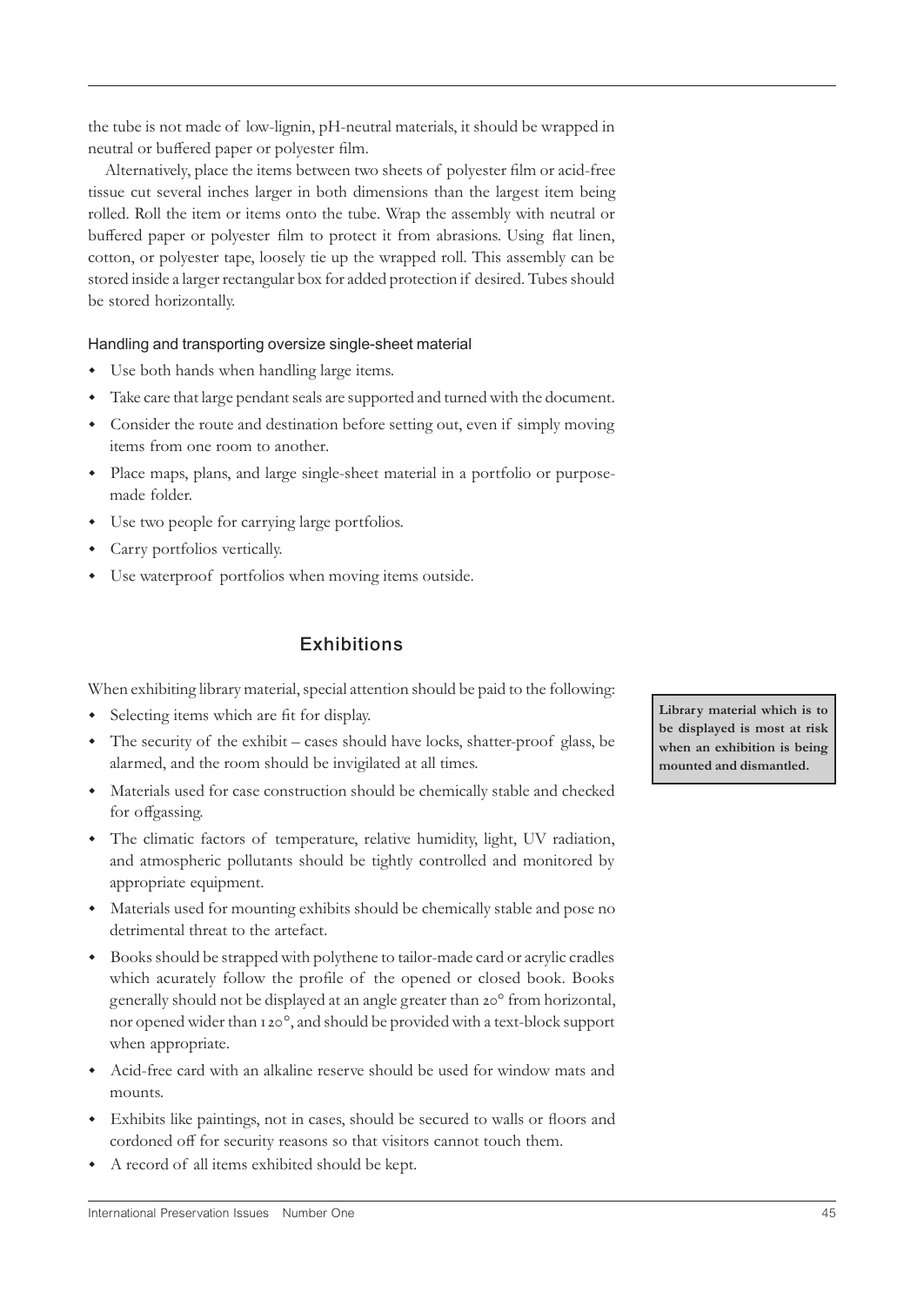the tube is not made of low-lignin, pH-neutral materials, it should be wrapped in neutral or buffered paper or polyester film.

Alternatively, place the items between two sheets of polyester film or acid-free tissue cut several inches larger in both dimensions than the largest item being rolled. Roll the item or items onto the tube. Wrap the assembly with neutral or buffered paper or polyester film to protect it from abrasions. Using flat linen, cotton, or polyester tape, loosely tie up the wrapped roll. This assembly can be stored inside a larger rectangular box for added protection if desired. Tubes should be stored horizontally.

#### Handling and transporting oversize single-sheet material

- Use both hands when handling large items.
- Take care that large pendant seals are supported and turned with the document.
- Consider the route and destination before setting out, even if simply moving items from one room to another.
- Place maps, plans, and large single-sheet material in a portfolio or purpose-made folder.
- Use two people for carrying large portfolios.
- Carry portfolios vertically.
- Use waterproof portfolios when moving items outside.

## Exhibitions

When exhibiting library material, special attention should be paid to the following:

- Selecting items which are fit for display.
- The security of the exhibit – cases should have locks, shatter-proof glass, be alarmed, and the room should be invigilated at all times.
- Materials used for case construction should be chemically stable and checked for offgassing.
- The climatic factors of temperature, relative humidity, light, UV radiation, and atmospheric pollutants should be tightly controlled and monitored by appropriate equipment.
- Materials used for mounting exhibits should be chemically stable and pose no detrimental threat to the artefact.
- Books should be strapped with polythene to tailor-made card or acrylic cradles which acurately follow the profile of the opened or closed book. Books generally should not be displayed at an angle greater than 20° from horizontal, nor opened wider than 120°, and should be provided with a text-block support when appropriate.
- Acid-free card with an alkaline reserve should be used for window mats and mounts.
- Exhibits like paintings, not in cases, should be secured to walls or floors and cordoned off for security reasons so that visitors cannot touch them.
- A record of all items exhibited should be kept.

**Library material which is to be displayed is most at risk when an exhibition is being mounted and dismantled.**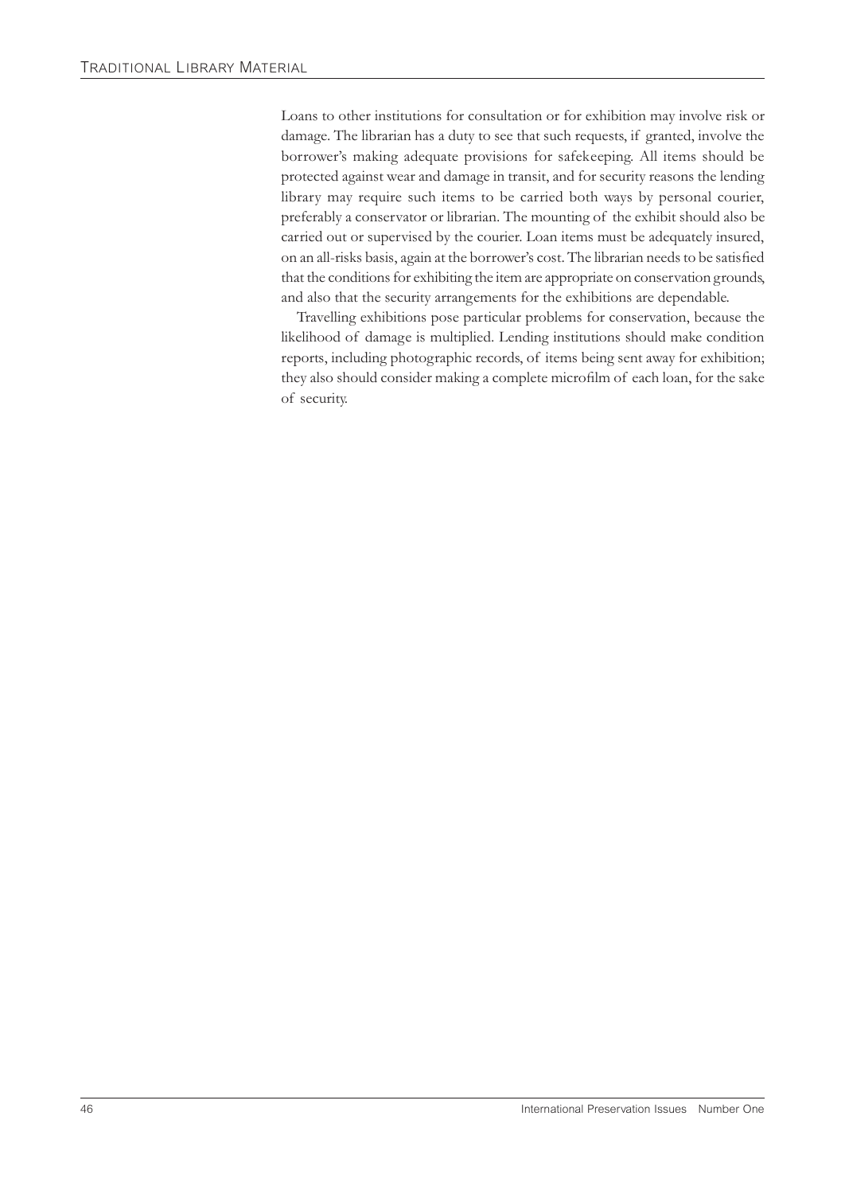Loans to other institutions for consultation or for exhibition may involve risk or damage. The librarian has a duty to see that such requests, if granted, involve the borrower's making adequate provisions for safekeeping. All items should be protected against wear and damage in transit, and for security reasons the lending library may require such items to be carried both ways by personal courier, preferably a conservator or librarian. The mounting of the exhibit should also be carried out or supervised by the courier. Loan items must be adequately insured, on an all-risks basis, again at the borrower's cost. The librarian needs to be satisfied that the conditions for exhibiting the item are appropriate on conservation grounds, and also that the security arrangements for the exhibitions are dependable.

Travelling exhibitions pose particular problems for conservation, because the likelihood of damage is multiplied. Lending institutions should make condition reports, including photographic records, of items being sent away for exhibition; they also should consider making a complete microfilm of each loan, for the sake of security.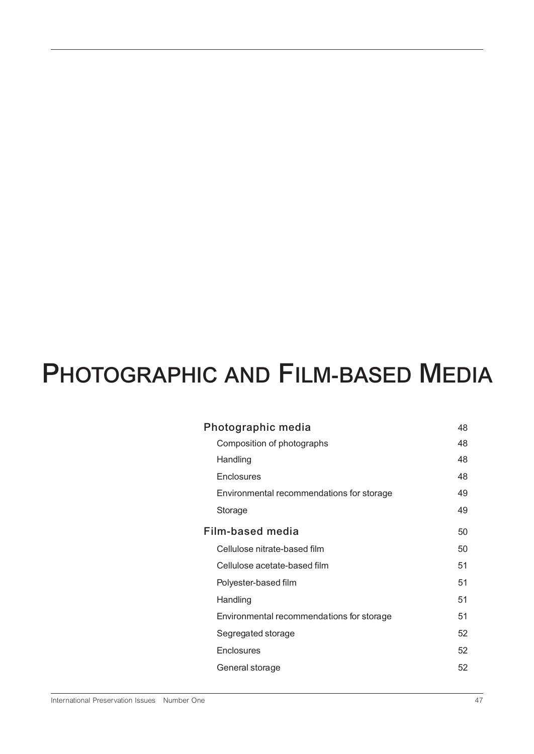# Photographic and Film-based Media

| | |
|---|---|
| **Photographic media** | 48 |
| Composition of photographs | 48 |
| Handling | 48 |
| Enclosures | 48 |
| Environmental recommendations for storage | 49 |
| Storage | 49 |
| **Film-based media** | 50 |
| Cellulose nitrate-based film | 50 |
| Cellulose acetate-based film | 51 |
| Polyester-based film | 51 |
| Handling | 51 |
| Environmental recommendations for storage | 51 |
| Segregated storage | 52 |
| Enclosures | 52 |
| General storage | 52 |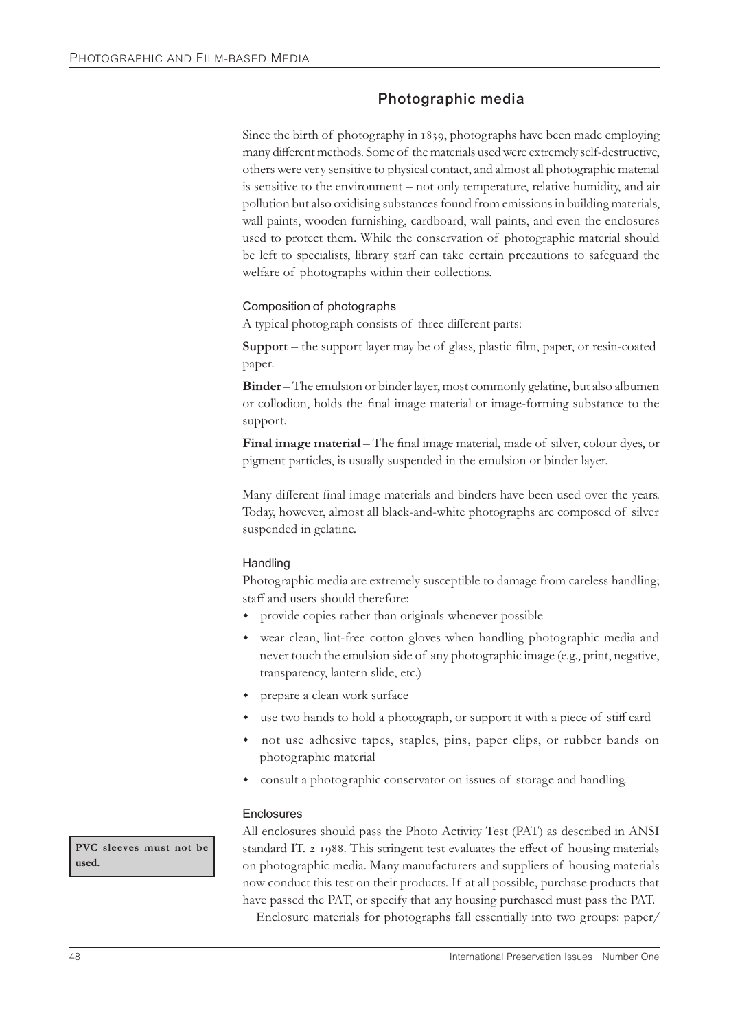## Photographic media

Since the birth of photography in 1839, photographs have been made employing many different methods. Some of the materials used were extremely self-destructive, others were very sensitive to physical contact, and almost all photographic material is sensitive to the environment – not only temperature, relative humidity, and air pollution but also oxidising substances found from emissions in building materials, wall paints, wooden furnishing, cardboard, wall paints, and even the enclosures used to protect them. While the conservation of photographic material should be left to specialists, library staff can take certain precautions to safeguard the welfare of photographs within their collections.

### Composition of photographs

A typical photograph consists of three different parts:

**Support** – the support layer may be of glass, plastic film, paper, or resin-coated paper.

**Binder** – The emulsion or binder layer, most commonly gelatine, but also albumen or collodion, holds the final image material or image-forming substance to the support.

**Final image material** – The final image material, made of silver, colour dyes, or pigment particles, is usually suspended in the emulsion or binder layer.

Many different final image materials and binders have been used over the years. Today, however, almost all black-and-white photographs are composed of silver suspended in gelatine.

### Handling

Photographic media are extremely susceptible to damage from careless handling; staff and users should therefore:

- provide copies rather than originals whenever possible
- wear clean, lint-free cotton gloves when handling photographic media and never touch the emulsion side of any photographic image (e.g., print, negative, transparency, lantern slide, etc.)
- prepare a clean work surface
- use two hands to hold a photograph, or support it with a piece of stiff card
- not use adhesive tapes, staples, pins, paper clips, or rubber bands on photographic material
- consult a photographic conservator on issues of storage and handling.

### Enclosures

**PVC sleeves must not be used.**

All enclosures should pass the Photo Activity Test (PAT) as described in ANSI standard IT. 2 1988. This stringent test evaluates the effect of housing materials on photographic media. Many manufacturers and suppliers of housing materials now conduct this test on their products. If at all possible, purchase products that have passed the PAT, or specify that any housing purchased must pass the PAT.

Enclosure materials for photographs fall essentially into two groups: paper/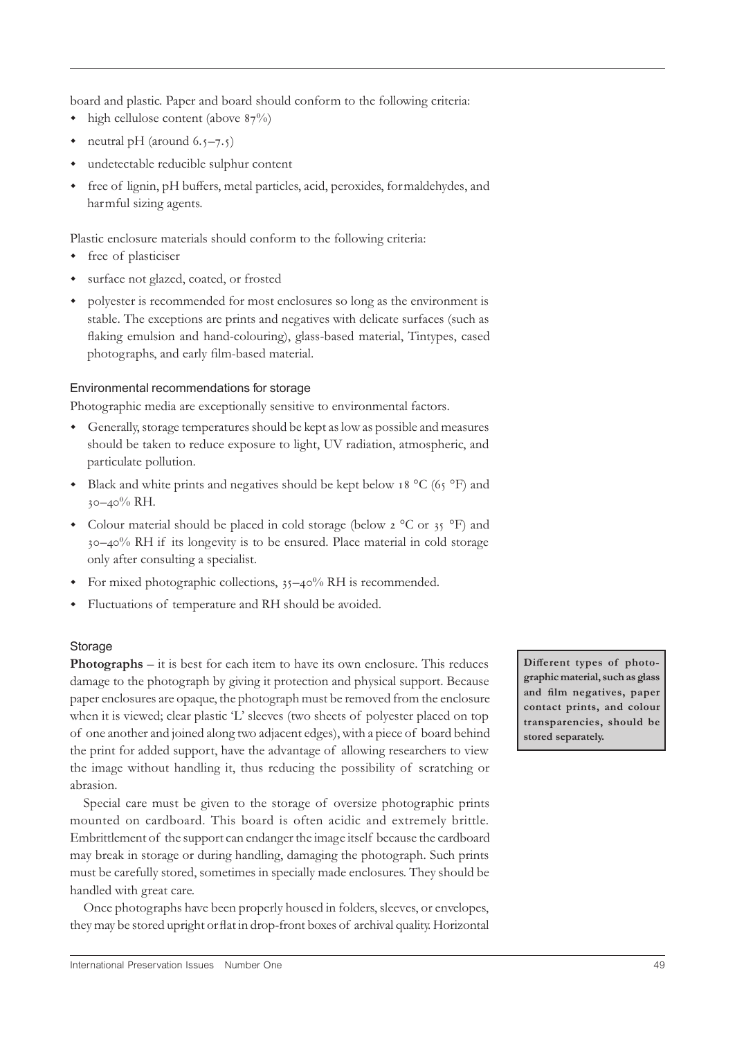board and plastic. Paper and board should conform to the following criteria:

- high cellulose content (above 87%)
- neutral pH (around 6.5–7.5)
- undetectable reducible sulphur content
- free of lignin, pH buffers, metal particles, acid, peroxides, formaldehydes, and harmful sizing agents.

Plastic enclosure materials should conform to the following criteria:

- free of plasticiser
- surface not glazed, coated, or frosted
- polyester is recommended for most enclosures so long as the environment is stable. The exceptions are prints and negatives with delicate surfaces (such as flaking emulsion and hand-colouring), glass-based material, Tintypes, cased photographs, and early film-based material.

### Environmental recommendations for storage

Photographic media are exceptionally sensitive to environmental factors.

- Generally, storage temperatures should be kept as low as possible and measures should be taken to reduce exposure to light, UV radiation, atmospheric, and particulate pollution.
- Black and white prints and negatives should be kept below 18 °C (65 °F) and 30–40% RH.
- Colour material should be placed in cold storage (below 2 °C or 35 °F) and 30–40% RH if its longevity is to be ensured. Place material in cold storage only after consulting a specialist.
- For mixed photographic collections, 35–40% RH is recommended.
- Fluctuations of temperature and RH should be avoided.

### Storage

**Photographs** – it is best for each item to have its own enclosure. This reduces damage to the photograph by giving it protection and physical support. Because paper enclosures are opaque, the photograph must be removed from the enclosure when it is viewed; clear plastic 'L' sleeves (two sheets of polyester placed on top of one another and joined along two adjacent edges), with a piece of board behind the print for added support, have the advantage of allowing researchers to view the image without handling it, thus reducing the possibility of scratching or abrasion.

**Different types of photographic material, such as glass and film negatives, paper contact prints, and colour transparencies, should be stored separately.**

Special care must be given to the storage of oversize photographic prints mounted on cardboard. This board is often acidic and extremely brittle. Embrittlement of the support can endanger the image itself because the cardboard may break in storage or during handling, damaging the photograph. Such prints must be carefully stored, sometimes in specially made enclosures. They should be handled with great care.

Once photographs have been properly housed in folders, sleeves, or envelopes, they may be stored upright or flat in drop-front boxes of archival quality. Horizontal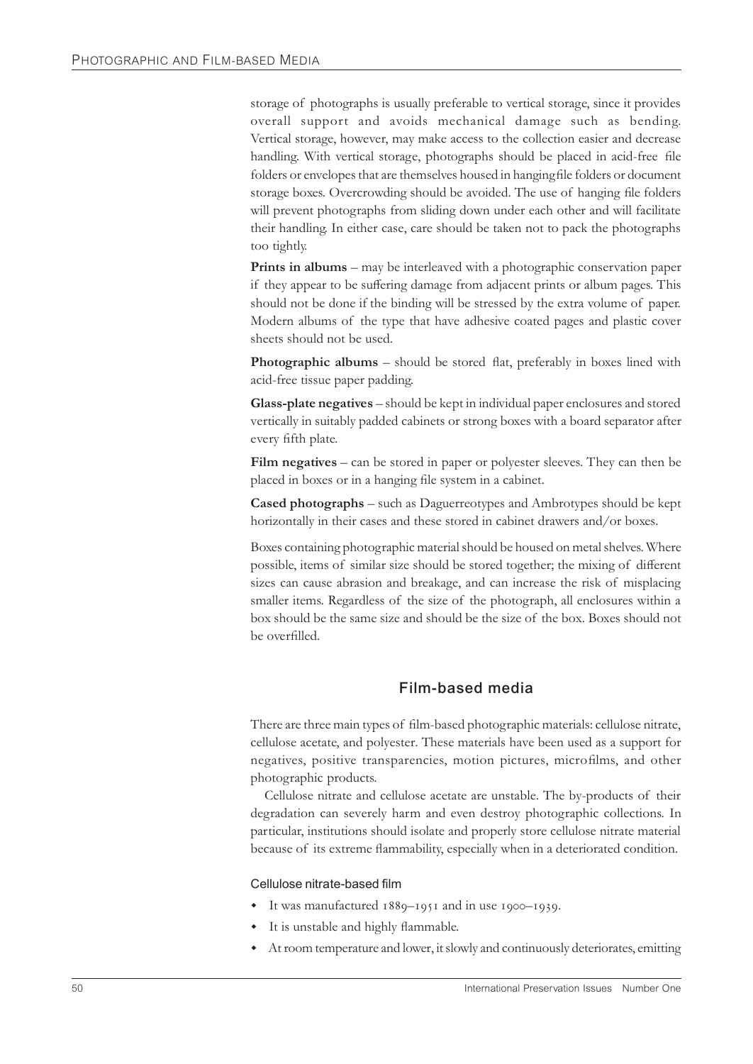storage of photographs is usually preferable to vertical storage, since it provides overall support and avoids mechanical damage such as bending. Vertical storage, however, may make access to the collection easier and decrease handling. With vertical storage, photographs should be placed in acid-free file folders or envelopes that are themselves housed in hangingfile folders or document storage boxes. Overcrowding should be avoided. The use of hanging file folders will prevent photographs from sliding down under each other and will facilitate their handling. In either case, care should be taken not to pack the photographs too tightly.

**Prints in albums** – may be interleaved with a photographic conservation paper if they appear to be suffering damage from adjacent prints or album pages. This should not be done if the binding will be stressed by the extra volume of paper. Modern albums of the type that have adhesive coated pages and plastic cover sheets should not be used.

**Photographic albums** – should be stored flat, preferably in boxes lined with acid-free tissue paper padding.

**Glass-plate negatives** – should be kept in individual paper enclosures and stored vertically in suitably padded cabinets or strong boxes with a board separator after every fifth plate.

**Film negatives** – can be stored in paper or polyester sleeves. They can then be placed in boxes or in a hanging file system in a cabinet.

**Cased photographs** – such as Daguerreotypes and Ambrotypes should be kept horizontally in their cases and these stored in cabinet drawers and/or boxes.

Boxes containing photographic material should be housed on metal shelves. Where possible, items of similar size should be stored together; the mixing of different sizes can cause abrasion and breakage, and can increase the risk of misplacing smaller items. Regardless of the size of the photograph, all enclosures within a box should be the same size and should be the size of the box. Boxes should not be overfilled.

## Film-based media

There are three main types of film-based photographic materials: cellulose nitrate, cellulose acetate, and polyester. These materials have been used as a support for negatives, positive transparencies, motion pictures, microfilms, and other photographic products.

Cellulose nitrate and cellulose acetate are unstable. The by-products of their degradation can severely harm and even destroy photographic collections. In particular, institutions should isolate and properly store cellulose nitrate material because of its extreme flammability, especially when in a deteriorated condition.

### Cellulose nitrate-based film

- It was manufactured 1889–1951 and in use 1900–1939.
- It is unstable and highly flammable.
- At room temperature and lower, it slowly and continuously deteriorates, emitting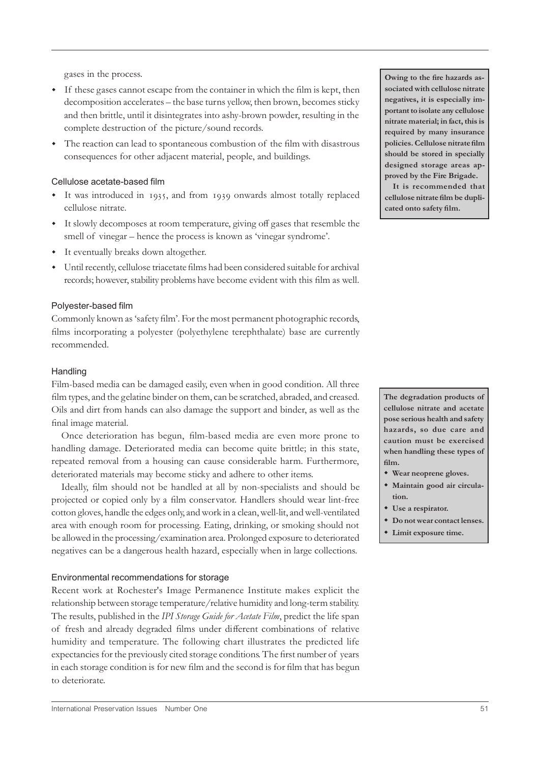gases in the process.

- If these gases cannot escape from the container in which the film is kept, then decomposition accelerates – the base turns yellow, then brown, becomes sticky and then brittle, until it disintegrates into ashy-brown powder, resulting in the complete destruction of the picture/sound records.
- The reaction can lead to spontaneous combustion of the film with disastrous consequences for other adjacent material, people, and buildings.

**Owing to the fire hazards associated with cellulose nitrate negatives, it is especially important to isolate any cellulose nitrate material; in fact, this is required by many insurance policies. Cellulose nitrate film should be stored in specially designed storage areas approved by the Fire Brigade.**

**It is recommended that cellulose nitrate film be duplicated onto safety film.**

### Cellulose acetate-based film

- It was introduced in 1935, and from 1939 onwards almost totally replaced cellulose nitrate.
- It slowly decomposes at room temperature, giving off gases that resemble the smell of vinegar – hence the process is known as 'vinegar syndrome'.
- It eventually breaks down altogether.
- Until recently, cellulose triacetate films had been considered suitable for archival records; however, stability problems have become evident with this film as well.

### Polyester-based film

Commonly known as 'safety film'. For the most permanent photographic records, films incorporating a polyester (polyethylene terephthalate) base are currently recommended.

### Handling

Film-based media can be damaged easily, even when in good condition. All three film types, and the gelatine binder on them, can be scratched, abraded, and creased. Oils and dirt from hands can also damage the support and binder, as well as the final image material.

Once deterioration has begun, film-based media are even more prone to handling damage. Deteriorated media can become quite brittle; in this state, repeated removal from a housing can cause considerable harm. Furthermore, deteriorated materials may become sticky and adhere to other items.

Ideally, film should not be handled at all by non-specialists and should be projected or copied only by a film conservator. Handlers should wear lint-free cotton gloves, handle the edges only, and work in a clean, well-lit, and well-ventilated area with enough room for processing. Eating, drinking, or smoking should not be allowed in the processing/examination area. Prolonged exposure to deteriorated negatives can be a dangerous health hazard, especially when in large collections.

**The degradation products of cellulose nitrate and acetate pose serious health and safety hazards, so due care and caution must be exercised when handling these types of film.**

- **Wear neoprene gloves.**
- **Maintain good air circulation.**
- **Use a respirator.**
- **Do not wear contact lenses.**
- **Limit exposure time.**

### Environmental recommendations for storage

Recent work at Rochester's Image Permanence Institute makes explicit the relationship between storage temperature/relative humidity and long-term stability. The results, published in the *IPI Storage Guide for Acetate Film*, predict the life span of fresh and already degraded films under different combinations of relative humidity and temperature. The following chart illustrates the predicted life expectancies for the previously cited storage conditions. The first number of years in each storage condition is for new film and the second is for film that has begun to deteriorate.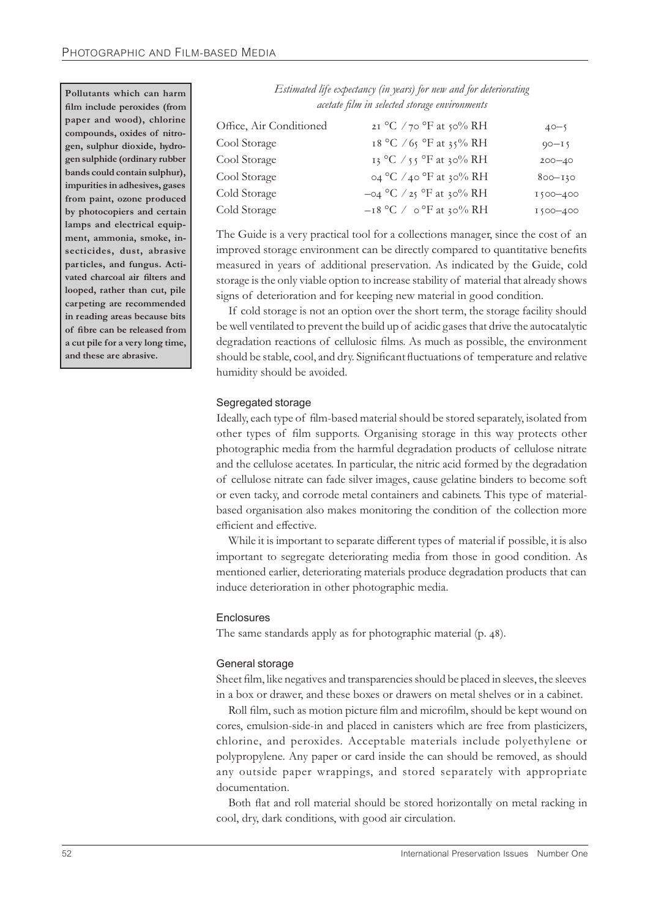**Pollutants which can harm film include peroxides (from paper and wood), chlorine compounds, oxides of nitrogen, sulphur dioxide, hydrogen sulphide (ordinary rubber bands could contain sulphur), impurities in adhesives, gases from paint, ozone produced by photocopiers and certain lamps and electrical equipment, ammonia, smoke, insecticides, dust, abrasive particles, and fungus. Activated charcoal air filters and looped, rather than cut, pile carpeting are recommended in reading areas because bits of fibre can be released from a cut pile for a very long time, and these are abrasive.**

*Estimated life expectancy (in years) for new and for deteriorating acetate film in selected storage environments*

| | | |
|---|---|---|
| Office, Air Conditioned | 21 °C / 70 °F at 50% RH | 40–5 |
| Cool Storage | 18 °C / 65 °F at 35% RH | 90–15 |
| Cool Storage | 13 °C / 55 °F at 30% RH | 200–40 |
| Cool Storage | 04 °C / 40 °F at 30% RH | 800–130 |
| Cold Storage | –04 °C / 25 °F at 30% RH | 1500–400 |
| Cold Storage | –18 °C / 0 °F at 30% RH | 1500–400 |

The Guide is a very practical tool for a collections manager, since the cost of an improved storage environment can be directly compared to quantitative benefits measured in years of additional preservation. As indicated by the Guide, cold storage is the only viable option to increase stability of material that already shows signs of deterioration and for keeping new material in good condition.

If cold storage is not an option over the short term, the storage facility should be well ventilated to prevent the build up of acidic gases that drive the autocatalytic degradation reactions of cellulosic films. As much as possible, the environment should be stable, cool, and dry. Significant fluctuations of temperature and relative humidity should be avoided.

### Segregated storage

Ideally, each type of film-based material should be stored separately, isolated from other types of film supports. Organising storage in this way protects other photographic media from the harmful degradation products of cellulose nitrate and the cellulose acetates. In particular, the nitric acid formed by the degradation of cellulose nitrate can fade silver images, cause gelatine binders to become soft or even tacky, and corrode metal containers and cabinets. This type of material-based organisation also makes monitoring the condition of the collection more efficient and effective.

While it is important to separate different types of material if possible, it is also important to segregate deteriorating media from those in good condition. As mentioned earlier, deteriorating materials produce degradation products that can induce deterioration in other photographic media.

### Enclosures

The same standards apply as for photographic material (p. 48).

### General storage

Sheet film, like negatives and transparencies should be placed in sleeves, the sleeves in a box or drawer, and these boxes or drawers on metal shelves or in a cabinet.

Roll film, such as motion picture film and microfilm, should be kept wound on cores, emulsion-side-in and placed in canisters which are free from plasticizers, chlorine, and peroxides. Acceptable materials include polyethylene or polypropylene. Any paper or card inside the can should be removed, as should any outside paper wrappings, and stored separately with appropriate documentation.

Both flat and roll material should be stored horizontally on metal racking in cool, dry, dark conditions, with good air circulation.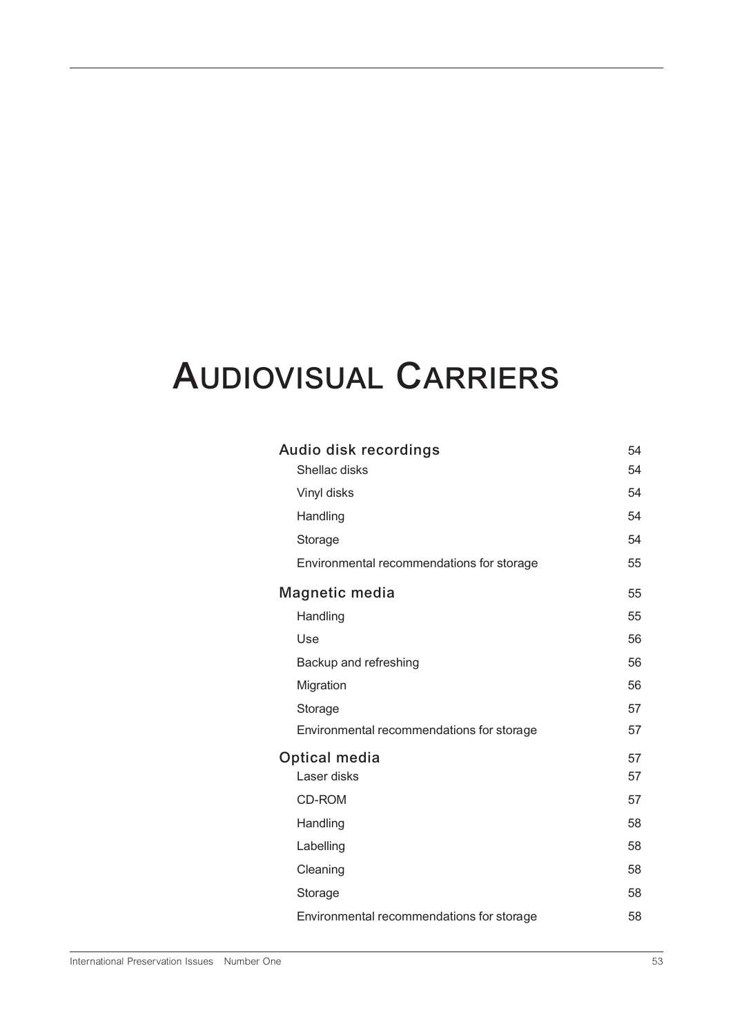# Audiovisual Carriers

| | |
|---|---|
| **Audio disk recordings** | 54 |
| Shellac disks | 54 |
| Vinyl disks | 54 |
| Handling | 54 |
| Storage | 54 |
| Environmental recommendations for storage | 55 |
| **Magnetic media** | 55 |
| Handling | 55 |
| Use | 56 |
| Backup and refreshing | 56 |
| Migration | 56 |
| Storage | 57 |
| Environmental recommendations for storage | 57 |
| **Optical media** | 57 |
| Laser disks | 57 |
| CD-ROM | 57 |
| Handling | 58 |
| Labelling | 58 |
| Cleaning | 58 |
| Storage | 58 |
| Environmental recommendations for storage | 58 |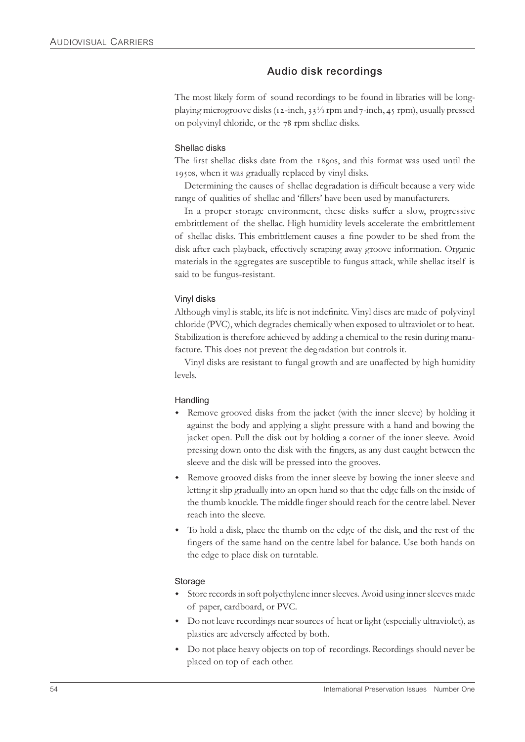## Audio disk recordings

The most likely form of sound recordings to be found in libraries will be long-playing microgroove disks (12-inch, 33⅓ rpm and 7-inch, 45 rpm), usually pressed on polyvinyl chloride, or the 78 rpm shellac disks.

### Shellac disks

The first shellac disks date from the 1890s, and this format was used until the 1950s, when it was gradually replaced by vinyl disks.

Determining the causes of shellac degradation is difficult because a very wide range of qualities of shellac and 'fillers' have been used by manufacturers.

In a proper storage environment, these disks suffer a slow, progressive embrittlement of the shellac. High humidity levels accelerate the embrittlement of shellac disks. This embrittlement causes a fine powder to be shed from the disk after each playback, effectively scraping away groove information. Organic materials in the aggregates are susceptible to fungus attack, while shellac itself is said to be fungus-resistant.

### Vinyl disks

Although vinyl is stable, its life is not indefinite. Vinyl discs are made of polyvinyl chloride (PVC), which degrades chemically when exposed to ultraviolet or to heat. Stabilization is therefore achieved by adding a chemical to the resin during manufacture. This does not prevent the degradation but controls it.

Vinyl disks are resistant to fungal growth and are unaffected by high humidity levels.

### Handling

- Remove grooved disks from the jacket (with the inner sleeve) by holding it against the body and applying a slight pressure with a hand and bowing the jacket open. Pull the disk out by holding a corner of the inner sleeve. Avoid pressing down onto the disk with the fingers, as any dust caught between the sleeve and the disk will be pressed into the grooves.
- Remove grooved disks from the inner sleeve by bowing the inner sleeve and letting it slip gradually into an open hand so that the edge falls on the inside of the thumb knuckle. The middle finger should reach for the centre label. Never reach into the sleeve.
- To hold a disk, place the thumb on the edge of the disk, and the rest of the fingers of the same hand on the centre label for balance. Use both hands on the edge to place disk on turntable.

### Storage

- Store records in soft polyethylene inner sleeves. Avoid using inner sleeves made of paper, cardboard, or PVC.
- Do not leave recordings near sources of heat or light (especially ultraviolet), as plastics are adversely affected by both.
- Do not place heavy objects on top of recordings. Recordings should never be placed on top of each other.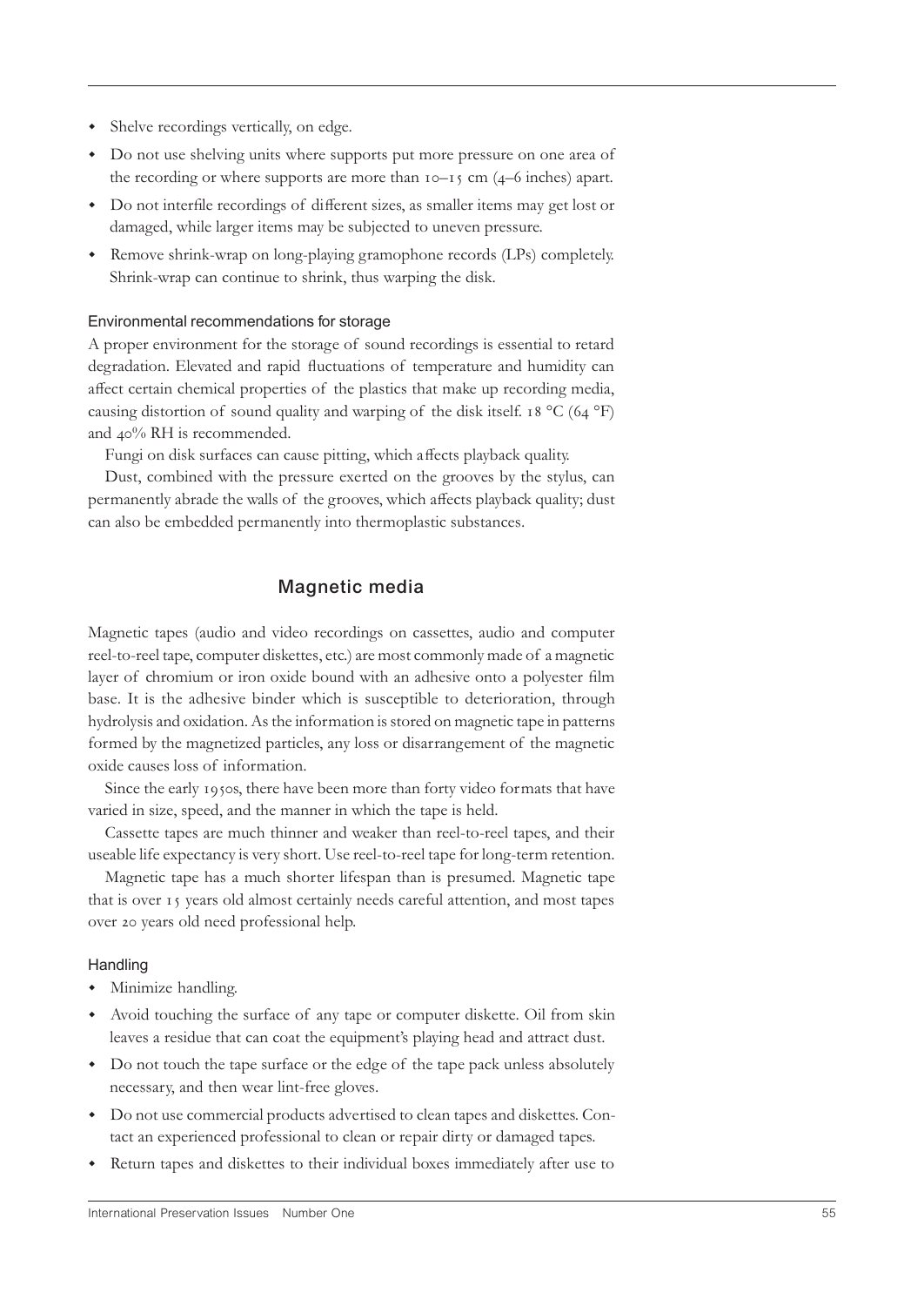- Shelve recordings vertically, on edge.
- Do not use shelving units where supports put more pressure on one area of the recording or where supports are more than 10–15 cm (4–6 inches) apart.
- Do not interfile recordings of different sizes, as smaller items may get lost or damaged, while larger items may be subjected to uneven pressure.
- Remove shrink-wrap on long-playing gramophone records (LPs) completely. Shrink-wrap can continue to shrink, thus warping the disk.

### Environmental recommendations for storage

A proper environment for the storage of sound recordings is essential to retard degradation. Elevated and rapid fluctuations of temperature and humidity can affect certain chemical properties of the plastics that make up recording media, causing distortion of sound quality and warping of the disk itself. 18 °C (64 °F) and 40% RH is recommended.

Fungi on disk surfaces can cause pitting, which affects playback quality.

Dust, combined with the pressure exerted on the grooves by the stylus, can permanently abrade the walls of the grooves, which affects playback quality; dust can also be embedded permanently into thermoplastic substances.

## Magnetic media

Magnetic tapes (audio and video recordings on cassettes, audio and computer reel-to-reel tape, computer diskettes, etc.) are most commonly made of a magnetic layer of chromium or iron oxide bound with an adhesive onto a polyester film base. It is the adhesive binder which is susceptible to deterioration, through hydrolysis and oxidation. As the information is stored on magnetic tape in patterns formed by the magnetized particles, any loss or disarrangement of the magnetic oxide causes loss of information.

Since the early 1950s, there have been more than forty video formats that have varied in size, speed, and the manner in which the tape is held.

Cassette tapes are much thinner and weaker than reel-to-reel tapes, and their useable life expectancy is very short. Use reel-to-reel tape for long-term retention.

Magnetic tape has a much shorter lifespan than is presumed. Magnetic tape that is over 15 years old almost certainly needs careful attention, and most tapes over 20 years old need professional help.

### Handling

- Minimize handling.
- Avoid touching the surface of any tape or computer diskette. Oil from skin leaves a residue that can coat the equipment's playing head and attract dust.
- Do not touch the tape surface or the edge of the tape pack unless absolutely necessary, and then wear lint-free gloves.
- Do not use commercial products advertised to clean tapes and diskettes. Contact an experienced professional to clean or repair dirty or damaged tapes.
- Return tapes and diskettes to their individual boxes immediately after use to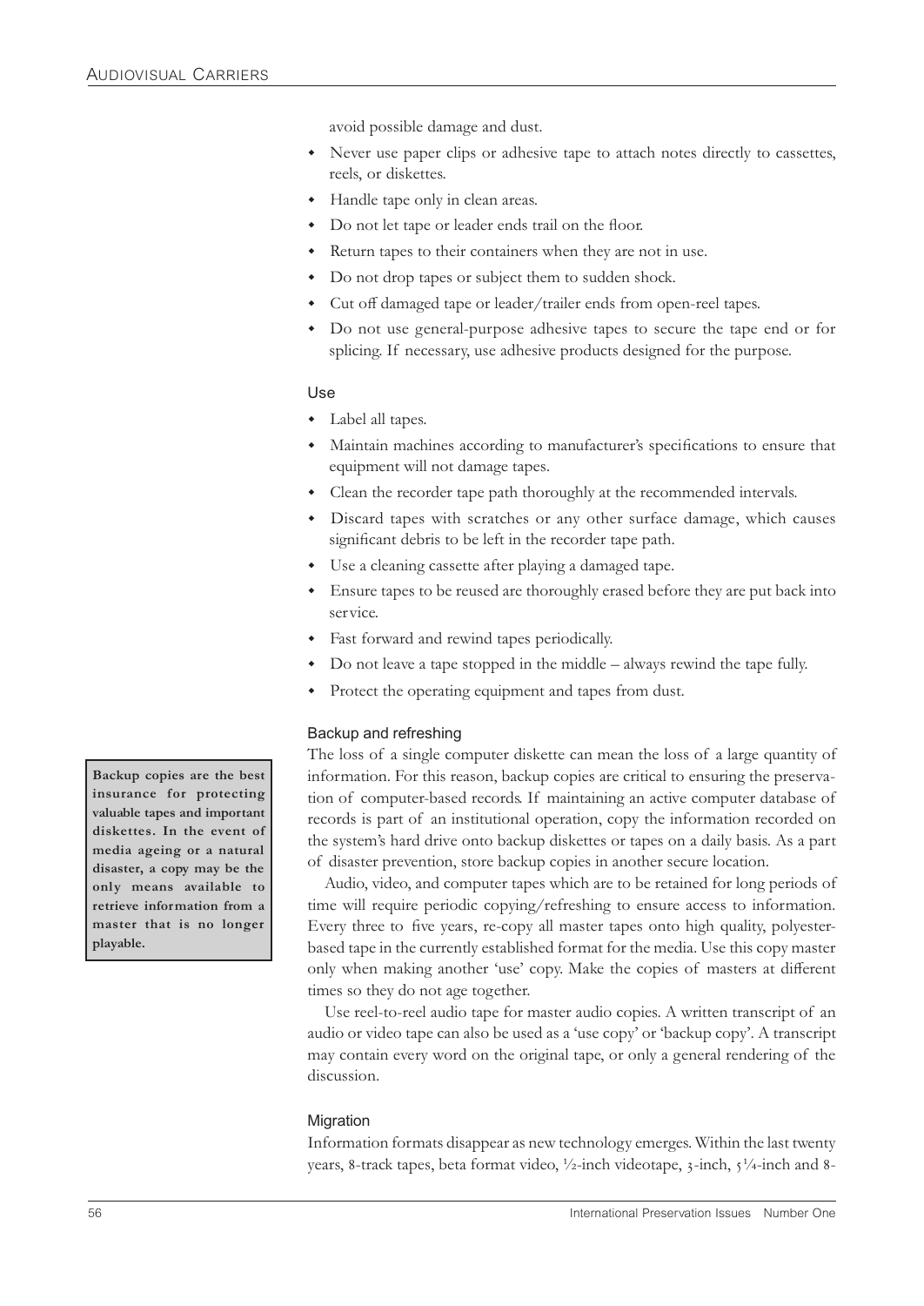avoid possible damage and dust.

- Never use paper clips or adhesive tape to attach notes directly to cassettes, reels, or diskettes.
- Handle tape only in clean areas.
- Do not let tape or leader ends trail on the floor.
- Return tapes to their containers when they are not in use.
- Do not drop tapes or subject them to sudden shock.
- Cut off damaged tape or leader/trailer ends from open-reel tapes.
- Do not use general-purpose adhesive tapes to secure the tape end or for splicing. If necessary, use adhesive products designed for the purpose.

### Use

- Label all tapes.
- Maintain machines according to manufacturer's specifications to ensure that equipment will not damage tapes.
- Clean the recorder tape path thoroughly at the recommended intervals.
- Discard tapes with scratches or any other surface damage, which causes significant debris to be left in the recorder tape path.
- Use a cleaning cassette after playing a damaged tape.
- Ensure tapes to be reused are thoroughly erased before they are put back into service.
- Fast forward and rewind tapes periodically.
- Do not leave a tape stopped in the middle – always rewind the tape fully.
- Protect the operating equipment and tapes from dust.

### Backup and refreshing

**Backup copies are the best insurance for protecting valuable tapes and important diskettes. In the event of media ageing or a natural disaster, a copy may be the only means available to retrieve information from a master that is no longer playable.**

The loss of a single computer diskette can mean the loss of a large quantity of information. For this reason, backup copies are critical to ensuring the preservation of computer-based records. If maintaining an active computer database of records is part of an institutional operation, copy the information recorded on the system's hard drive onto backup diskettes or tapes on a daily basis. As a part of disaster prevention, store backup copies in another secure location.

Audio, video, and computer tapes which are to be retained for long periods of time will require periodic copying/refreshing to ensure access to information. Every three to five years, re-copy all master tapes onto high quality, polyester-based tape in the currently established format for the media. Use this copy master only when making another 'use' copy. Make the copies of masters at different times so they do not age together.

Use reel-to-reel audio tape for master audio copies. A written transcript of an audio or video tape can also be used as a 'use copy' or 'backup copy'. A transcript may contain every word on the original tape, or only a general rendering of the discussion.

### Migration

Information formats disappear as new technology emerges. Within the last twenty years, 8-track tapes, beta format video, ½-inch videotape, 3-inch, 5¼-inch and 8-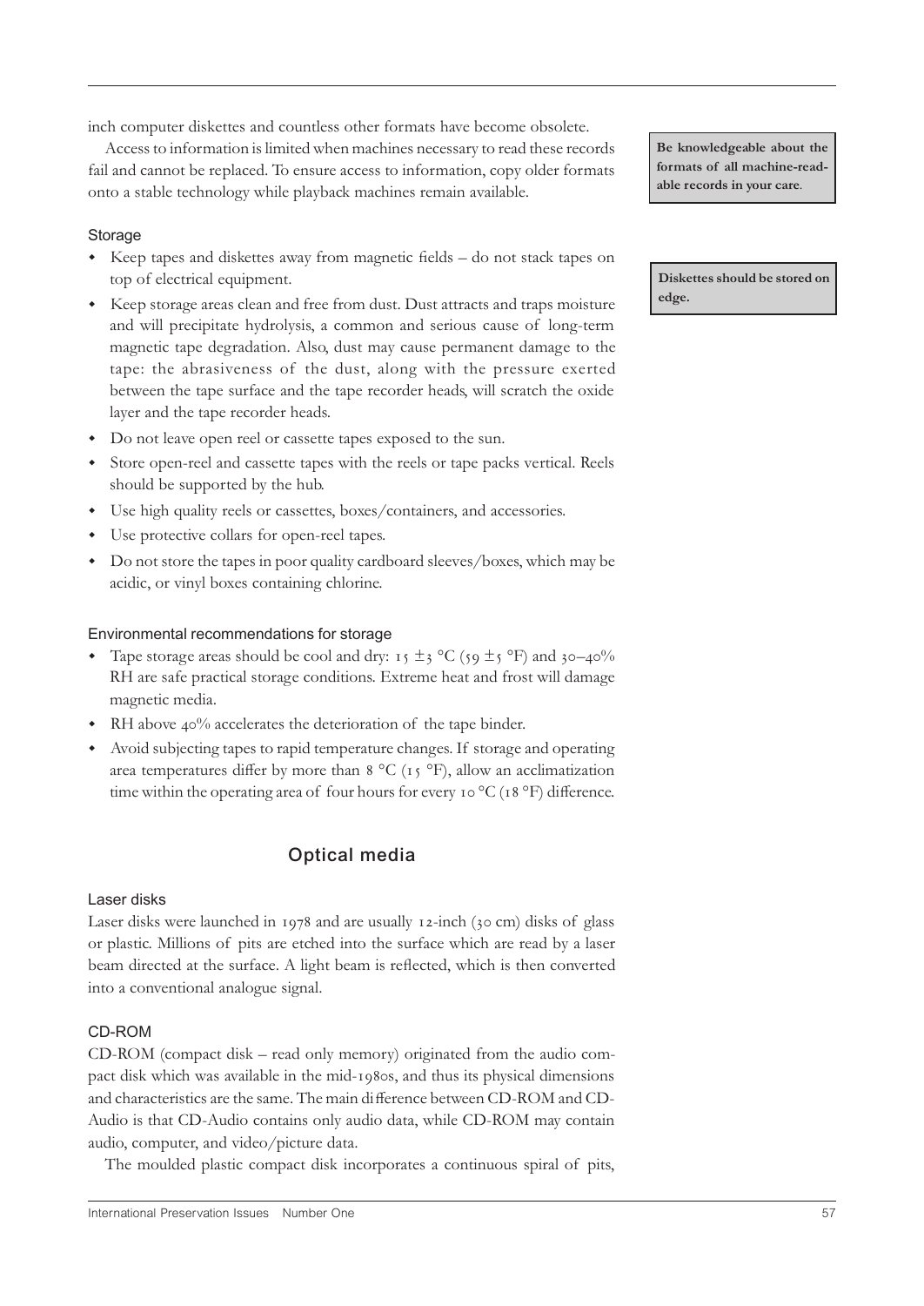inch computer diskettes and countless other formats have become obsolete.

Access to information is limited when machines necessary to read these records fail and cannot be replaced. To ensure access to information, copy older formats onto a stable technology while playback machines remain available.

**Be knowledgeable about the formats of all machine-readable records in your care.**

### Storage

**Diskettes should be stored on edge.**

- Keep tapes and diskettes away from magnetic fields – do not stack tapes on top of electrical equipment.
- Keep storage areas clean and free from dust. Dust attracts and traps moisture and will precipitate hydrolysis, a common and serious cause of long-term magnetic tape degradation. Also, dust may cause permanent damage to the tape: the abrasiveness of the dust, along with the pressure exerted between the tape surface and the tape recorder heads, will scratch the oxide layer and the tape recorder heads.
- Do not leave open reel or cassette tapes exposed to the sun.
- Store open-reel and cassette tapes with the reels or tape packs vertical. Reels should be supported by the hub.
- Use high quality reels or cassettes, boxes/containers, and accessories.
- Use protective collars for open-reel tapes.
- Do not store the tapes in poor quality cardboard sleeves/boxes, which may be acidic, or vinyl boxes containing chlorine.

### Environmental recommendations for storage

- Tape storage areas should be cool and dry: 15 ±3 °C (59 ±5 °F) and 30–40% RH are safe practical storage conditions. Extreme heat and frost will damage magnetic media.
- RH above 40% accelerates the deterioration of the tape binder.
- Avoid subjecting tapes to rapid temperature changes. If storage and operating area temperatures differ by more than 8 °C (15 °F), allow an acclimatization time within the operating area of four hours for every 10 °C (18 °F) difference.

## Optical media

### Laser disks

Laser disks were launched in 1978 and are usually 12-inch (30 cm) disks of glass or plastic. Millions of pits are etched into the surface which are read by a laser beam directed at the surface. A light beam is reflected, which is then converted into a conventional analogue signal.

### CD-ROM

CD-ROM (compact disk – read only memory) originated from the audio compact disk which was available in the mid-1980s, and thus its physical dimensions and characteristics are the same. The main difference between CD-ROM and CD-Audio is that CD-Audio contains only audio data, while CD-ROM may contain audio, computer, and video/picture data.

The moulded plastic compact disk incorporates a continuous spiral of pits,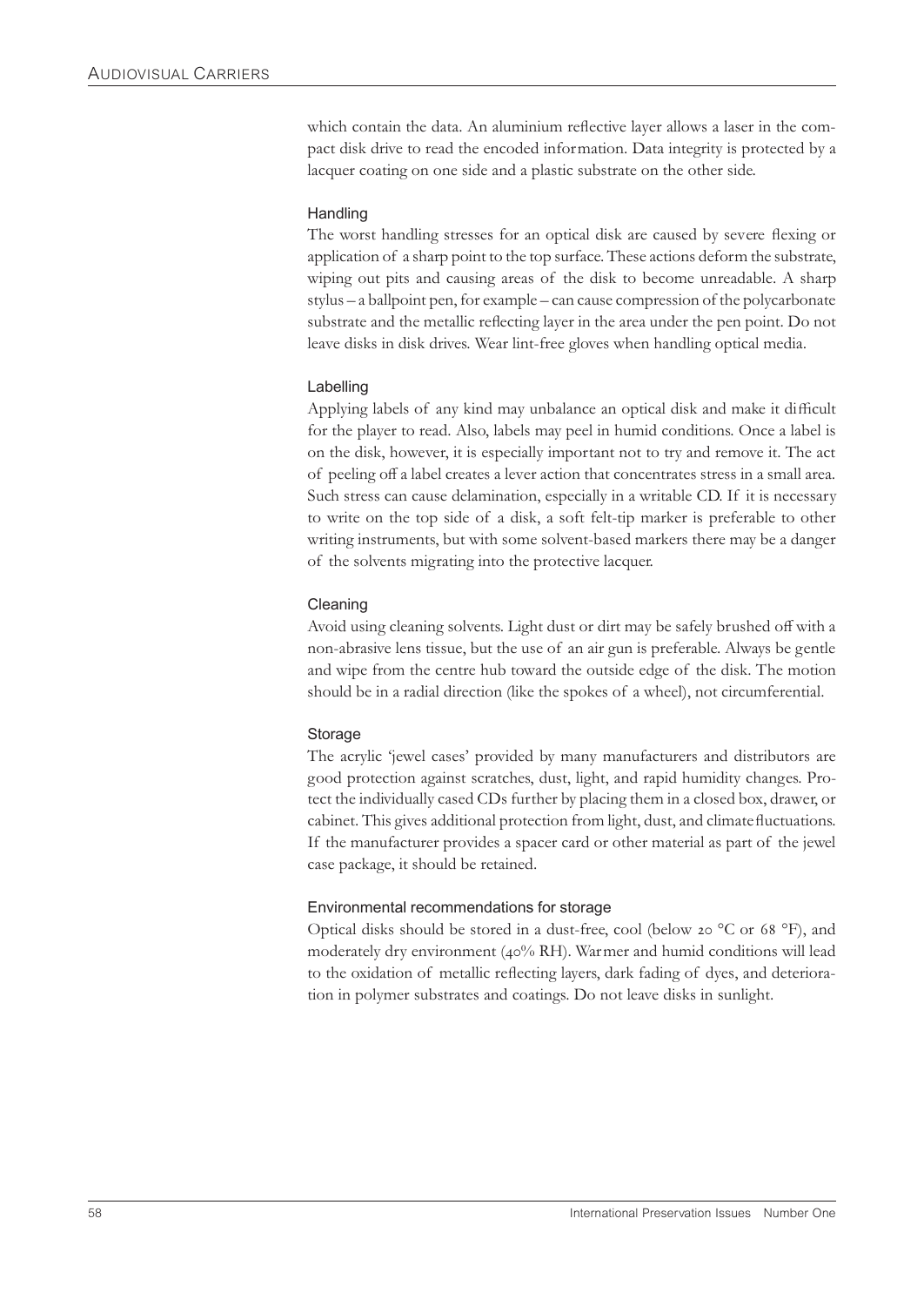which contain the data. An aluminium reflective layer allows a laser in the compact disk drive to read the encoded information. Data integrity is protected by a lacquer coating on one side and a plastic substrate on the other side.

#### Handling

The worst handling stresses for an optical disk are caused by severe flexing or application of a sharp point to the top surface. These actions deform the substrate, wiping out pits and causing areas of the disk to become unreadable. A sharp stylus – a ballpoint pen, for example – can cause compression of the polycarbonate substrate and the metallic reflecting layer in the area under the pen point. Do not leave disks in disk drives. Wear lint-free gloves when handling optical media.

#### Labelling

Applying labels of any kind may unbalance an optical disk and make it difficult for the player to read. Also, labels may peel in humid conditions. Once a label is on the disk, however, it is especially important not to try and remove it. The act of peeling off a label creates a lever action that concentrates stress in a small area. Such stress can cause delamination, especially in a writable CD. If it is necessary to write on the top side of a disk, a soft felt-tip marker is preferable to other writing instruments, but with some solvent-based markers there may be a danger of the solvents migrating into the protective lacquer.

#### Cleaning

Avoid using cleaning solvents. Light dust or dirt may be safely brushed off with a non-abrasive lens tissue, but the use of an air gun is preferable. Always be gentle and wipe from the centre hub toward the outside edge of the disk. The motion should be in a radial direction (like the spokes of a wheel), not circumferential.

#### Storage

The acrylic 'jewel cases' provided by many manufacturers and distributors are good protection against scratches, dust, light, and rapid humidity changes. Protect the individually cased CDs further by placing them in a closed box, drawer, or cabinet. This gives additional protection from light, dust, and climate fluctuations. If the manufacturer provides a spacer card or other material as part of the jewel case package, it should be retained.

#### Environmental recommendations for storage

Optical disks should be stored in a dust-free, cool (below 20 °C or 68 °F), and moderately dry environment (40% RH). Warmer and humid conditions will lead to the oxidation of metallic reflecting layers, dark fading of dyes, and deterioration in polymer substrates and coatings. Do not leave disks in sunlight.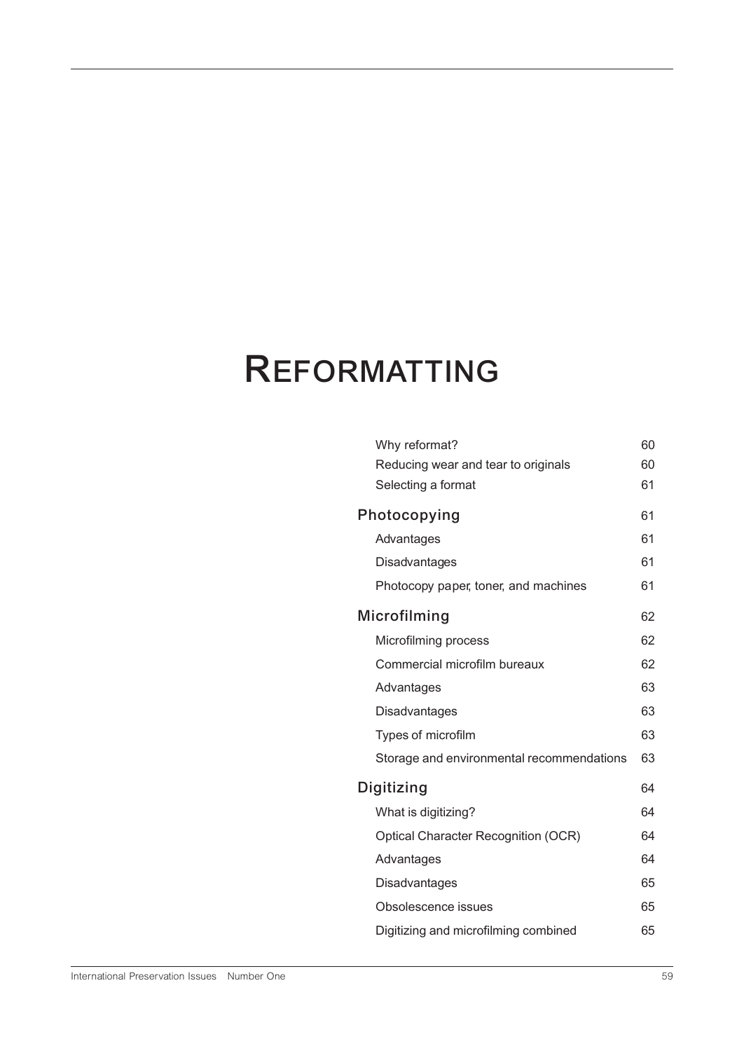# REFORMATTING

| | |
|---|---|
| Why reformat? | 60 |
| Reducing wear and tear to originals | 60 |
| Selecting a format | 61 |
| **Photocopying** | **61** |
| Advantages | 61 |
| Disadvantages | 61 |
| Photocopy paper, toner, and machines | 61 |
| **Microfilming** | **62** |
| Microfilming process | 62 |
| Commercial microfilm bureaux | 62 |
| Advantages | 63 |
| Disadvantages | 63 |
| Types of microfilm | 63 |
| Storage and environmental recommendations | 63 |
| **Digitizing** | **64** |
| What is digitizing? | 64 |
| Optical Character Recognition (OCR) | 64 |
| Advantages | 64 |
| Disadvantages | 65 |
| Obsolescence issues | 65 |
| Digitizing and microfilming combined | 65 |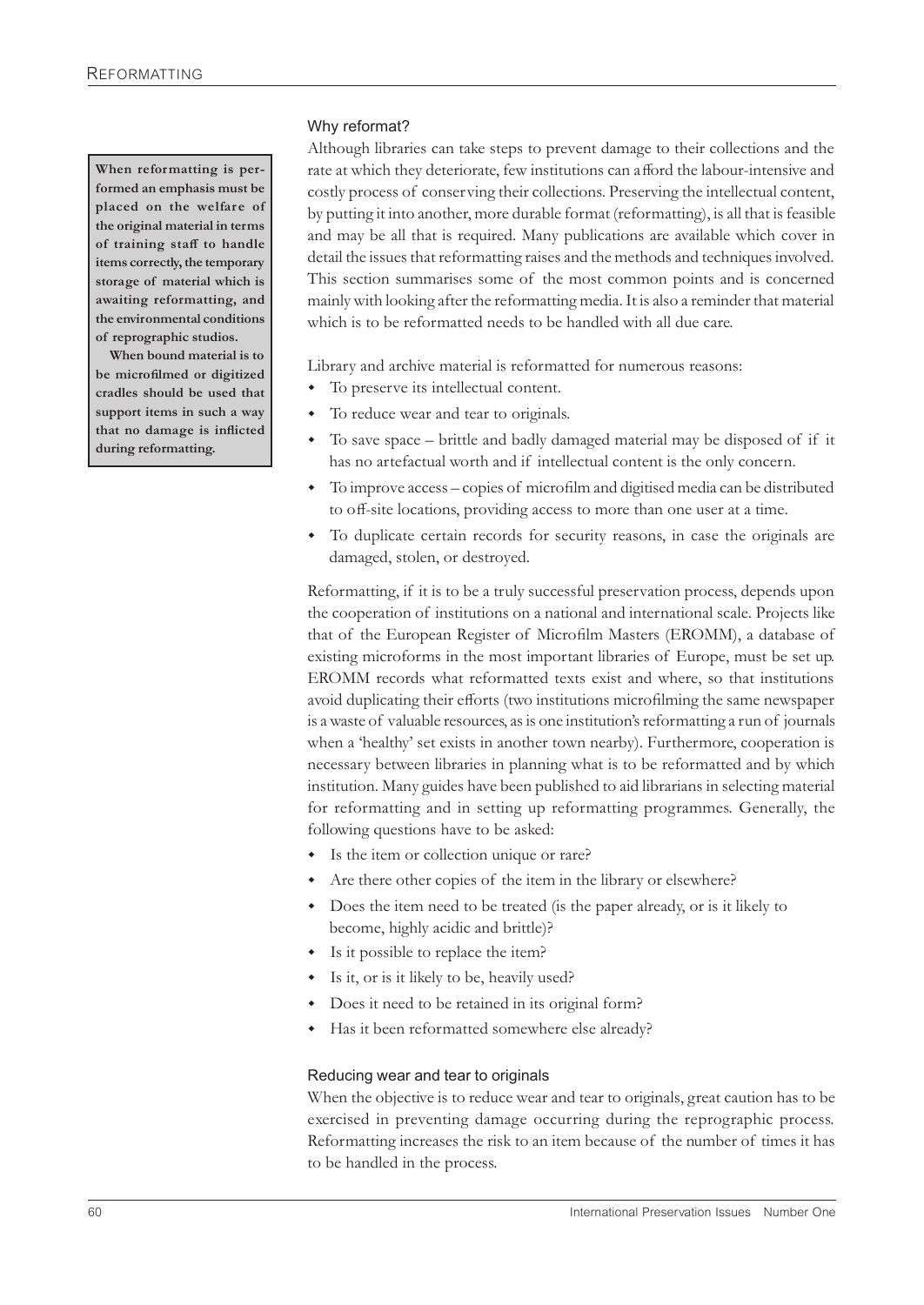**When reformatting is performed an emphasis must be placed on the welfare of the original material in terms of training staff to handle items correctly, the temporary storage of material which is awaiting reformatting, and the environmental conditions of reprographic studios.**

**When bound material is to be microfilmed or digitized cradles should be used that support items in such a way that no damage is inflicted during reformatting.**

### Why reformat?

Although libraries can take steps to prevent damage to their collections and the rate at which they deteriorate, few institutions can afford the labour-intensive and costly process of conserving their collections. Preserving the intellectual content, by putting it into another, more durable format (reformatting), is all that is feasible and may be all that is required. Many publications are available which cover in detail the issues that reformatting raises and the methods and techniques involved. This section summarises some of the most common points and is concerned mainly with looking after the reformatting media. It is also a reminder that material which is to be reformatted needs to be handled with all due care.

Library and archive material is reformatted for numerous reasons:

- To preserve its intellectual content.
- To reduce wear and tear to originals.
- To save space – brittle and badly damaged material may be disposed of if it has no artefactual worth and if intellectual content is the only concern.
- To improve access – copies of microfilm and digitised media can be distributed to off-site locations, providing access to more than one user at a time.
- To duplicate certain records for security reasons, in case the originals are damaged, stolen, or destroyed.

Reformatting, if it is to be a truly successful preservation process, depends upon the cooperation of institutions on a national and international scale. Projects like that of the European Register of Microfilm Masters (EROMM), a database of existing microforms in the most important libraries of Europe, must be set up. EROMM records what reformatted texts exist and where, so that institutions avoid duplicating their efforts (two institutions microfilming the same newspaper is a waste of valuable resources, as is one institution's reformatting a run of journals when a 'healthy' set exists in another town nearby). Furthermore, cooperation is necessary between libraries in planning what is to be reformatted and by which institution. Many guides have been published to aid librarians in selecting material for reformatting and in setting up reformatting programmes. Generally, the following questions have to be asked:

- Is the item or collection unique or rare?
- Are there other copies of the item in the library or elsewhere?
- Does the item need to be treated (is the paper already, or is it likely to become, highly acidic and brittle)?
- Is it possible to replace the item?
- Is it, or is it likely to be, heavily used?
- Does it need to be retained in its original form?
- Has it been reformatted somewhere else already?

### Reducing wear and tear to originals

When the objective is to reduce wear and tear to originals, great caution has to be exercised in preventing damage occurring during the reprographic process. Reformatting increases the risk to an item because of the number of times it has to be handled in the process.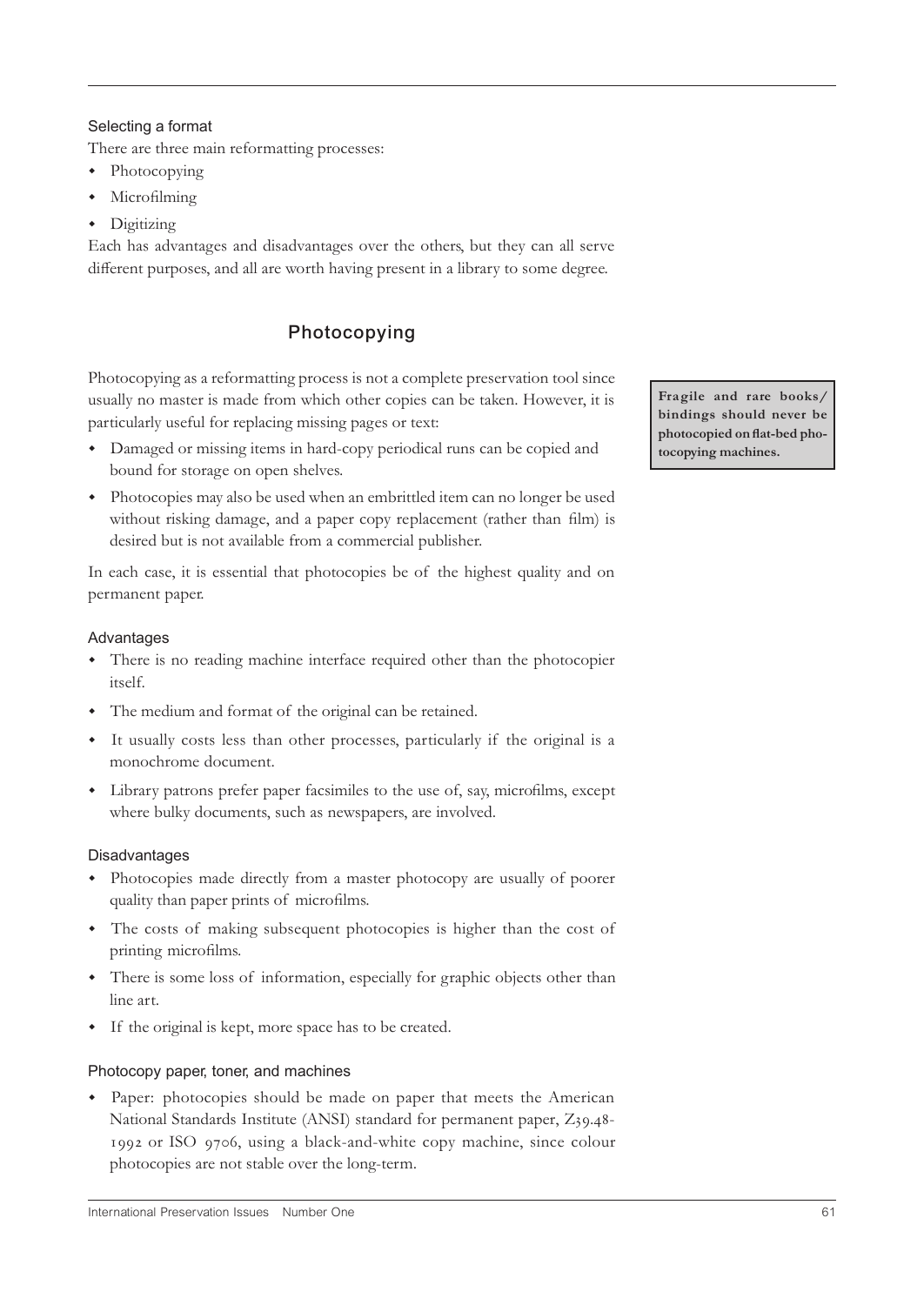### Selecting a format

There are three main reformatting processes:

- Photocopying
- Microfilming
- Digitizing

Each has advantages and disadvantages over the others, but they can all serve different purposes, and all are worth having present in a library to some degree.

## Photocopying

Photocopying as a reformatting process is not a complete preservation tool since usually no master is made from which other copies can be taken. However, it is particularly useful for replacing missing pages or text:

- Damaged or missing items in hard-copy periodical runs can be copied and bound for storage on open shelves.
- Photocopies may also be used when an embrittled item can no longer be used without risking damage, and a paper copy replacement (rather than film) is desired but is not available from a commercial publisher.

In each case, it is essential that photocopies be of the highest quality and on permanent paper.

**Fragile and rare books/bindings should never be photocopied on flat-bed photocopying machines.**

### Advantages

- There is no reading machine interface required other than the photocopier itself.
- The medium and format of the original can be retained.
- It usually costs less than other processes, particularly if the original is a monochrome document.
- Library patrons prefer paper facsimiles to the use of, say, microfilms, except where bulky documents, such as newspapers, are involved.

### Disadvantages

- Photocopies made directly from a master photocopy are usually of poorer quality than paper prints of microfilms.
- The costs of making subsequent photocopies is higher than the cost of printing microfilms.
- There is some loss of information, especially for graphic objects other than line art.
- If the original is kept, more space has to be created.

### Photocopy paper, toner, and machines

- Paper: photocopies should be made on paper that meets the American National Standards Institute (ANSI) standard for permanent paper, Z39.48-1992 or ISO 9706, using a black-and-white copy machine, since colour photocopies are not stable over the long-term.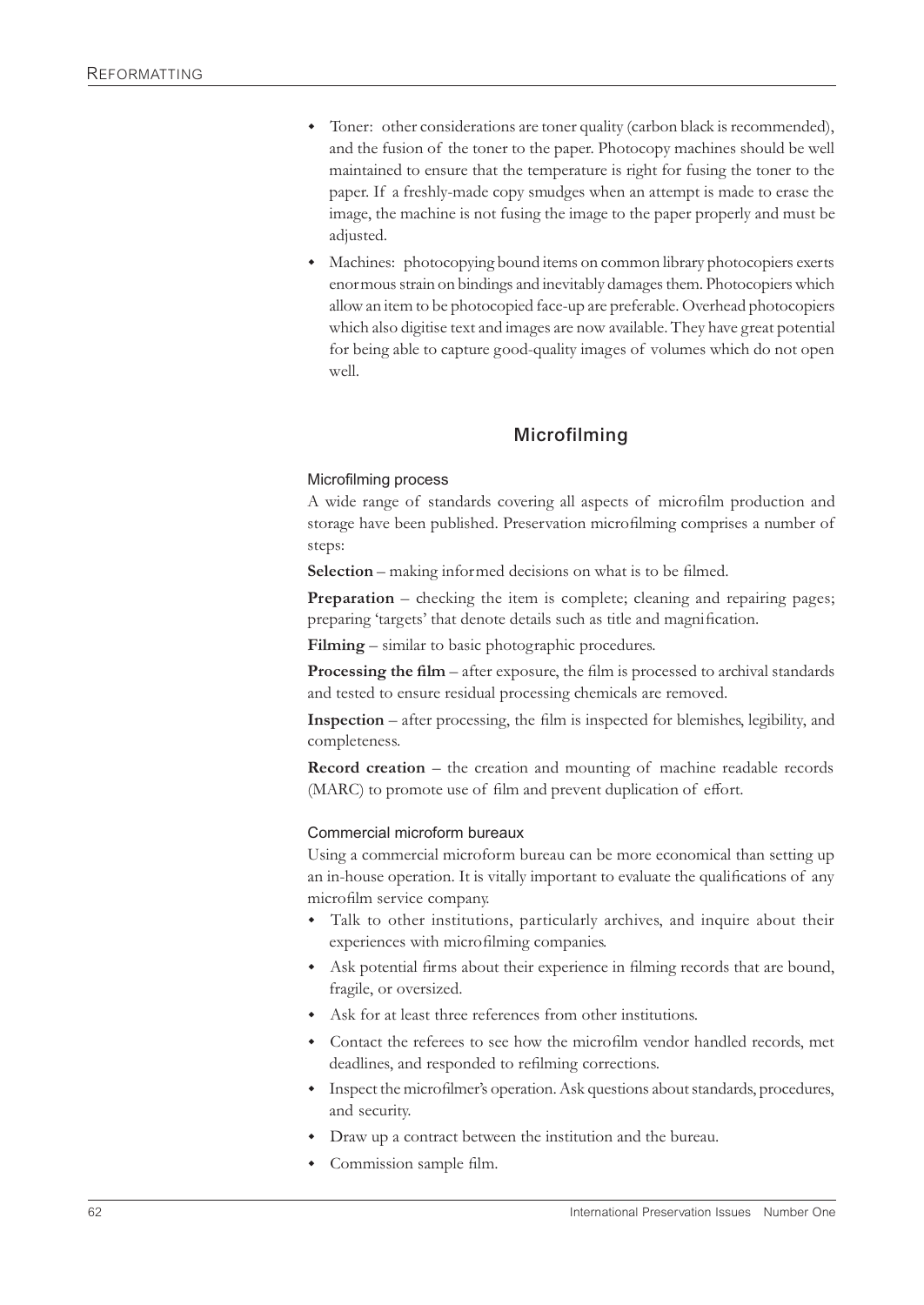- Toner: other considerations are toner quality (carbon black is recommended), and the fusion of the toner to the paper. Photocopy machines should be well maintained to ensure that the temperature is right for fusing the toner to the paper. If a freshly-made copy smudges when an attempt is made to erase the image, the machine is not fusing the image to the paper properly and must be adjusted.
- Machines: photocopying bound items on common library photocopiers exerts enormous strain on bindings and inevitably damages them. Photocopiers which allow an item to be photocopied face-up are preferable. Overhead photocopiers which also digitise text and images are now available. They have great potential for being able to capture good-quality images of volumes which do not open well.

## Microfilming

### Microfilming process

A wide range of standards covering all aspects of microfilm production and storage have been published. Preservation microfilming comprises a number of steps:

**Selection** – making informed decisions on what is to be filmed.

**Preparation** – checking the item is complete; cleaning and repairing pages; preparing 'targets' that denote details such as title and magnification.

**Filming** – similar to basic photographic procedures.

**Processing the film** – after exposure, the film is processed to archival standards and tested to ensure residual processing chemicals are removed.

**Inspection** – after processing, the film is inspected for blemishes, legibility, and completeness.

**Record creation** – the creation and mounting of machine readable records (MARC) to promote use of film and prevent duplication of effort.

### Commercial microform bureaux

Using a commercial microform bureau can be more economical than setting up an in-house operation. It is vitally important to evaluate the qualifications of any microfilm service company.

- Talk to other institutions, particularly archives, and inquire about their experiences with microfilming companies.
- Ask potential firms about their experience in filming records that are bound, fragile, or oversized.
- Ask for at least three references from other institutions.
- Contact the referees to see how the microfilm vendor handled records, met deadlines, and responded to refilming corrections.
- Inspect the microfilmer's operation. Ask questions about standards, procedures, and security.
- Draw up a contract between the institution and the bureau.
- Commission sample film.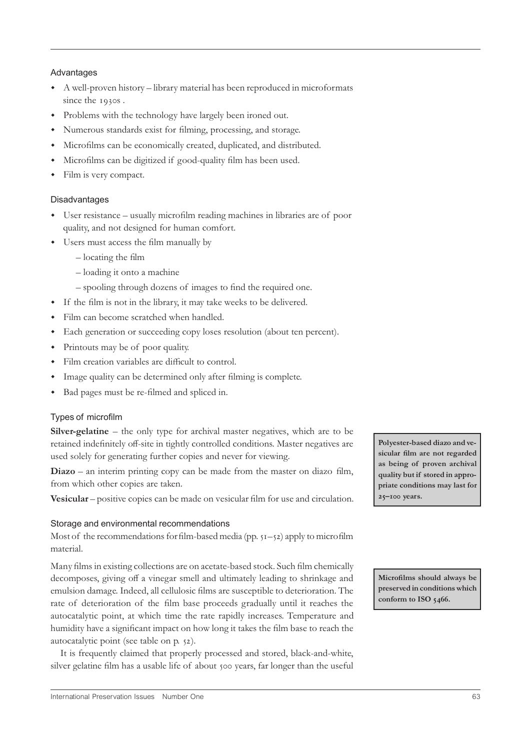### Advantages

- A well-proven history – library material has been reproduced in microformats since the 1930s .
- Problems with the technology have largely been ironed out.
- Numerous standards exist for filming, processing, and storage.
- Microfilms can be economically created, duplicated, and distributed.
- Microfilms can be digitized if good-quality film has been used.
- Film is very compact.

### Disadvantages

- User resistance – usually microfilm reading machines in libraries are of poor quality, and not designed for human comfort.
- Users must access the film manually by
  - – locating the film
  - – loading it onto a machine
  - – spooling through dozens of images to find the required one.
- If the film is not in the library, it may take weeks to be delivered.
- Film can become scratched when handled.
- Each generation or succeeding copy loses resolution (about ten percent).
- Printouts may be of poor quality.
- Film creation variables are difficult to control.
- Image quality can be determined only after filming is complete.
- Bad pages must be re-filmed and spliced in.

### Types of microfilm

**Silver-gelatine** – the only type for archival master negatives, which are to be retained indefinitely off-site in tightly controlled conditions. Master negatives are used solely for generating further copies and never for viewing.

**Diazo** – an interim printing copy can be made from the master on diazo film, from which other copies are taken.

**Vesicular** – positive copies can be made on vesicular film for use and circulation.

**Polyester-based diazo and vesicular film are not regarded as being of proven archival quality but if stored in appropriate conditions may last for 25–100 years.**

### Storage and environmental recommendations

Most of the recommendations for film-based media (pp. 51–52) apply to microfilm material.

**Microfilms should always be preserved in conditions which conform to ISO 5466.**

Many films in existing collections are on acetate-based stock. Such film chemically decomposes, giving off a vinegar smell and ultimately leading to shrinkage and emulsion damage. Indeed, all cellulosic films are susceptible to deterioration. The rate of deterioration of the film base proceeds gradually until it reaches the autocatalytic point, at which time the rate rapidly increases. Temperature and humidity have a significant impact on how long it takes the film base to reach the autocatalytic point (see table on p. 52).

It is frequently claimed that properly processed and stored, black-and-white, silver gelatine film has a usable life of about 500 years, far longer than the useful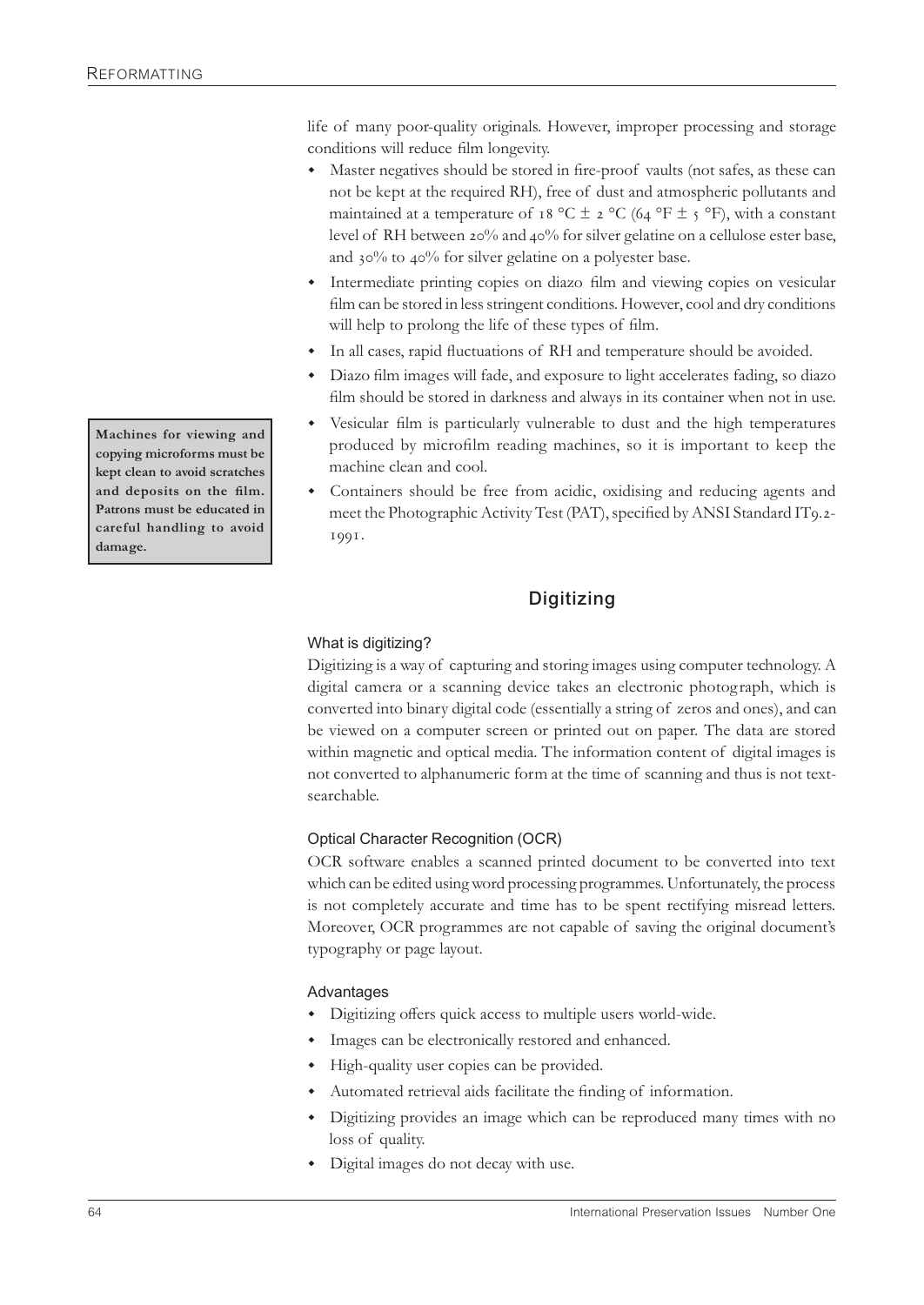life of many poor-quality originals. However, improper processing and storage conditions will reduce film longevity.

- Master negatives should be stored in fire-proof vaults (not safes, as these can not be kept at the required RH), free of dust and atmospheric pollutants and maintained at a temperature of 18 °C ± 2 °C (64 °F ± 5 °F), with a constant level of RH between 20% and 40% for silver gelatine on a cellulose ester base, and 30% to 40% for silver gelatine on a polyester base.
- Intermediate printing copies on diazo film and viewing copies on vesicular film can be stored in less stringent conditions. However, cool and dry conditions will help to prolong the life of these types of film.
- In all cases, rapid fluctuations of RH and temperature should be avoided.
- Diazo film images will fade, and exposure to light accelerates fading, so diazo film should be stored in darkness and always in its container when not in use.
- Vesicular film is particularly vulnerable to dust and the high temperatures produced by microfilm reading machines, so it is important to keep the machine clean and cool.
- Containers should be free from acidic, oxidising and reducing agents and meet the Photographic Activity Test (PAT), specified by ANSI Standard IT9.2-1991.

**Machines for viewing and copying microforms must be kept clean to avoid scratches and deposits on the film. Patrons must be educated in careful handling to avoid damage.**

## Digitizing

### What is digitizing?

Digitizing is a way of capturing and storing images using computer technology. A digital camera or a scanning device takes an electronic photograph, which is converted into binary digital code (essentially a string of zeros and ones), and can be viewed on a computer screen or printed out on paper. The data are stored within magnetic and optical media. The information content of digital images is not converted to alphanumeric form at the time of scanning and thus is not text-searchable.

### Optical Character Recognition (OCR)

OCR software enables a scanned printed document to be converted into text which can be edited using word processing programmes. Unfortunately, the process is not completely accurate and time has to be spent rectifying misread letters. Moreover, OCR programmes are not capable of saving the original document's typography or page layout.

### Advantages

- Digitizing offers quick access to multiple users world-wide.
- Images can be electronically restored and enhanced.
- High-quality user copies can be provided.
- Automated retrieval aids facilitate the finding of information.
- Digitizing provides an image which can be reproduced many times with no loss of quality.
- Digital images do not decay with use.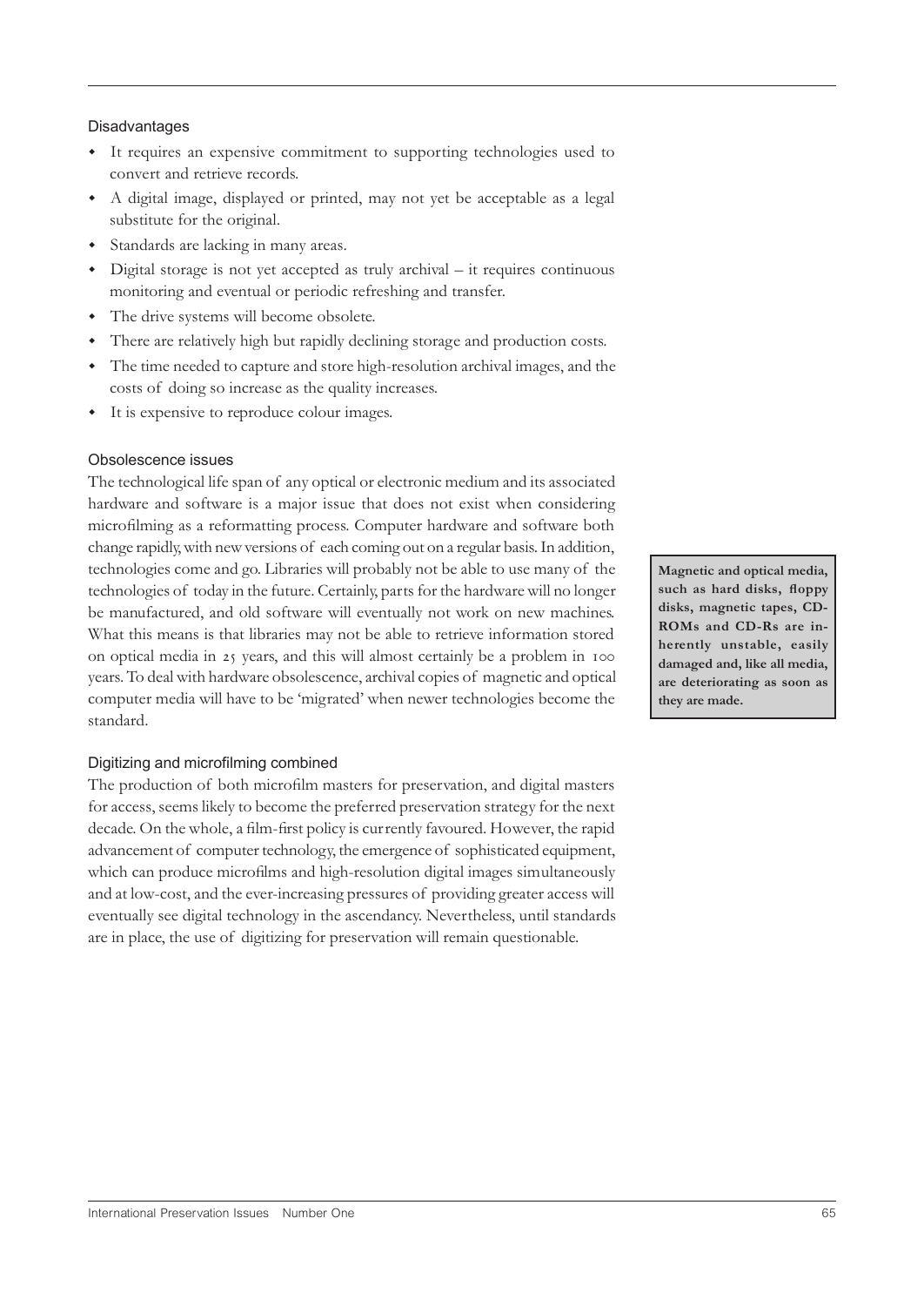### Disadvantages

- It requires an expensive commitment to supporting technologies used to convert and retrieve records.
- A digital image, displayed or printed, may not yet be acceptable as a legal substitute for the original.
- Standards are lacking in many areas.
- Digital storage is not yet accepted as truly archival – it requires continuous monitoring and eventual or periodic refreshing and transfer.
- The drive systems will become obsolete.
- There are relatively high but rapidly declining storage and production costs.
- The time needed to capture and store high-resolution archival images, and the costs of doing so increase as the quality increases.
- It is expensive to reproduce colour images.

### Obsolescence issues

The technological life span of any optical or electronic medium and its associated hardware and software is a major issue that does not exist when considering microfilming as a reformatting process. Computer hardware and software both change rapidly, with new versions of each coming out on a regular basis. In addition, technologies come and go. Libraries will probably not be able to use many of the technologies of today in the future. Certainly, parts for the hardware will no longer be manufactured, and old software will eventually not work on new machines. What this means is that libraries may not be able to retrieve information stored on optical media in 25 years, and this will almost certainly be a problem in 100 years. To deal with hardware obsolescence, archival copies of magnetic and optical computer media will have to be 'migrated' when newer technologies become the standard.

**Magnetic and optical media, such as hard disks, floppy disks, magnetic tapes, CD-ROMs and CD-Rs are inherently unstable, easily damaged and, like all media, are deteriorating as soon as they are made.**

### Digitizing and microfilming combined

The production of both microfilm masters for preservation, and digital masters for access, seems likely to become the preferred preservation strategy for the next decade. On the whole, a film-first policy is currently favoured. However, the rapid advancement of computer technology, the emergence of sophisticated equipment, which can produce microfilms and high-resolution digital images simultaneously and at low-cost, and the ever-increasing pressures of providing greater access will eventually see digital technology in the ascendancy. Nevertheless, until standards are in place, the use of digitizing for preservation will remain questionable.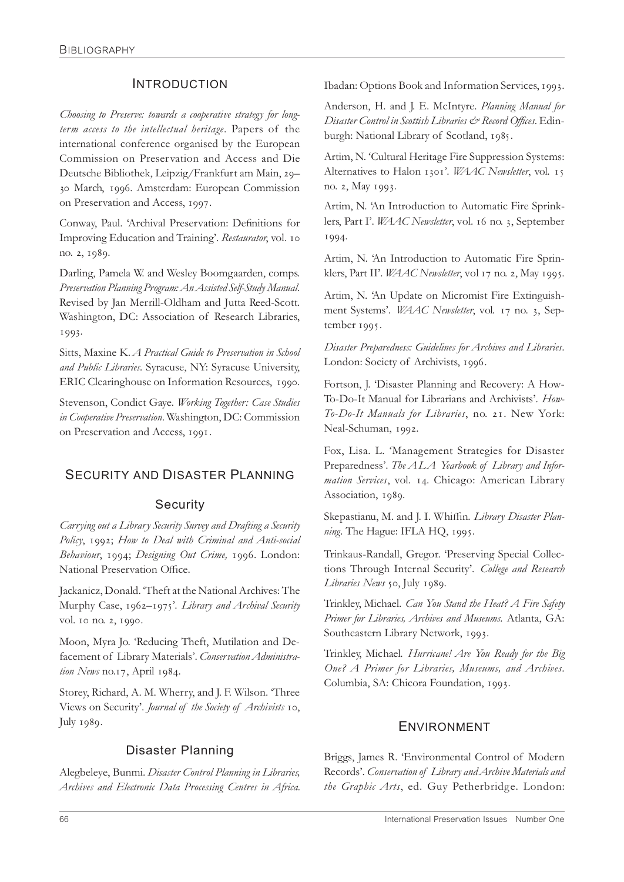## Introduction

*Choosing to Preserve: towards a cooperative strategy for long-term access to the intellectual heritage*. Papers of the international conference organised by the European Commission on Preservation and Access and Die Deutsche Bibliothek, Leipzig/Frankfurt am Main, 29–30 March, 1996. Amsterdam: European Commission on Preservation and Access, 1997.

Conway, Paul. 'Archival Preservation: Definitions for Improving Education and Training'. *Restaurator*, vol. 10 no. 2, 1989.

Darling, Pamela W. and Wesley Boomgaarden, comps. *Preservation Planning Program: An Assisted Self-Study Manual*. Revised by Jan Merrill-Oldham and Jutta Reed-Scott. Washington, DC: Association of Research Libraries, 1993.

Sitts, Maxine K. *A Practical Guide to Preservation in School and Public Libraries*. Syracuse, NY: Syracuse University, ERIC Clearinghouse on Information Resources, 1990.

Stevenson, Condict Gaye. *Working Together: Case Studies in Cooperative Preservation*. Washington, DC: Commission on Preservation and Access, 1991.

## Security and Disaster Planning

### Security

*Carrying out a Library Security Survey and Drafting a Security Policy*, 1992; *How to Deal with Criminal and Anti-social Behaviour*, 1994; *Designing Out Crime,* 1996. London: National Preservation Office.

Jackanicz, Donald. 'Theft at the National Archives: The Murphy Case, 1962–1975'. *Library and Archival Security* vol. 10 no. 2, 1990.

Moon, Myra Jo. 'Reducing Theft, Mutilation and Defacement of Library Materials'. *Conservation Administration News* no.17, April 1984.

Storey, Richard, A. M. Wherry, and J. F. Wilson. 'Three Views on Security'. *Journal of the Society of Archivists* 10, July 1989.

### Disaster Planning

Alegbeleye, Bunmi. *Disaster Control Planning in Libraries, Archives and Electronic Data Processing Centres in Africa*. Ibadan: Options Book and Information Services, 1993.

Anderson, H. and J. E. McIntyre. *Planning Manual for Disaster Control in Scottish Libraries & Record Offices*. Edinburgh: National Library of Scotland, 1985.

Artim, N. 'Cultural Heritage Fire Suppression Systems: Alternatives to Halon 1301'. *WAAC Newsletter*, vol. 15 no. 2, May 1993.

Artim, N. 'An Introduction to Automatic Fire Sprinklers, Part I'. *WAAC Newsletter*, vol. 16 no. 3, September 1994.

Artim, N. 'An Introduction to Automatic Fire Sprinklers, Part II'. *WAAC Newsletter*, vol 17 no. 2, May 1995.

Artim, N. 'An Update on Micromist Fire Extinguishment Systems'. *WAAC Newsletter*, vol. 17 no. 3, September 1995.

*Disaster Preparedness: Guidelines for Archives and Libraries*. London: Society of Archivists, 1996.

Fortson, J. 'Disaster Planning and Recovery: A How-To-Do-It Manual for Librarians and Archivists'. *How-To-Do-It Manuals for Libraries*, no. 21. New York: Neal-Schuman, 1992.

Fox, Lisa. L. 'Management Strategies for Disaster Preparedness'. *The ALA Yearbook of Library and Information Services*, vol. 14. Chicago: American Library Association, 1989.

Skepastianu, M. and J. I. Whiffin. *Library Disaster Planning*. The Hague: IFLA HQ, 1995.

Trinkaus-Randall, Gregor. 'Preserving Special Collections Through Internal Security'. *College and Research Libraries News* 50, July 1989.

Trinkley, Michael. *Can You Stand the Heat? A Fire Safety Primer for Libraries, Archives and Museums*. Atlanta, GA: Southeastern Library Network, 1993.

Trinkley, Michael. *Hurricane! Are You Ready for the Big One? A Primer for Libraries, Museums, and Archives*. Columbia, SA: Chicora Foundation, 1993.

## Environment

Briggs, James R. 'Environmental Control of Modern Records'. *Conservation of Library and Archive Materials and the Graphic Arts*, ed. Guy Petherbridge. London: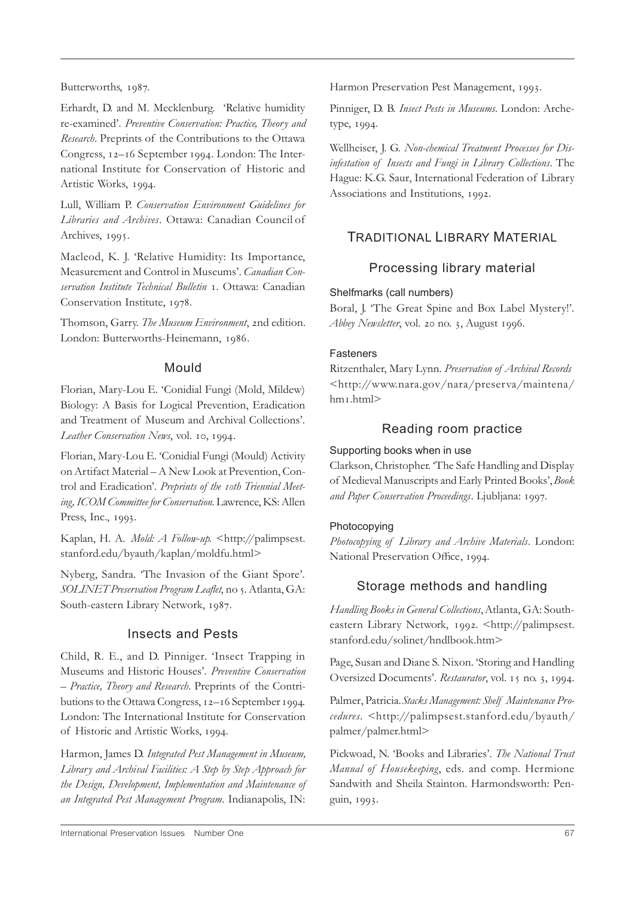Butterworths, 1987.

Erhardt, D. and M. Mecklenburg. 'Relative humidity re-examined'. *Preventive Conservation: Practice, Theory and Research*. Preprints of the Contributions to the Ottawa Congress, 12–16 September 1994. London: The International Institute for Conservation of Historic and Artistic Works, 1994.

Lull, William P. *Conservation Environment Guidelines for Libraries and Archives*. Ottawa: Canadian Council of Archives, 1995.

Macleod, K. J. 'Relative Humidity: Its Importance, Measurement and Control in Museums'. *Canadian Conservation Institute Technical Bulletin* 1. Ottawa: Canadian Conservation Institute, 1978.

Thomson, Garry. *The Museum Environment*, 2nd edition. London: Butterworths-Heinemann, 1986.

### Mould

Florian, Mary-Lou E. 'Conidial Fungi (Mold, Mildew) Biology: A Basis for Logical Prevention, Eradication and Treatment of Museum and Archival Collections'. *Leather Conservation News*, vol. 10, 1994.

Florian, Mary-Lou E. 'Conidial Fungi (Mould) Activity on Artifact Material – A New Look at Prevention, Control and Eradication'. *Preprints of the 10th Triennial Meeting, ICOM Committee for Conservation.* Lawrence, KS: Allen Press, Inc., 1993.

Kaplan, H. A. *Mold: A Follow-up.* <http://palimpsest.stanford.edu/byauth/kaplan/moldfu.html>

Nyberg, Sandra. 'The Invasion of the Giant Spore'. *SOLINET Preservation Program Leaflet*, no 5. Atlanta, GA: South-eastern Library Network, 1987.

### Insects and Pests

Child, R. E., and D. Pinniger. 'Insect Trapping in Museums and Historic Houses'. *Preventive Conservation – Practice, Theory and Research*. Preprints of the Contributions to the Ottawa Congress, 12–16 September 1994. London: The International Institute for Conservation of Historic and Artistic Works, 1994.

Harmon, James D. *Integrated Pest Management in Museum, Library and Archival Facilities: A Step by Step Approach for the Design, Development, Implementation and Maintenance of an Integrated Pest Management Program*. Indianapolis, IN: Harmon Preservation Pest Management, 1993.

Pinniger, D. B. *Insect Pests in Museums*. London: Archetype, 1994.

Wellheiser, J. G. *Non-chemical Treatment Processes for Disinfestation of Insects and Fungi in Library Collections*. The Hague: K.G. Saur, International Federation of Library Associations and Institutions, 1992.

## Traditional Library Material

### Processing library material

#### Shelfmarks (call numbers)

Boral, J. 'The Great Spine and Box Label Mystery!'. *Abbey Newsletter*, vol. 20 no. 3, August 1996.

#### Fasteners

Ritzenthaler, Mary Lynn. *Preservation of Archival Records* <http://www.nara.gov/nara/preserva/maintena/hm1.html>

### Reading room practice

#### Supporting books when in use

Clarkson, Christopher. 'The Safe Handling and Display of Medieval Manuscripts and Early Printed Books', *Book and Paper Conservation Proceedings*. Ljubljana: 1997.

#### Photocopying

*Photocopying of Library and Archive Materials*. London: National Preservation Office, 1994.

### Storage methods and handling

*Handling Books in General Collections*, Atlanta, GA: South-eastern Library Network, 1992. <http://palimpsest.stanford.edu/solinet/hndlbook.htm>

Page, Susan and Diane S. Nixon. 'Storing and Handling Oversized Documents'. *Restaurator*, vol. 15 no. 3, 1994.

Palmer, Patricia. *Stacks Management: Shelf Maintenance Procedures*. <http://palimpsest.stanford.edu/byauth/palmer/palmer.html>

Pickwoad, N. 'Books and Libraries'. *The National Trust Manual of Housekeeping*, eds. and comp. Hermione Sandwith and Sheila Stainton. Harmondsworth: Penguin, 1993.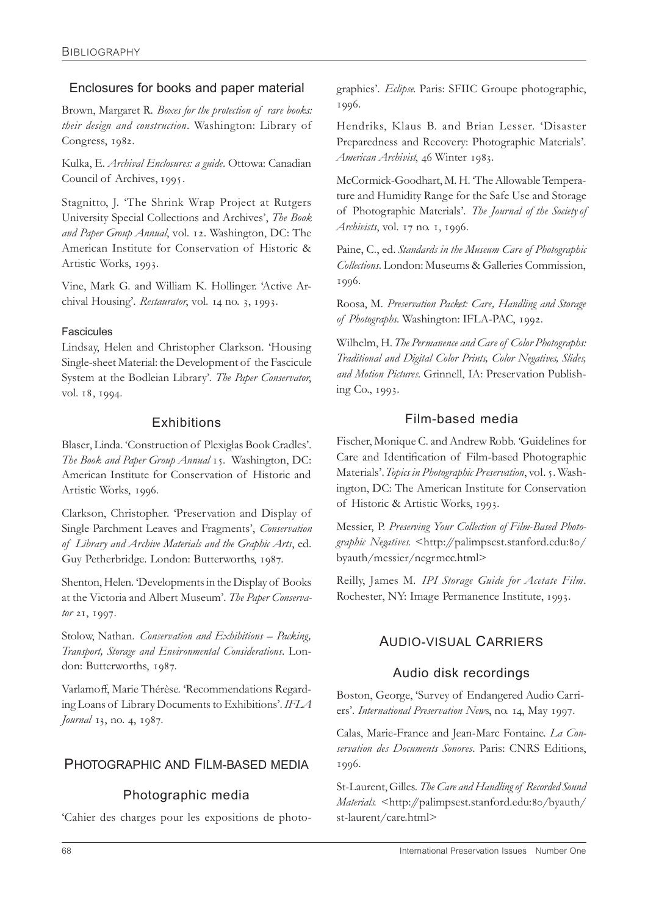### Enclosures for books and paper material

Brown, Margaret R. *Boxes for the protection of rare books: their design and construction*. Washington: Library of Congress, 1982.

Kulka, E. *Archival Enclosures: a guide*. Ottowa: Canadian Council of Archives, 1995.

Stagnitto, J. 'The Shrink Wrap Project at Rutgers University Special Collections and Archives', *The Book and Paper Group Annual*, vol. 12. Washington, DC: The American Institute for Conservation of Historic & Artistic Works, 1993.

Vine, Mark G. and William K. Hollinger. 'Active Archival Housing'. *Restaurator*, vol. 14 no. 3, 1993.

#### Fascicules

Lindsay, Helen and Christopher Clarkson. 'Housing Single-sheet Material: the Development of the Fascicule System at the Bodleian Library'. *The Paper Conservator*, vol. 18, 1994.

### Exhibitions

Blaser, Linda. 'Construction of Plexiglas Book Cradles'. *The Book and Paper Group Annual* 15. Washington, DC: American Institute for Conservation of Historic and Artistic Works, 1996.

Clarkson, Christopher. 'Preservation and Display of Single Parchment Leaves and Fragments', *Conservation of Library and Archive Materials and the Graphic Arts*, ed. Guy Petherbridge. London: Butterworths, 1987.

Shenton, Helen. 'Developments in the Display of Books at the Victoria and Albert Museum'. *The Paper Conservator* 21, 1997.

Stolow, Nathan. *Conservation and Exhibitions – Packing, Transport, Storage and Environmental Considerations*. London: Butterworths, 1987.

Varlamoff, Marie Thérèse. 'Recommendations Regarding Loans of Library Documents to Exhibitions'. *IFLA Journal* 13, no. 4, 1987.

## Photographic and Film-based media

### Photographic media

'Cahier des charges pour les expositions de photographies'. *Eclipse*. Paris: SFIIC Groupe photographie, 1996.

Hendriks, Klaus B. and Brian Lesser. 'Disaster Preparedness and Recovery: Photographic Materials'. *American Archivist*, 46 Winter 1983.

McCormick-Goodhart, M. H. 'The Allowable Temperature and Humidity Range for the Safe Use and Storage of Photographic Materials'. *The Journal of the Society of Archivists*, vol. 17 no. 1, 1996.

Paine, C., ed. *Standards in the Museum Care of Photographic Collections*. London: Museums & Galleries Commission, 1996.

Roosa, M. *Preservation Packet: Care, Handling and Storage of Photographs*. Washington: IFLA-PAC, 1992.

Wilhelm, H. *The Permanence and Care of Color Photographs: Traditional and Digital Color Prints, Color Negatives, Slides, and Motion Pictures*. Grinnell, IA: Preservation Publishing Co., 1993.

### Film-based media

Fischer, Monique C. and Andrew Robb. 'Guidelines for Care and Identification of Film-based Photographic Materials'. *Topics in Photographic Preservation*, vol. 5. Washington, DC: The American Institute for Conservation of Historic & Artistic Works, 1993.

Messier, P. *Preserving Your Collection of Film-Based Photographic Negatives*. <http://palimpsest.stanford.edu:80/byauth/messier/negrmcc.html>

Reilly, James M. *IPI Storage Guide for Acetate Film*. Rochester, NY: Image Permanence Institute, 1993.

## Audio-visual Carriers

### Audio disk recordings

Boston, George, 'Survey of Endangered Audio Carriers'. *International Preservation News*, no. 14, May 1997.

Calas, Marie-France and Jean-Marc Fontaine. *La Conservation des Documents Sonores*. Paris: CNRS Editions, 1996.

St-Laurent, Gilles. *The Care and Handling of Recorded Sound Materials*. <http://palimpsest.stanford.edu:80/byauth/st-laurent/care.html>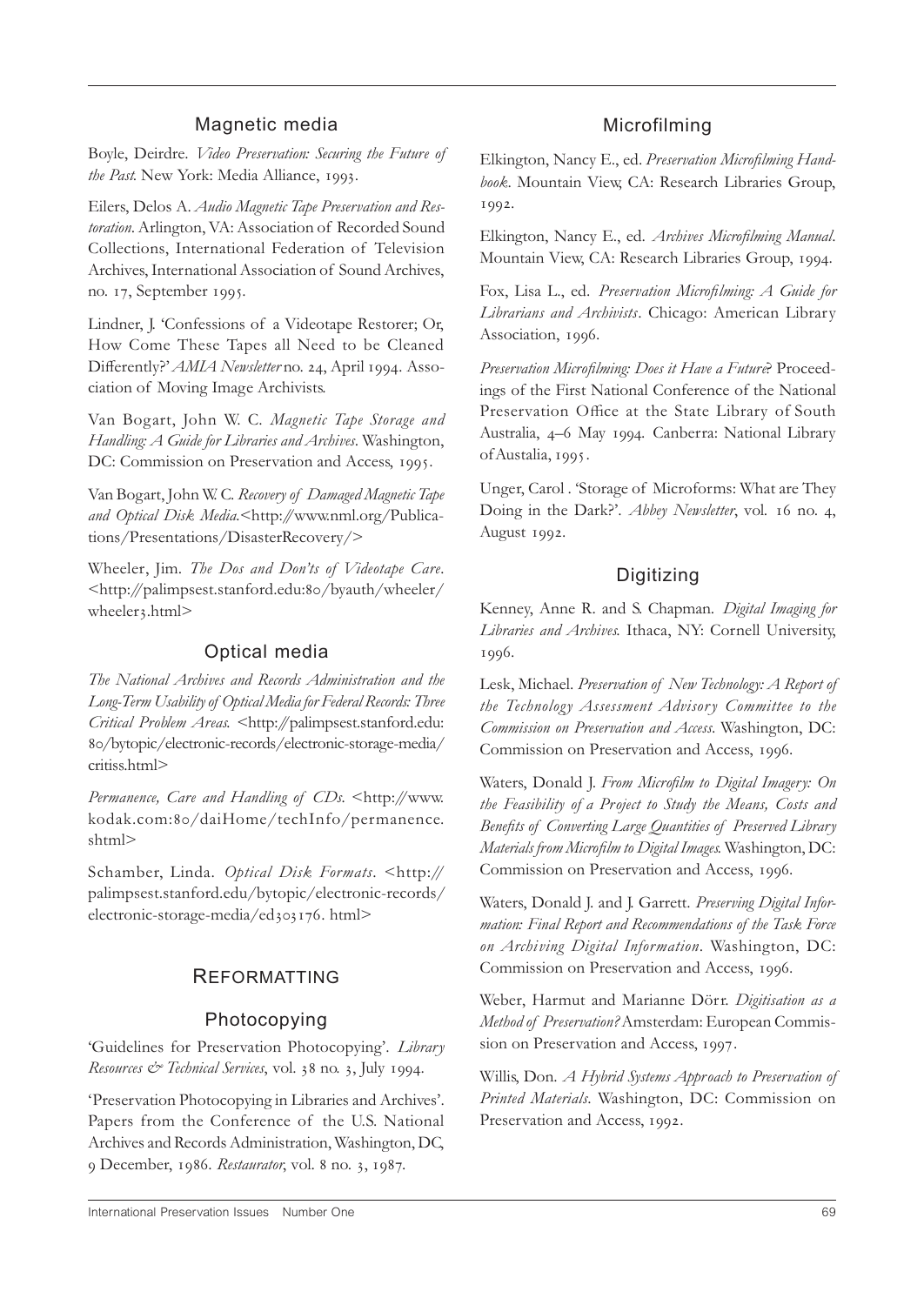### Magnetic media

Boyle, Deirdre. *Video Preservation: Securing the Future of the Past.* New York: Media Alliance, 1993.

Eilers, Delos A. *Audio Magnetic Tape Preservation and Restoration*. Arlington, VA: Association of Recorded Sound Collections, International Federation of Television Archives, International Association of Sound Archives, no. 17, September 1995.

Lindner, J. 'Confessions of a Videotape Restorer; Or, How Come These Tapes all Need to be Cleaned Differently?' *AMIA Newsletter* no. 24, April 1994. Association of Moving Image Archivists.

Van Bogart, John W. C. *Magnetic Tape Storage and Handling: A Guide for Libraries and Archives*. Washington, DC: Commission on Preservation and Access, 1995.

Van Bogart, John W. C. *Recovery of Damaged Magnetic Tape and Optical Disk Media*.<http://www.nml.org/Publications/Presentations/DisasterRecovery/>

Wheeler, Jim. *The Dos and Don'ts of Videotape Care*. <http://palimpsest.stanford.edu:80/byauth/wheeler/wheeler3.html>

### Optical media

*The National Archives and Records Administration and the Long-Term Usability of Optical Media for Federal Records: Three Critical Problem Areas.* <http://palimpsest.stanford.edu:80/bytopic/electronic-records/electronic-storage-media/critiss.html>

*Permanence, Care and Handling of CDs*. <http://www.kodak.com:80/daiHome/techInfo/permanence.shtml>

Schamber, Linda. *Optical Disk Formats*. <http://palimpsest.stanford.edu/bytopic/electronic-records/electronic-storage-media/ed303176. html>

## REFORMATTING

### Photocopying

'Guidelines for Preservation Photocopying'. *Library Resources & Technical Services*, vol. 38 no. 3, July 1994.

'Preservation Photocopying in Libraries and Archives'. Papers from the Conference of the U.S. National Archives and Records Administration, Washington, DC, 9 December, 1986. *Restaurator*, vol. 8 no. 3, 1987.

### Microfilming

Elkington, Nancy E., ed. *Preservation Microfilming Handbook*. Mountain View, CA: Research Libraries Group, 1992.

Elkington, Nancy E., ed. *Archives Microfilming Manual*. Mountain View, CA: Research Libraries Group, 1994.

Fox, Lisa L., ed. *Preservation Microfilming: A Guide for Librarians and Archivists*. Chicago: American Library Association, 1996.

*Preservation Microfilming: Does it Have a Future*? Proceedings of the First National Conference of the National Preservation Office at the State Library of South Australia, 4–6 May 1994. Canberra: National Library of Austalia, 1995.

Unger, Carol . 'Storage of Microforms: What are They Doing in the Dark?'. *Abbey Newsletter*, vol. 16 no. 4, August 1992.

### Digitizing

Kenney, Anne R. and S. Chapman. *Digital Imaging for Libraries and Archives.* Ithaca, NY: Cornell University, 1996.

Lesk, Michael. *Preservation of New Technology: A Report of the Technology Assessment Advisory Committee to the Commission on Preservation and Access*. Washington, DC: Commission on Preservation and Access, 1996.

Waters, Donald J. *From Microfilm to Digital Imagery: On the Feasibility of a Project to Study the Means, Costs and Benefits of Converting Large Quantities of Preserved Library Materials from Microfilm to Digital Images.* Washington, DC: Commission on Preservation and Access, 1996.

Waters, Donald J. and J. Garrett. *Preserving Digital Information: Final Report and Recommendations of the Task Force on Archiving Digital Information*. Washington, DC: Commission on Preservation and Access, 1996.

Weber, Harmut and Marianne Dörr. *Digitisation as a Method of Preservation?* Amsterdam: European Commission on Preservation and Access, 1997.

Willis, Don. *A Hybrid Systems Approach to Preservation of Printed Materials*. Washington, DC: Commission on Preservation and Access, 1992.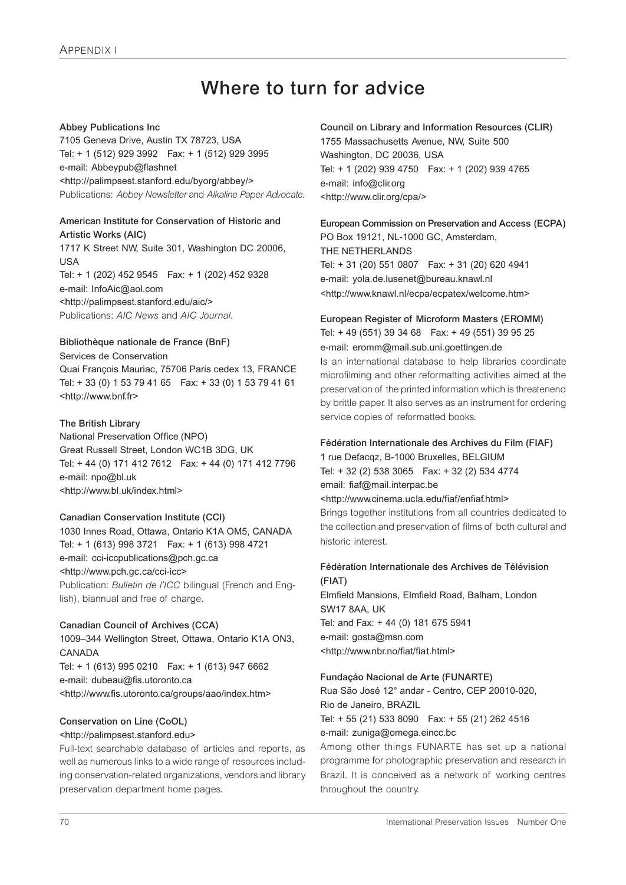# Where to turn for advice

**Abbey Publications Inc**
7105 Geneva Drive, Austin TX 78723, USA
Tel: + 1 (512) 929 3992 Fax: + 1 (512) 929 3995
e-mail: Abbeypub@flashnet
<http://palimpsest.stanford.edu/byorg/abbey/>
Publications: *Abbey Newsletter* and *Alkaline Paper Advocate*.

**American Institute for Conservation of Historic and Artistic Works (AIC)**
1717 K Street NW, Suite 301, Washington DC 20006, USA
Tel: + 1 (202) 452 9545 Fax: + 1 (202) 452 9328
e-mail: InfoAic@aol.com
<http://palimpsest.stanford.edu/aic/>
Publications: *AIC News* and *AIC Journal*.

**Bibliothèque nationale de France (BnF)**
Services de Conservation
Quai François Mauriac, 75706 Paris cedex 13, FRANCE
Tel: + 33 (0) 1 53 79 41 65 Fax: + 33 (0) 1 53 79 41 61
<http://www.bnf.fr>

**The British Library**
National Preservation Office (NPO)
Great Russell Street, London WC1B 3DG, UK
Tel: + 44 (0) 171 412 7612 Fax: + 44 (0) 171 412 7796
e-mail: npo@bl.uk
<http://www.bl.uk/index.html>

**Canadian Conservation Institute (CCI)**
1030 Innes Road, Ottawa, Ontario K1A OM5, CANADA
Tel: + 1 (613) 998 3721 Fax: + 1 (613) 998 4721
e-mail: cci-iccpublications@pch.gc.ca
<http://www.pch.gc.ca/cci-icc>
Publication: *Bulletin de l'ICC* bilingual (French and English), biannual and free of charge.

**Canadian Council of Archives (CCA)**
1009–344 Wellington Street, Ottawa, Ontario K1A ON3, CANADA
Tel: + 1 (613) 995 0210 Fax: + 1 (613) 947 6662
e-mail: dubeau@fis.utoronto.ca
<http://www.fis.utoronto.ca/groups/aao/index.htm>

**Conservation on Line (CoOL)**
<http://palimpsest.stanford.edu>
Full-text searchable database of articles and reports, as well as numerous links to a wide range of resources including conservation-related organizations, vendors and library preservation department home pages.

**Council on Library and Information Resources (CLIR)**
1755 Massachusetts Avenue, NW, Suite 500
Washington, DC 20036, USA
Tel: + 1 (202) 939 4750 Fax: + 1 (202) 939 4765
e-mail: info@clir.org
<http://www.clir.org/cpa/>

**European Commission on Preservation and Access (ECPA)**
PO Box 19121, NL-1000 GC, Amsterdam,
THE NETHERLANDS
Tel: + 31 (20) 551 0807 Fax: + 31 (20) 620 4941
e-mail: yola.de.lusenet@bureau.knawl.nl
<http://www.knawl.nl/ecpa/ecpatex/welcome.htm>

**European Register of Microform Masters (EROMM)**
Tel: + 49 (551) 39 34 68 Fax: + 49 (551) 39 95 25
e-mail: eromm@mail.sub.uni.goettingen.de
Is an international database to help libraries coordinate microfilming and other reformatting activities aimed at the preservation of the printed information which is threatenend by brittle paper. It also serves as an instrument for ordering service copies of reformatted books.

**Fédération Internationale des Archives du Film (FIAF)**
1 rue Defacqz, B-1000 Bruxelles, BELGIUM
Tel: + 32 (2) 538 3065 Fax: + 32 (2) 534 4774
email: fiaf@mail.interpac.be
<http://www.cinema.ucla.edu/fiaf/enfiaf.html>
Brings together institutions from all countries dedicated to the collection and preservation of films of both cultural and historic interest.

**Fédération Internationale des Archives de Télévision (FIAT)**
Elmfield Mansions, Elmfield Road, Balham, London SW17 8AA, UK
Tel: and Fax: + 44 (0) 181 675 5941
e-mail: gosta@msn.com
<http://www.nbr.no/fiat/fiat.html>

**Fundaçáo Nacional de Arte (FUNARTE)**
Rua São José 12° andar - Centro, CEP 20010-020,
Rio de Janeiro, BRAZIL
Tel: + 55 (21) 533 8090 Fax: + 55 (21) 262 4516
e-mail: zuniga@omega.eincc.bc
Among other things FUNARTE has set up a national programme for photographic preservation and research in Brazil. It is conceived as a network of working centres throughout the country.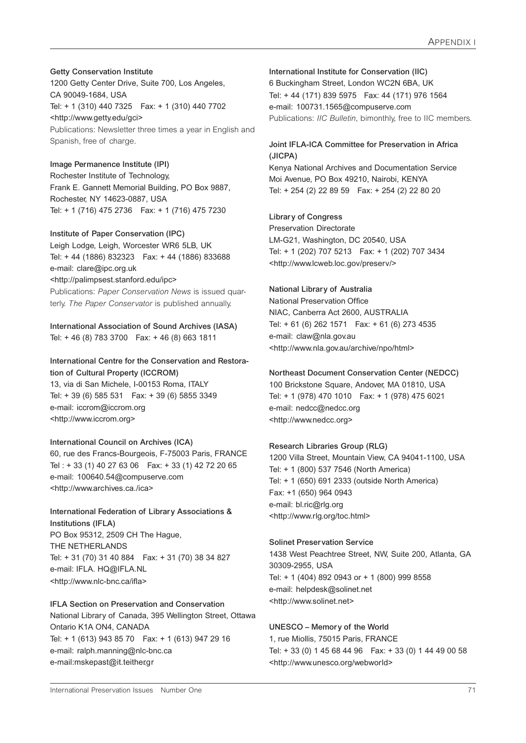**Getty Conservation Institute**
1200 Getty Center Drive, Suite 700, Los Angeles, CA 90049-1684, USA
Tel: + 1 (310) 440 7325 Fax: + 1 (310) 440 7702
<http://www.getty.edu/gci>
Publications: Newsletter three times a year in English and Spanish, free of charge.

**Image Permanence Institute (IPI)**
Rochester Institute of Technology,
Frank E. Gannett Memorial Building, PO Box 9887,
Rochester, NY 14623-0887, USA
Tel: + 1 (716) 475 2736 Fax: + 1 (716) 475 7230

**Institute of Paper Conservation (IPC)**
Leigh Lodge, Leigh, Worcester WR6 5LB, UK
Tel: + 44 (1886) 832323 Fax: + 44 (1886) 833688
e-mail: clare@ipc.org.uk
<http://palimpsest.stanford.edu/ipc>
Publications: *Paper Conservation News* is issued quarterly. *The Paper Conservator* is published annually.

**International Association of Sound Archives (IASA)**
Tel: + 46 (8) 783 3700 Fax: + 46 (8) 663 1811

**International Centre for the Conservation and Restoration of Cultural Property (ICCROM)**
13, via di San Michele, I-00153 Roma, ITALY
Tel: + 39 (6) 585 531 Fax: + 39 (6) 5855 3349
e-mail: iccrom@iccrom.org
<http://www.iccrom.org>

**International Council on Archives (ICA)**
60, rue des Francs-Bourgeois, F-75003 Paris, FRANCE
Tel : + 33 (1) 40 27 63 06 Fax: + 33 (1) 42 72 20 65
e-mail: 100640.54@compuserve.com
<http://www.archives.ca./ica>

**International Federation of Library Associations & Institutions (IFLA)**
PO Box 95312, 2509 CH The Hague,
THE NETHERLANDS
Tel: + 31 (70) 31 40 884 Fax: + 31 (70) 38 34 827
e-mail: IFLA. HQ@IFLA.NL
<http://www.nlc-bnc.ca/ifla>

**IFLA Section on Preservation and Conservation**
National Library of Canada, 395 Wellington Street, Ottawa Ontario K1A ON4, CANADA
Tel: + 1 (613) 943 85 70 Fax: + 1 (613) 947 29 16
e-mail: ralph.manning@nlc-bnc.ca
e-mail:mskepast@it.teither.gr

**International Institute for Conservation (IIC)**
6 Buckingham Street, London WC2N 6BA, UK
Tel: + 44 (171) 839 5975 Fax: 44 (171) 976 1564
e-mail: 100731.1565@compuserve.com
Publications: *IIC Bulletin*, bimonthly, free to IIC members.

**Joint IFLA-ICA Committee for Preservation in Africa (JICPA)**
Kenya National Archives and Documentation Service
Moi Avenue, PO Box 49210, Nairobi, KENYA
Tel: + 254 (2) 22 89 59 Fax: + 254 (2) 22 80 20

**Library of Congress**
Preservation Directorate
LM-G21, Washington, DC 20540, USA
Tel: + 1 (202) 707 5213 Fax: + 1 (202) 707 3434
<http://www.lcweb.loc.gov/preserv/>

**National Library of Australia**
National Preservation Office
NIAC, Canberra Act 2600, AUSTRALIA
Tel: + 61 (6) 262 1571 Fax: + 61 (6) 273 4535
e-mail: claw@nla.gov.au
<http://www.nla.gov.au/archive/npo/html>

**Northeast Document Conservation Center (NEDCC)**
100 Brickstone Square, Andover, MA 01810, USA
Tel: + 1 (978) 470 1010 Fax: + 1 (978) 475 6021
e-mail: nedcc@nedcc.org
<http://www.nedcc.org>

**Research Libraries Group (RLG)**
1200 Villa Street, Mountain View, CA 94041-1100, USA
Tel: + 1 (800) 537 7546 (North America)
Tel: + 1 (650) 691 2333 (outside North America)
Fax: +1 (650) 964 0943
e-mail: bl.ric@rlg.org
<http://www.rlg.org/toc.html>

**Solinet Preservation Service**
1438 West Peachtree Street, NW, Suite 200, Atlanta, GA 30309-2955, USA
Tel: + 1 (404) 892 0943 or + 1 (800) 999 8558
e-mail: helpdesk@solinet.net
<http://www.solinet.net>

**UNESCO – Memory of the World**
1, rue Miollis, 75015 Paris, FRANCE
Tel: + 33 (0) 1 45 68 44 96 Fax: + 33 (0) 1 44 49 00 58
<http://www.unesco.org/webworld>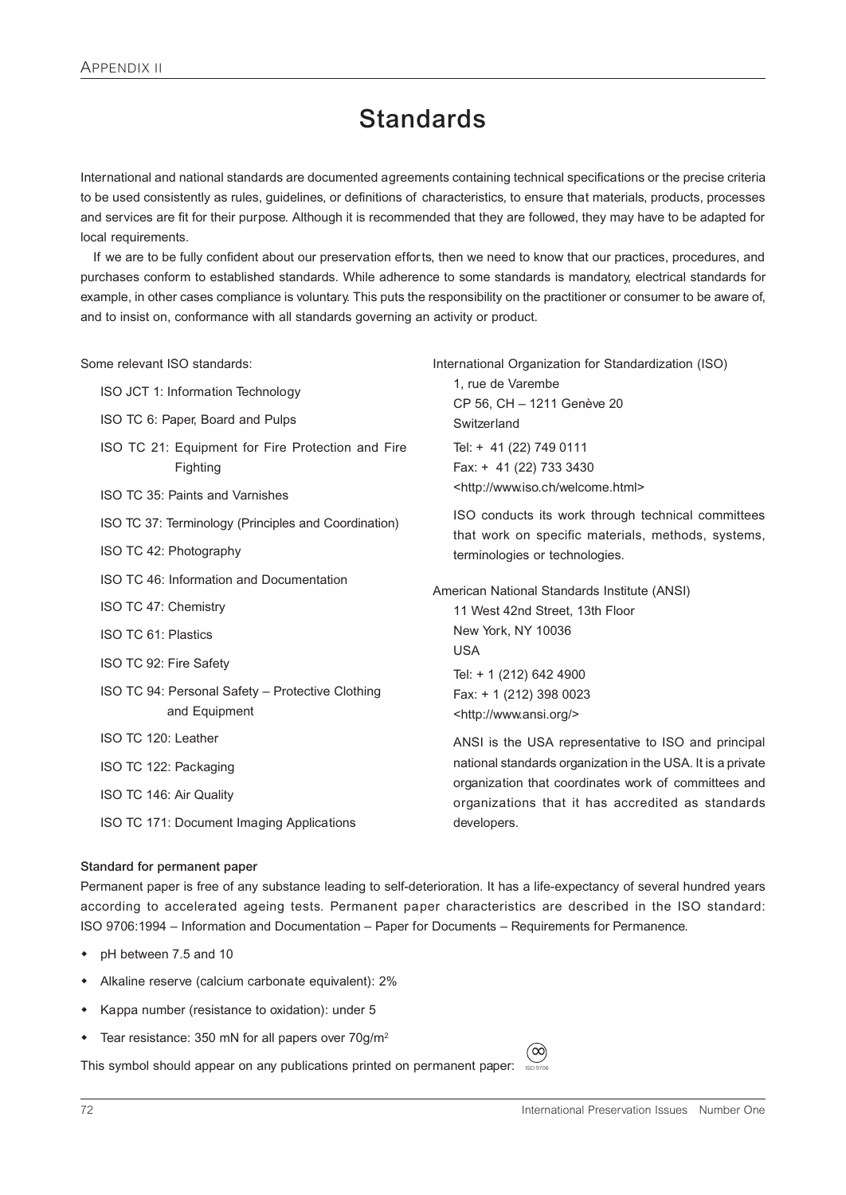# Standards

International and national standards are documented agreements containing technical specifications or the precise criteria to be used consistently as rules, guidelines, or definitions of characteristics, to ensure that materials, products, processes and services are fit for their purpose. Although it is recommended that they are followed, they may have to be adapted for local requirements.

If we are to be fully confident about our preservation efforts, then we need to know that our practices, procedures, and purchases conform to established standards. While adherence to some standards is mandatory, electrical standards for example, in other cases compliance is voluntary. This puts the responsibility on the practitioner or consumer to be aware of, and to insist on, conformance with all standards governing an activity or product.

Some relevant ISO standards:

- ISO JCT 1: Information Technology
- ISO TC 6: Paper, Board and Pulps
- ISO TC 21: Equipment for Fire Protection and Fire Fighting
- ISO TC 35: Paints and Varnishes
- ISO TC 37: Terminology (Principles and Coordination)
- ISO TC 42: Photography
- ISO TC 46: Information and Documentation
- ISO TC 47: Chemistry
- ISO TC 61: Plastics
- ISO TC 92: Fire Safety
- ISO TC 94: Personal Safety – Protective Clothing and Equipment
- ISO TC 120: Leather
- ISO TC 122: Packaging
- ISO TC 146: Air Quality
- ISO TC 171: Document Imaging Applications

International Organization for Standardization (ISO)
1, rue de Varembe
CP 56, CH – 1211 Genève 20
Switzerland
Tel: + 41 (22) 749 0111
Fax: + 41 (22) 733 3430
<http://www.iso.ch/welcome.html>

ISO conducts its work through technical committees that work on specific materials, methods, systems, terminologies or technologies.

American National Standards Institute (ANSI)
11 West 42nd Street, 13th Floor
New York, NY 10036
USA
Tel: + 1 (212) 642 4900
Fax: + 1 (212) 398 0023
<http://www.ansi.org/>

ANSI is the USA representative to ISO and principal national standards organization in the USA. It is a private organization that coordinates work of committees and organizations that it has accredited as standards developers.

**Standard for permanent paper**

Permanent paper is free of any substance leading to self-deterioration. It has a life-expectancy of several hundred years according to accelerated ageing tests. Permanent paper characteristics are described in the ISO standard: ISO 9706:1994 – Information and Documentation – Paper for Documents – Requirements for Permanence.

- pH between 7.5 and 10
- Alkaline reserve (calcium carbonate equivalent): 2%
- Kappa number (resistance to oxidation): under 5
- Tear resistance: 350 mN for all papers over 70g/m$^2$

This symbol should appear on any publications printed on permanent paper: ∞ ISO 9706